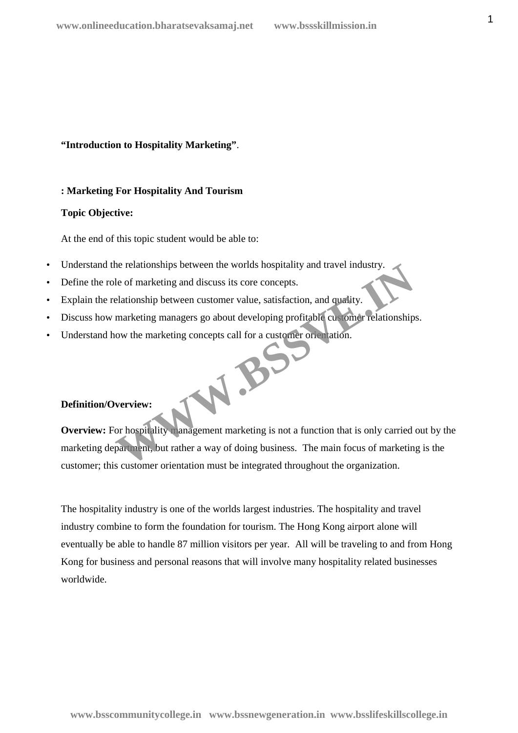**"Introduction to Hospitality Marketing"**.

**: Marketing For Hospitality And Tourism**

**Topic Objective:**

At the end of this topic student would be able to:

- Understand the relationships between the worlds hospitality and travel industry.
- Define the role of marketing and discuss its core concepts.
- Explain the relationship between customer value, satisfaction, and quality.
- Discuss how marketing managers go about developing profitable customer relationships.
- Understand how the marketing concepts call for a customer orientation.

**Definition/Overview:**

**Overview:** For hospitality management marketing is not a function that is only carried out by the marketing department, but rather a way of doing business. The main focus of marketing is the customer; this customer orientation must be integrated throughout the organization.

The hospitality industry is one of the worlds largest industries. The hospitality and travel industry combine to form the foundation for tourism. The Hong Kong airport alone will eventually be able to handle 87 million visitors per year. All will be traveling to and from Hong Kong for business and personal reasons that will involve many hospitality related businesses worldwide.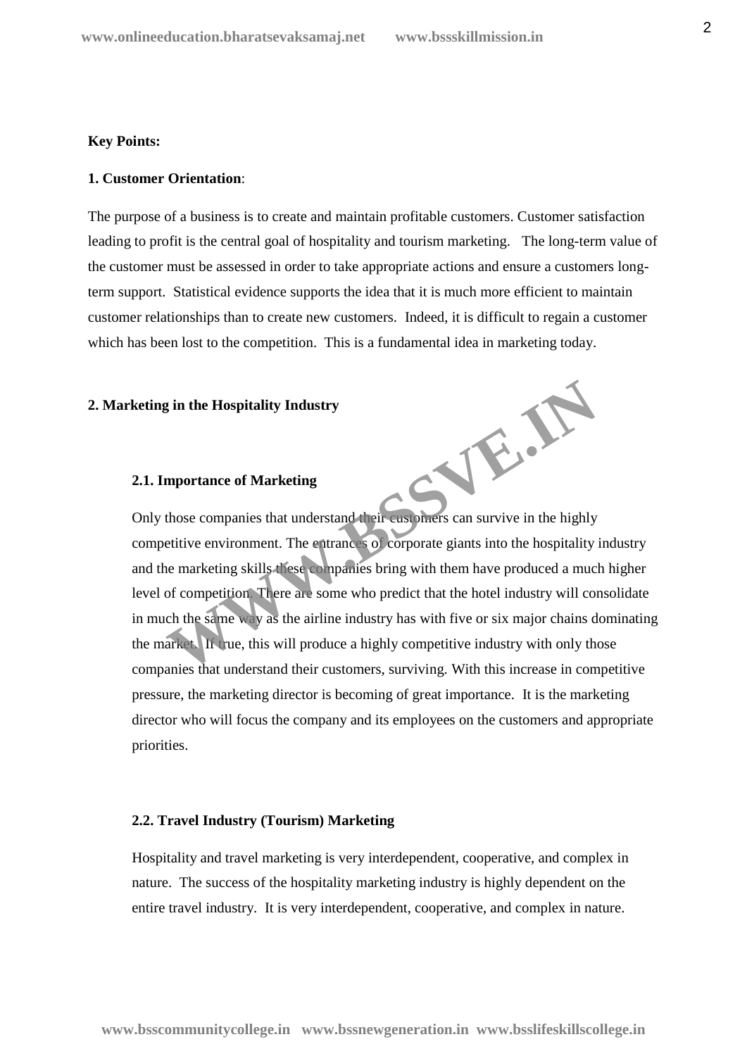**Key Points:**

**1. Customer Orientation**:

The purpose of a business is to create and maintain profitable customers. Customer satisfaction leading to profit is the central goal of hospitality and tourism marketing. The long-term value of the customer must be assessed in order to take appropriate actions and ensure a customers long-term support. Statistical evidence supports the idea that it is much more efficient to maintain customer relationships than to create new customers. Indeed, it is difficult to regain a customer which has been lost to the competition. This is a fundamental idea in marketing today.

**2. Marketing in the Hospitality Industry**

**2.1. Importance of Marketing**

Only those companies that understand their customers can survive in the highly competitive environment. The entrances of corporate giants into the hospitality industry and the marketing skills these companies bring with them have produced a much higher level of competition. There are some who predict that the hotel industry will consolidate in much the same way as the airline industry has with five or six major chains dominating the market. If true, this will produce a highly competitive industry with only those companies that understand their customers, surviving. With this increase in competitive pressure, the marketing director is becoming of great importance. It is the marketing director who will focus the company and its employees on the customers and appropriate priorities.

**2.2. Travel Industry (Tourism) Marketing**

Hospitality and travel marketing is very interdependent, cooperative, and complex in nature. The success of the hospitality marketing industry is highly dependent on the entire travel industry. It is very interdependent, cooperative, and complex in nature.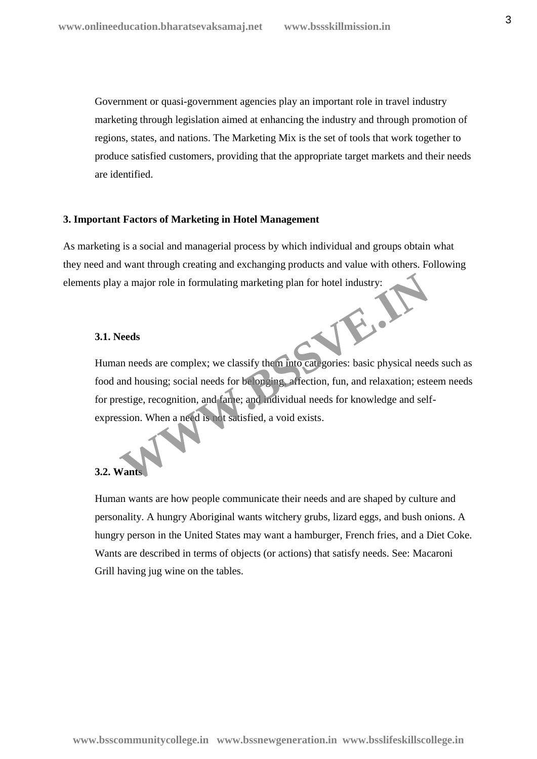Government or quasi-government agencies play an important role in travel industry marketing through legislation aimed at enhancing the industry and through promotion of regions, states, and nations. The Marketing Mix is the set of tools that work together to produce satisfied customers, providing that the appropriate target markets and their needs are identified.

**3. Important Factors of Marketing in Hotel Management**

As marketing is a social and managerial process by which individual and groups obtain what they need and want through creating and exchanging products and value with others. Following elements play a major role in formulating marketing plan for hotel industry:

**3.1. Needs**

Human needs are complex; we classify them into categories: basic physical needs such as food and housing; social needs for belonging, affection, fun, and relaxation; esteem needs for prestige, recognition, and fame; and individual needs for knowledge and self-expression. When a need is not satisfied, a void exists.

**3.2. Wants**

Human wants are how people communicate their needs and are shaped by culture and personality. A hungry Aboriginal wants witchery grubs, lizard eggs, and bush onions. A hungry person in the United States may want a hamburger, French fries, and a Diet Coke. Wants are described in terms of objects (or actions) that satisfy needs. See: Macaroni Grill having jug wine on the tables.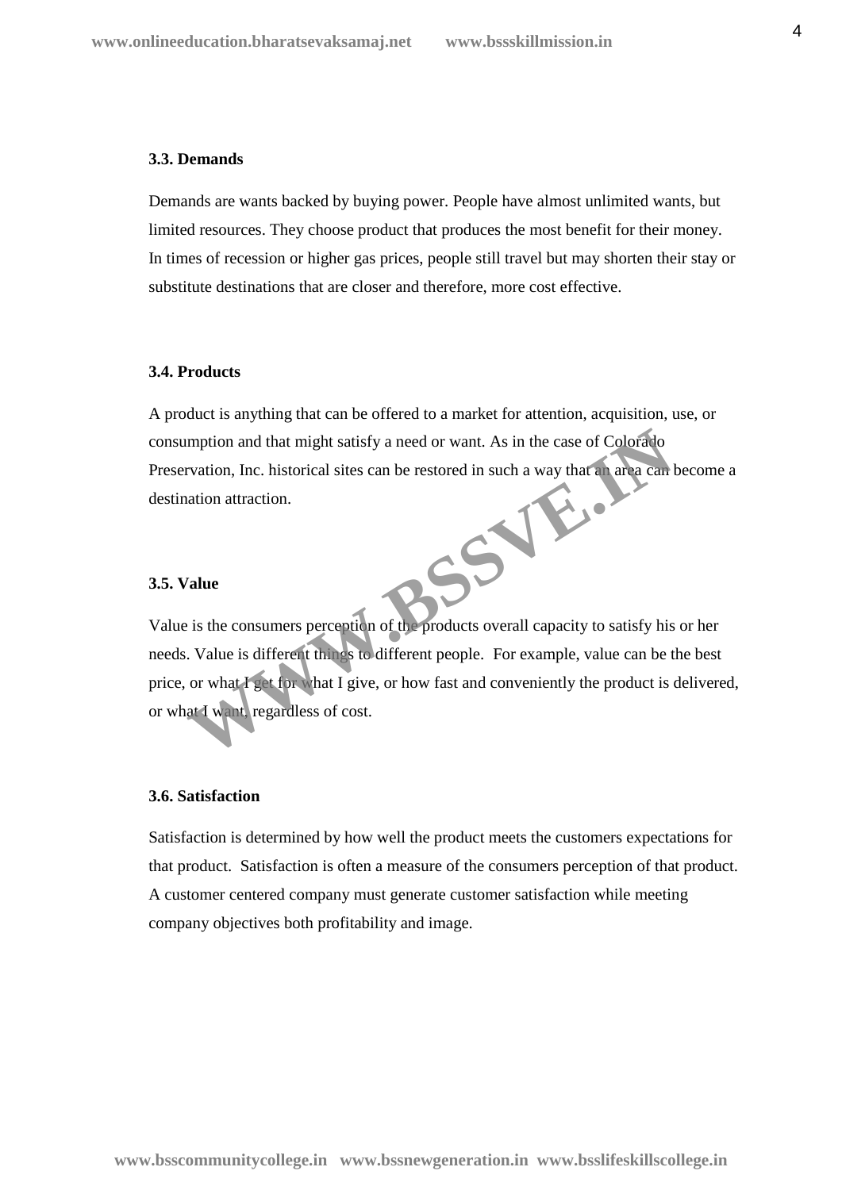### 3.3. Demands

Demands are wants backed by buying power. People have almost unlimited wants, but limited resources. They choose product that produces the most benefit for their money. In times of recession or higher gas prices, people still travel but may shorten their stay or substitute destinations that are closer and therefore, more cost effective.

### 3.4. Products

A product is anything that can be offered to a market for attention, acquisition, use, or consumption and that might satisfy a need or want. As in the case of Colorado Preservation, Inc. historical sites can be restored in such a way that an area can become a destination attraction.

### 3.5. Value

Value is the consumers perception of the products overall capacity to satisfy his or her needs. Value is different things to different people. For example, value can be the best price, or what I get for what I give, or how fast and conveniently the product is delivered, or what I want, regardless of cost.

### 3.6. Satisfaction

Satisfaction is determined by how well the product meets the customers expectations for that product. Satisfaction is often a measure of the consumers perception of that product. A customer centered company must generate customer satisfaction while meeting company objectives both profitability and image.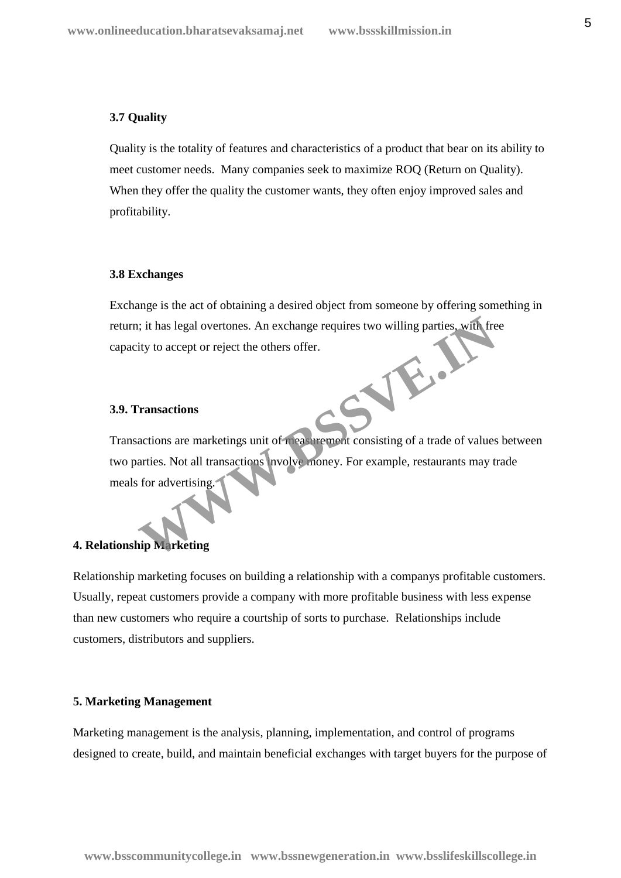### 3.7 Quality

Quality is the totality of features and characteristics of a product that bear on its ability to meet customer needs. Many companies seek to maximize ROQ (Return on Quality). When they offer the quality the customer wants, they often enjoy improved sales and profitability.

### 3.8 Exchanges

Exchange is the act of obtaining a desired object from someone by offering something in return; it has legal overtones. An exchange requires two willing parties, with free capacity to accept or reject the others offer.

### 3.9. Transactions

Transactions are marketings unit of measurement consisting of a trade of values between two parties. Not all transactions involve money. For example, restaurants may trade meals for advertising.

## 4. Relationship Marketing

Relationship marketing focuses on building a relationship with a companys profitable customers. Usually, repeat customers provide a company with more profitable business with less expense than new customers who require a courtship of sorts to purchase. Relationships include customers, distributors and suppliers.

## 5. Marketing Management

Marketing management is the analysis, planning, implementation, and control of programs designed to create, build, and maintain beneficial exchanges with target buyers for the purpose of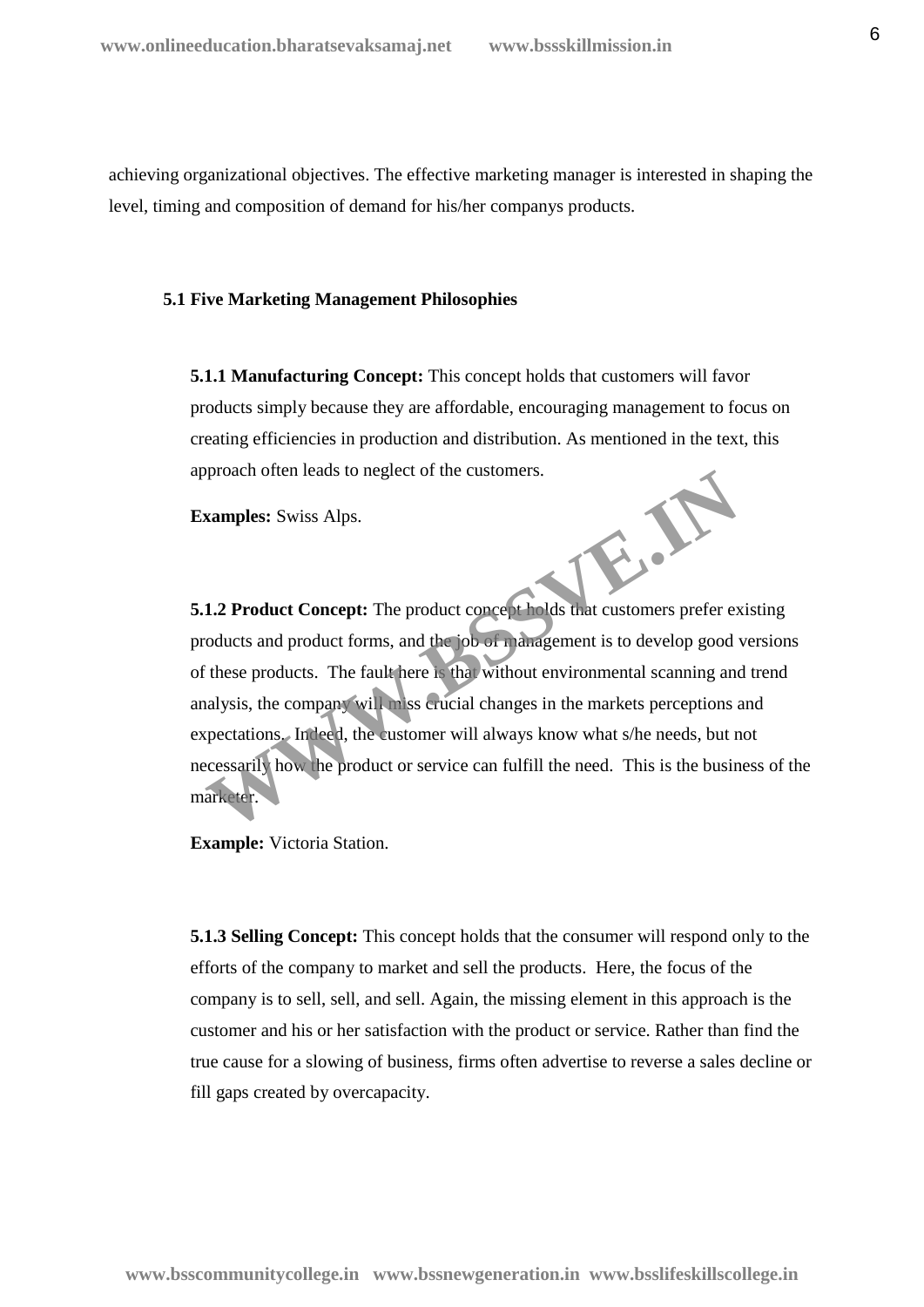achieving organizational objectives. The effective marketing manager is interested in shaping the level, timing and composition of demand for his/her companys products.

### 5.1 Five Marketing Management Philosophies

**5.1.1 Manufacturing Concept:** This concept holds that customers will favor products simply because they are affordable, encouraging management to focus on creating efficiencies in production and distribution. As mentioned in the text, this approach often leads to neglect of the customers.

**Examples:** Swiss Alps.

**5.1.2 Product Concept:** The product concept holds that customers prefer existing products and product forms, and the job of management is to develop good versions of these products. The fault here is that without environmental scanning and trend analysis, the company will miss crucial changes in the markets perceptions and expectations. Indeed, the customer will always know what s/he needs, but not necessarily how the product or service can fulfill the need. This is the business of the marketer.

**Example:** Victoria Station.

**5.1.3 Selling Concept:** This concept holds that the consumer will respond only to the efforts of the company to market and sell the products. Here, the focus of the company is to sell, sell, and sell. Again, the missing element in this approach is the customer and his or her satisfaction with the product or service. Rather than find the true cause for a slowing of business, firms often advertise to reverse a sales decline or fill gaps created by overcapacity.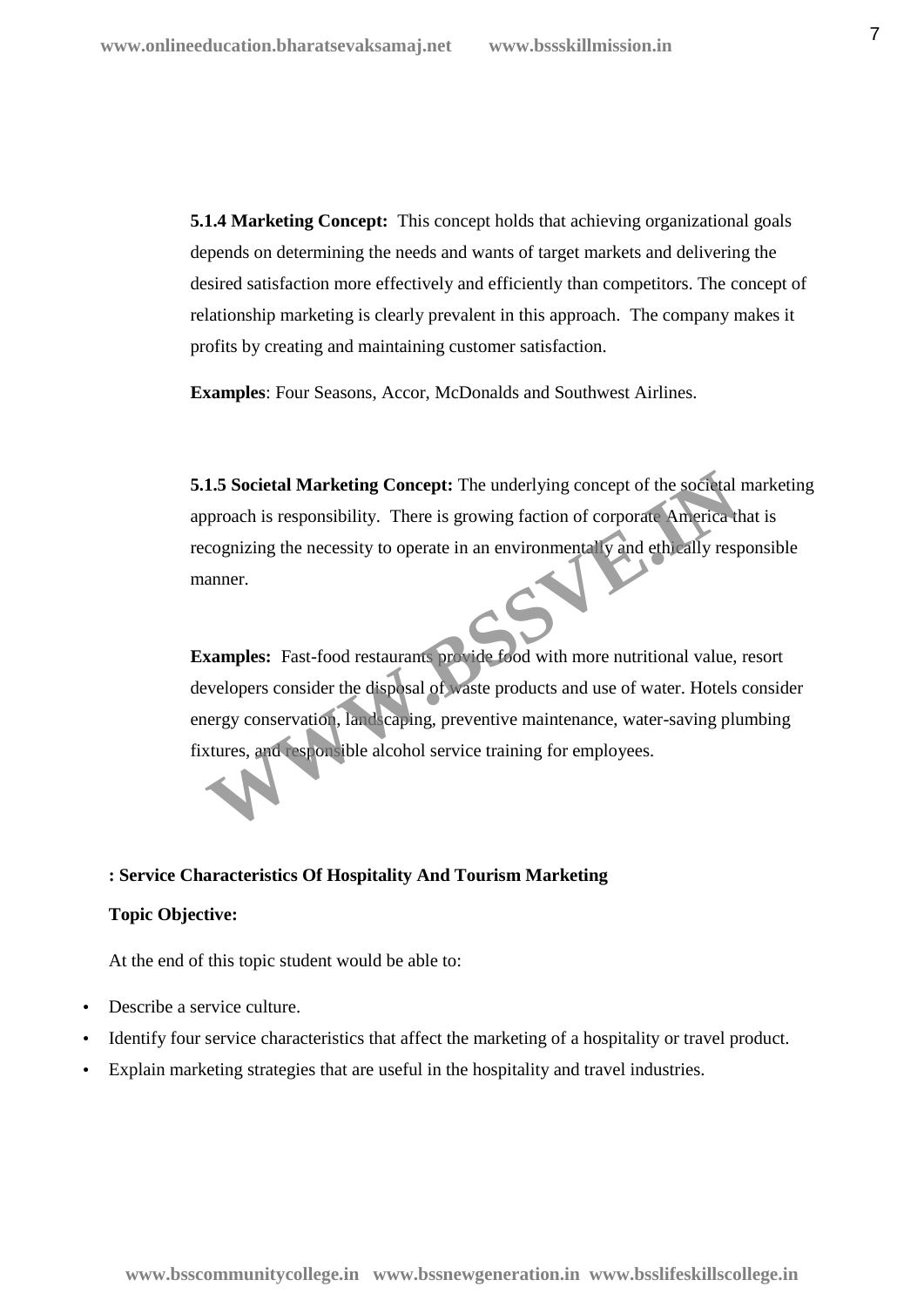**5.1.4 Marketing Concept:** This concept holds that achieving organizational goals depends on determining the needs and wants of target markets and delivering the desired satisfaction more effectively and efficiently than competitors. The concept of relationship marketing is clearly prevalent in this approach. The company makes it profits by creating and maintaining customer satisfaction.

**Examples**: Four Seasons, Accor, McDonalds and Southwest Airlines.

**5.1.5 Societal Marketing Concept:** The underlying concept of the societal marketing approach is responsibility. There is growing faction of corporate America that is recognizing the necessity to operate in an environmentally and ethically responsible manner.

**Examples:** Fast-food restaurants provide food with more nutritional value, resort developers consider the disposal of waste products and use of water. Hotels consider energy conservation, landscaping, preventive maintenance, water-saving plumbing fixtures, and responsible alcohol service training for employees.

**: Service Characteristics Of Hospitality And Tourism Marketing**

**Topic Objective:**

At the end of this topic student would be able to:

- Describe a service culture.
- Identify four service characteristics that affect the marketing of a hospitality or travel product.
- Explain marketing strategies that are useful in the hospitality and travel industries.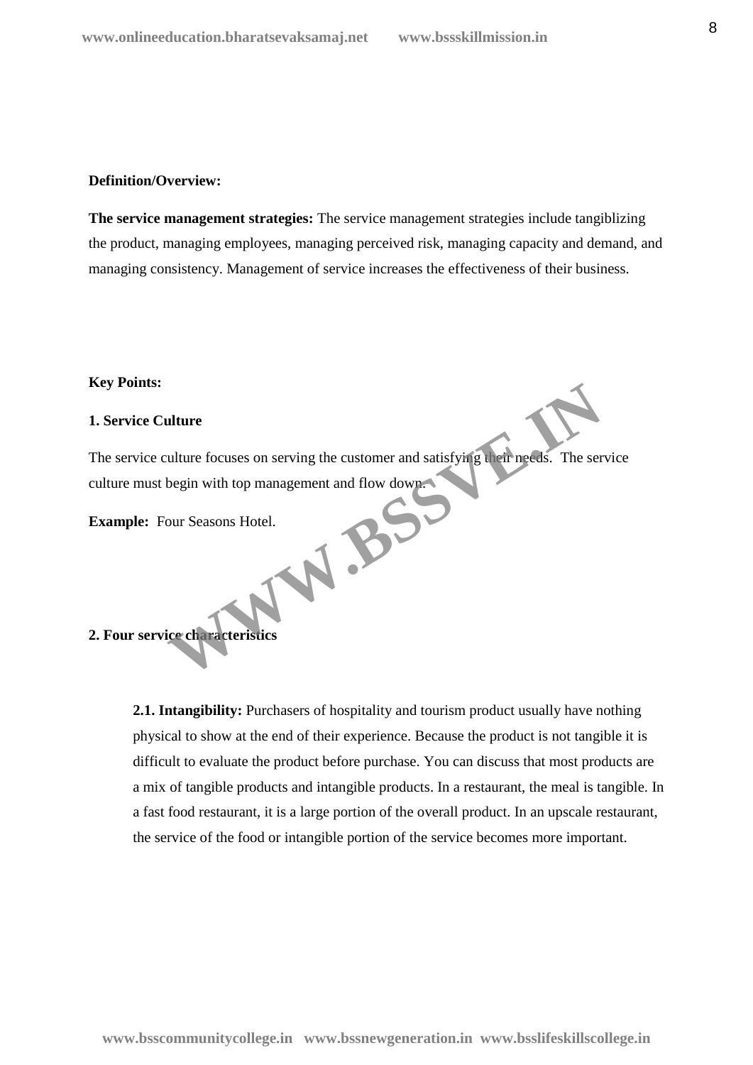**Definition/Overview:**

**The service management strategies:** The service management strategies include tangiblizing the product, managing employees, managing perceived risk, managing capacity and demand, and managing consistency. Management of service increases the effectiveness of their business.

**Key Points:**

**1. Service Culture**

The service culture focuses on serving the customer and satisfying their needs. The service culture must begin with top management and flow down.

**Example:** Four Seasons Hotel.

**2. Four service characteristics**

**2.1. Intangibility:** Purchasers of hospitality and tourism product usually have nothing physical to show at the end of their experience. Because the product is not tangible it is difficult to evaluate the product before purchase. You can discuss that most products are a mix of tangible products and intangible products. In a restaurant, the meal is tangible. In a fast food restaurant, it is a large portion of the overall product. In an upscale restaurant, the service of the food or intangible portion of the service becomes more important.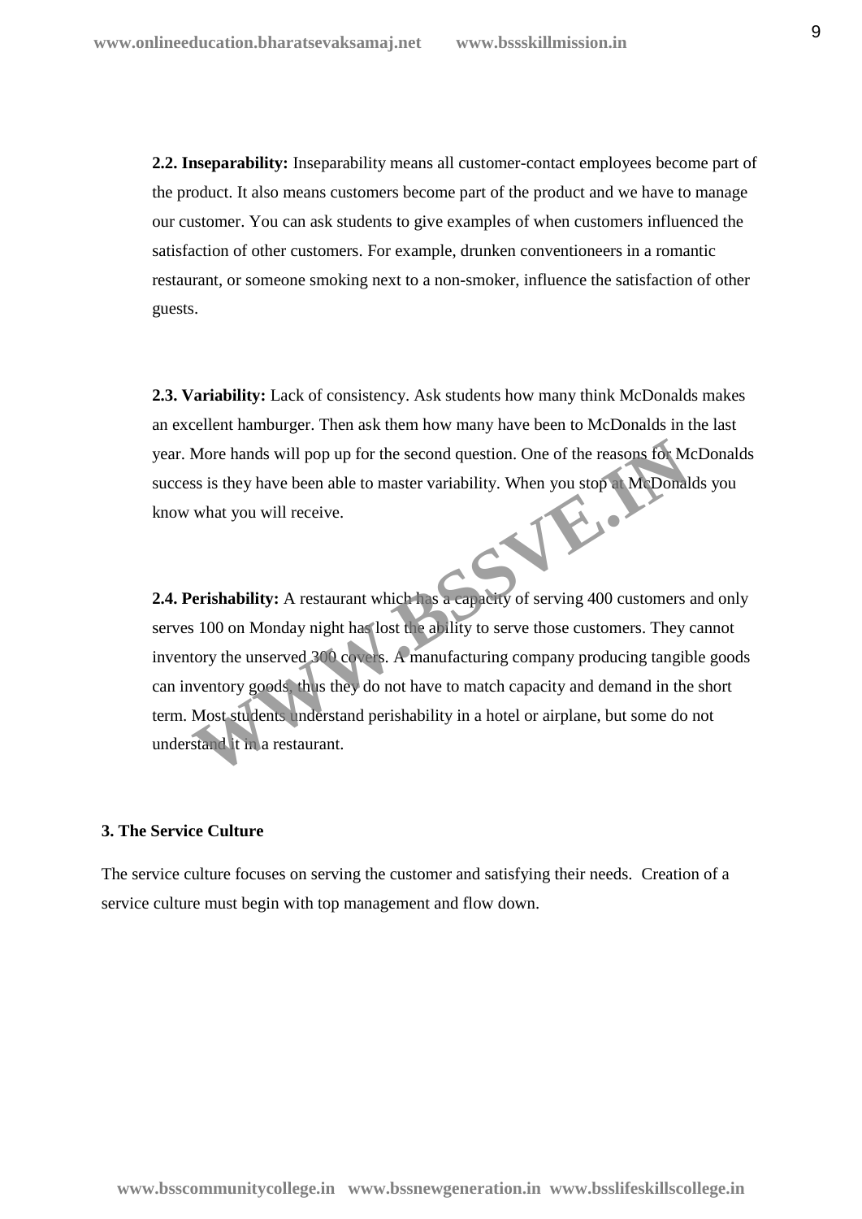**2.2. Inseparability:** Inseparability means all customer-contact employees become part of the product. It also means customers become part of the product and we have to manage our customer. You can ask students to give examples of when customers influenced the satisfaction of other customers. For example, drunken conventioneers in a romantic restaurant, or someone smoking next to a non-smoker, influence the satisfaction of other guests.

**2.3. Variability:** Lack of consistency. Ask students how many think McDonalds makes an excellent hamburger. Then ask them how many have been to McDonalds in the last year. More hands will pop up for the second question. One of the reasons for McDonalds success is they have been able to master variability. When you stop at McDonalds you know what you will receive.

**2.4. Perishability:** A restaurant which has a capacity of serving 400 customers and only serves 100 on Monday night has lost the ability to serve those customers. They cannot inventory the unserved 300 covers. A manufacturing company producing tangible goods can inventory goods, thus they do not have to match capacity and demand in the short term. Most students understand perishability in a hotel or airplane, but some do not understand it in a restaurant.

### 3. The Service Culture

The service culture focuses on serving the customer and satisfying their needs. Creation of a service culture must begin with top management and flow down.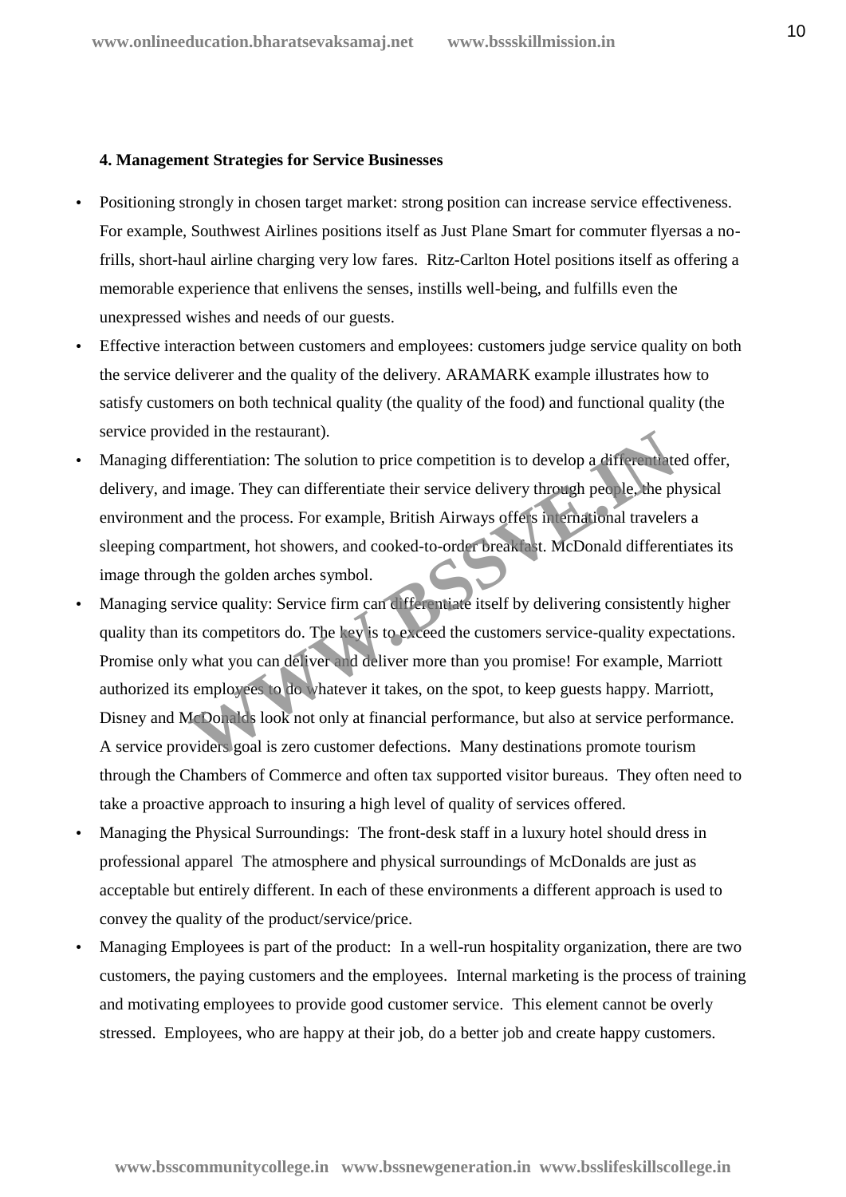**4. Management Strategies for Service Businesses**

- Positioning strongly in chosen target market: strong position can increase service effectiveness. For example, Southwest Airlines positions itself as Just Plane Smart for commuter flyersas a no-frills, short-haul airline charging very low fares. Ritz-Carlton Hotel positions itself as offering a memorable experience that enlivens the senses, instills well-being, and fulfills even the unexpressed wishes and needs of our guests.
- Effective interaction between customers and employees: customers judge service quality on both the service deliverer and the quality of the delivery. ARAMARK example illustrates how to satisfy customers on both technical quality (the quality of the food) and functional quality (the service provided in the restaurant).
- Managing differentiation: The solution to price competition is to develop a differentiated offer, delivery, and image. They can differentiate their service delivery through people, the physical environment and the process. For example, British Airways offers international travelers a sleeping compartment, hot showers, and cooked-to-order breakfast. McDonald differentiates its image through the golden arches symbol.
- Managing service quality: Service firm can differentiate itself by delivering consistently higher quality than its competitors do. The key is to exceed the customers service-quality expectations. Promise only what you can deliver and deliver more than you promise! For example, Marriott authorized its employees to do whatever it takes, on the spot, to keep guests happy. Marriott, Disney and McDonalds look not only at financial performance, but also at service performance. A service providers goal is zero customer defections. Many destinations promote tourism through the Chambers of Commerce and often tax supported visitor bureaus. They often need to take a proactive approach to insuring a high level of quality of services offered.
- Managing the Physical Surroundings: The front-desk staff in a luxury hotel should dress in professional apparel The atmosphere and physical surroundings of McDonalds are just as acceptable but entirely different. In each of these environments a different approach is used to convey the quality of the product/service/price.
- Managing Employees is part of the product: In a well-run hospitality organization, there are two customers, the paying customers and the employees. Internal marketing is the process of training and motivating employees to provide good customer service. This element cannot be overly stressed. Employees, who are happy at their job, do a better job and create happy customers.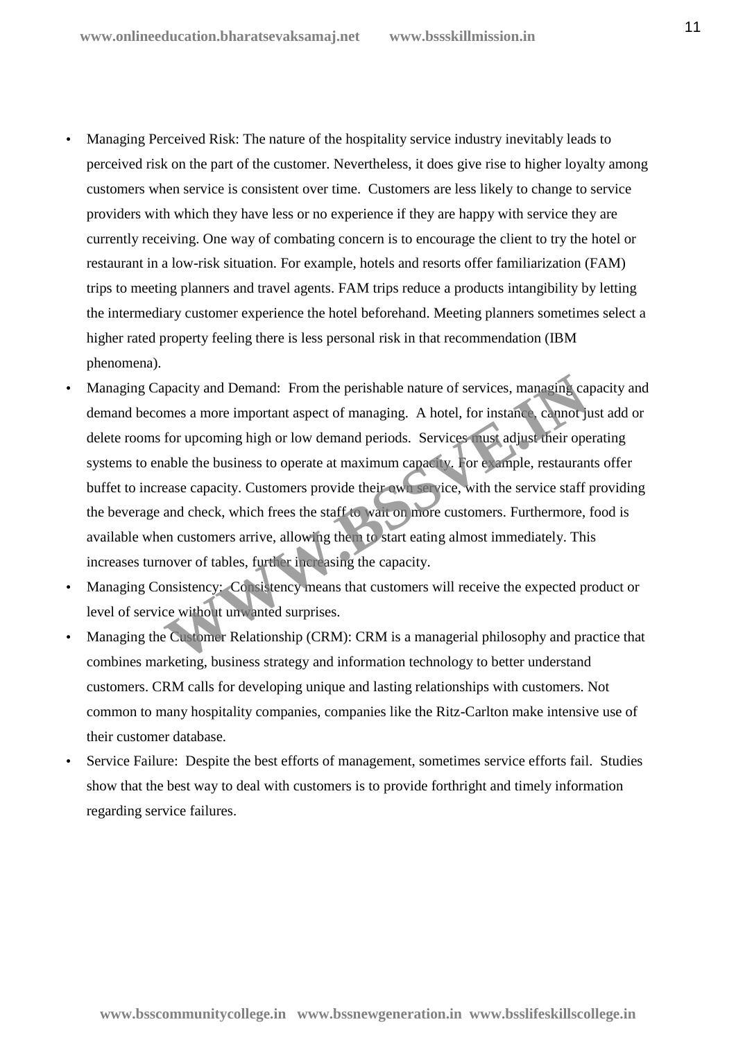- Managing Perceived Risk: The nature of the hospitality service industry inevitably leads to perceived risk on the part of the customer. Nevertheless, it does give rise to higher loyalty among customers when service is consistent over time. Customers are less likely to change to service providers with which they have less or no experience if they are happy with service they are currently receiving. One way of combating concern is to encourage the client to try the hotel or restaurant in a low-risk situation. For example, hotels and resorts offer familiarization (FAM) trips to meeting planners and travel agents. FAM trips reduce a products intangibility by letting the intermediary customer experience the hotel beforehand. Meeting planners sometimes select a higher rated property feeling there is less personal risk in that recommendation (IBM phenomena).
- Managing Capacity and Demand: From the perishable nature of services, managing capacity and demand becomes a more important aspect of managing. A hotel, for instance, cannot just add or delete rooms for upcoming high or low demand periods. Services must adjust their operating systems to enable the business to operate at maximum capacity. For example, restaurants offer buffet to increase capacity. Customers provide their own service, with the service staff providing the beverage and check, which frees the staff to wait on more customers. Furthermore, food is available when customers arrive, allowing them to start eating almost immediately. This increases turnover of tables, further increasing the capacity.
- Managing Consistency: Consistency means that customers will receive the expected product or level of service without unwanted surprises.
- Managing the Customer Relationship (CRM): CRM is a managerial philosophy and practice that combines marketing, business strategy and information technology to better understand customers. CRM calls for developing unique and lasting relationships with customers. Not common to many hospitality companies, companies like the Ritz-Carlton make intensive use of their customer database.
- Service Failure: Despite the best efforts of management, sometimes service efforts fail. Studies show that the best way to deal with customers is to provide forthright and timely information regarding service failures.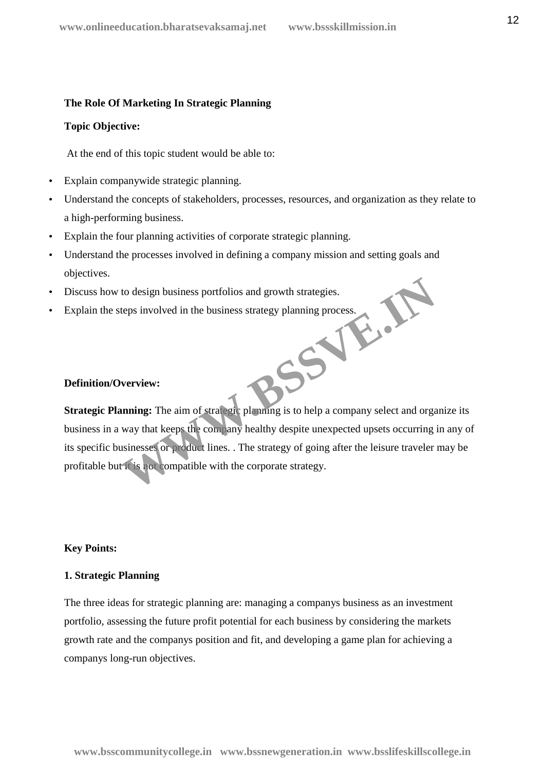**The Role Of Marketing In Strategic Planning**

**Topic Objective:**

At the end of this topic student would be able to:

- Explain companywide strategic planning.
- Understand the concepts of stakeholders, processes, resources, and organization as they relate to a high-performing business.
- Explain the four planning activities of corporate strategic planning.
- Understand the processes involved in defining a company mission and setting goals and objectives.
- Discuss how to design business portfolios and growth strategies.
- Explain the steps involved in the business strategy planning process.

**Definition/Overview:**

**Strategic Planning:** The aim of strategic planning is to help a company select and organize its business in a way that keeps the company healthy despite unexpected upsets occurring in any of its specific businesses or product lines. . The strategy of going after the leisure traveler may be profitable but it is not compatible with the corporate strategy.

**Key Points:**

**1. Strategic Planning**

The three ideas for strategic planning are: managing a companys business as an investment portfolio, assessing the future profit potential for each business by considering the markets growth rate and the companys position and fit, and developing a game plan for achieving a companys long-run objectives.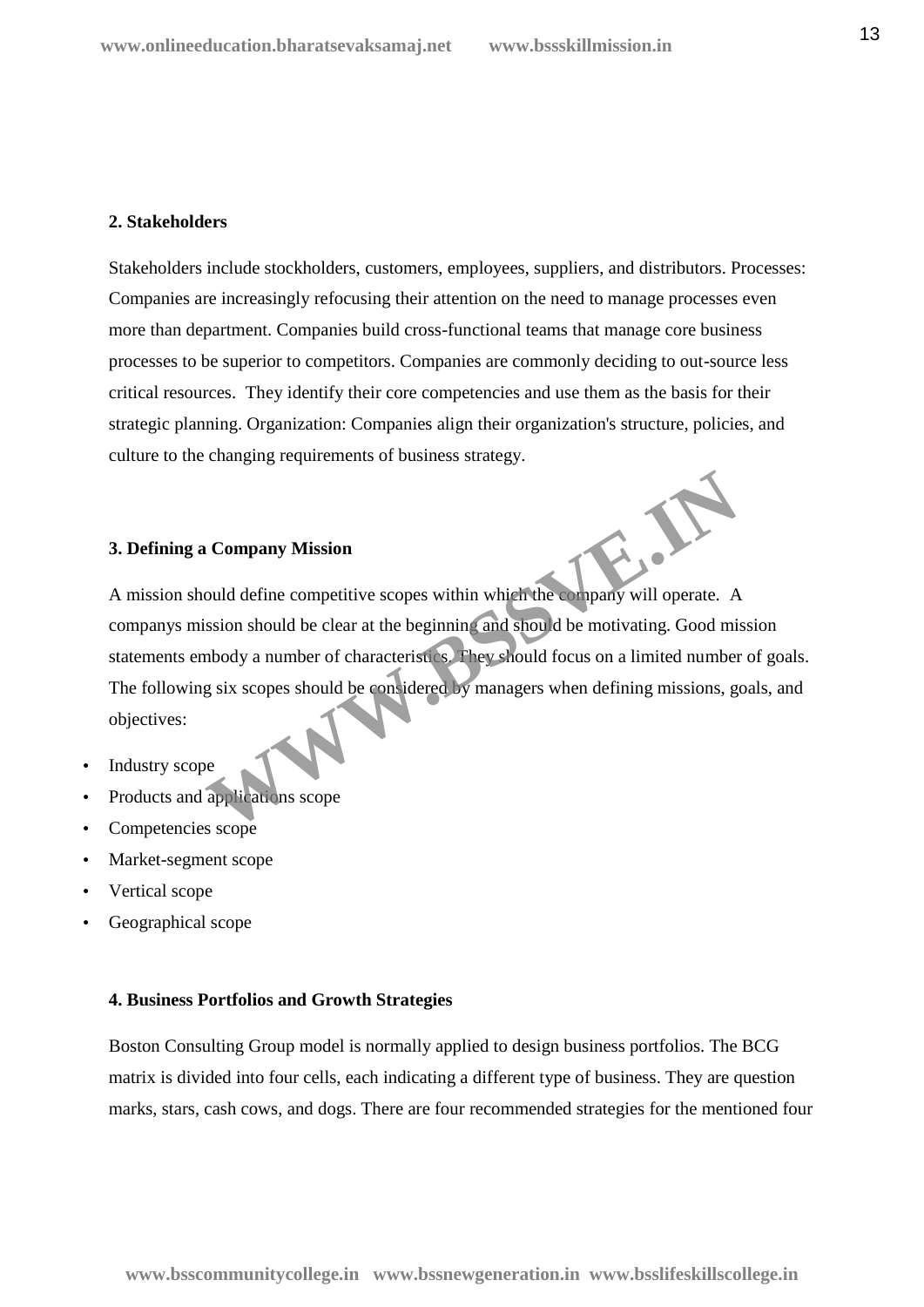**2. Stakeholders**

Stakeholders include stockholders, customers, employees, suppliers, and distributors. Processes: Companies are increasingly refocusing their attention on the need to manage processes even more than department. Companies build cross-functional teams that manage core business processes to be superior to competitors. Companies are commonly deciding to out-source less critical resources. They identify their core competencies and use them as the basis for their strategic planning. Organization: Companies align their organization's structure, policies, and culture to the changing requirements of business strategy.

**3. Defining a Company Mission**

A mission should define competitive scopes within which the company will operate. A companys mission should be clear at the beginning and should be motivating. Good mission statements embody a number of characteristics. They should focus on a limited number of goals. The following six scopes should be considered by managers when defining missions, goals, and objectives:

- Industry scope
- Products and applications scope
- Competencies scope
- Market-segment scope
- Vertical scope
- Geographical scope

**4. Business Portfolios and Growth Strategies**

Boston Consulting Group model is normally applied to design business portfolios. The BCG matrix is divided into four cells, each indicating a different type of business. They are question marks, stars, cash cows, and dogs. There are four recommended strategies for the mentioned four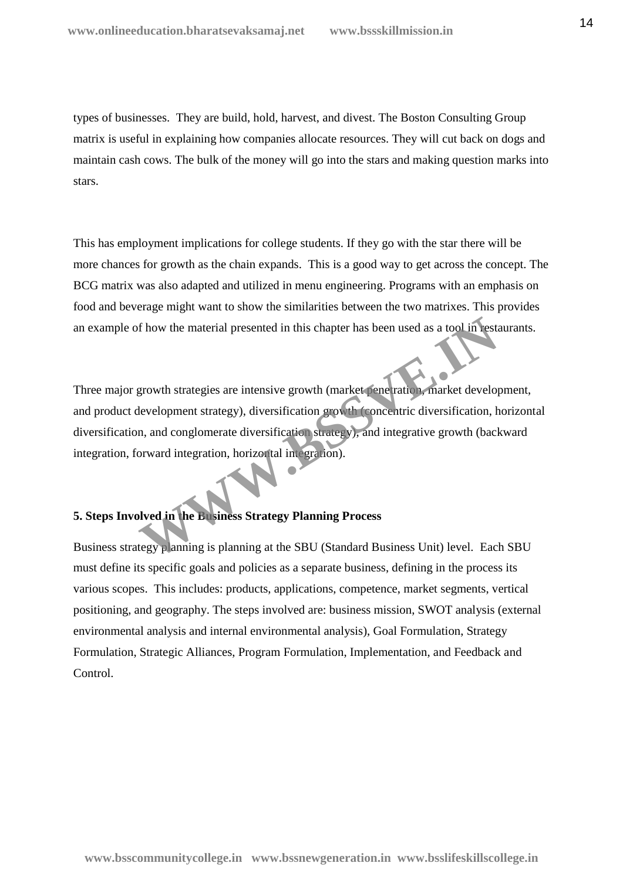types of businesses. They are build, hold, harvest, and divest. The Boston Consulting Group matrix is useful in explaining how companies allocate resources. They will cut back on dogs and maintain cash cows. The bulk of the money will go into the stars and making question marks into stars.

This has employment implications for college students. If they go with the star there will be more chances for growth as the chain expands. This is a good way to get across the concept. The BCG matrix was also adapted and utilized in menu engineering. Programs with an emphasis on food and beverage might want to show the similarities between the two matrixes. This provides an example of how the material presented in this chapter has been used as a tool in restaurants.

Three major growth strategies are intensive growth (market penetration, market development, and product development strategy), diversification growth (concentric diversification, horizontal diversification, and conglomerate diversification strategy), and integrative growth (backward integration, forward integration, horizontal integration).

**5. Steps Involved in the Business Strategy Planning Process**

Business strategy planning is planning at the SBU (Standard Business Unit) level. Each SBU must define its specific goals and policies as a separate business, defining in the process its various scopes. This includes: products, applications, competence, market segments, vertical positioning, and geography. The steps involved are: business mission, SWOT analysis (external environmental analysis and internal environmental analysis), Goal Formulation, Strategy Formulation, Strategic Alliances, Program Formulation, Implementation, and Feedback and Control.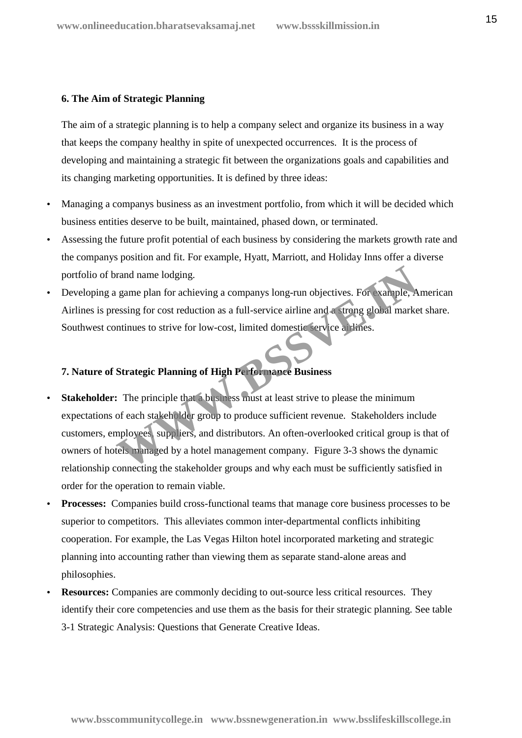**6. The Aim of Strategic Planning**

The aim of a strategic planning is to help a company select and organize its business in a way that keeps the company healthy in spite of unexpected occurrences. It is the process of developing and maintaining a strategic fit between the organizations goals and capabilities and its changing marketing opportunities. It is defined by three ideas:

- Managing a companys business as an investment portfolio, from which it will be decided which business entities deserve to be built, maintained, phased down, or terminated.
- Assessing the future profit potential of each business by considering the markets growth rate and the companys position and fit. For example, Hyatt, Marriott, and Holiday Inns offer a diverse portfolio of brand name lodging.
- Developing a game plan for achieving a companys long-run objectives. For example, American Airlines is pressing for cost reduction as a full-service airline and a strong global market share. Southwest continues to strive for low-cost, limited domestic service airlines.

**7. Nature of Strategic Planning of High Performance Business**

- **Stakeholder:** The principle that a business must at least strive to please the minimum expectations of each stakeholder group to produce sufficient revenue. Stakeholders include customers, employees, suppliers, and distributors. An often-overlooked critical group is that of owners of hotels managed by a hotel management company. Figure 3-3 shows the dynamic relationship connecting the stakeholder groups and why each must be sufficiently satisfied in order for the operation to remain viable.
- **Processes:** Companies build cross-functional teams that manage core business processes to be superior to competitors. This alleviates common inter-departmental conflicts inhibiting cooperation. For example, the Las Vegas Hilton hotel incorporated marketing and strategic planning into accounting rather than viewing them as separate stand-alone areas and philosophies.
- **Resources:** Companies are commonly deciding to out-source less critical resources. They identify their core competencies and use them as the basis for their strategic planning. See table 3-1 Strategic Analysis: Questions that Generate Creative Ideas.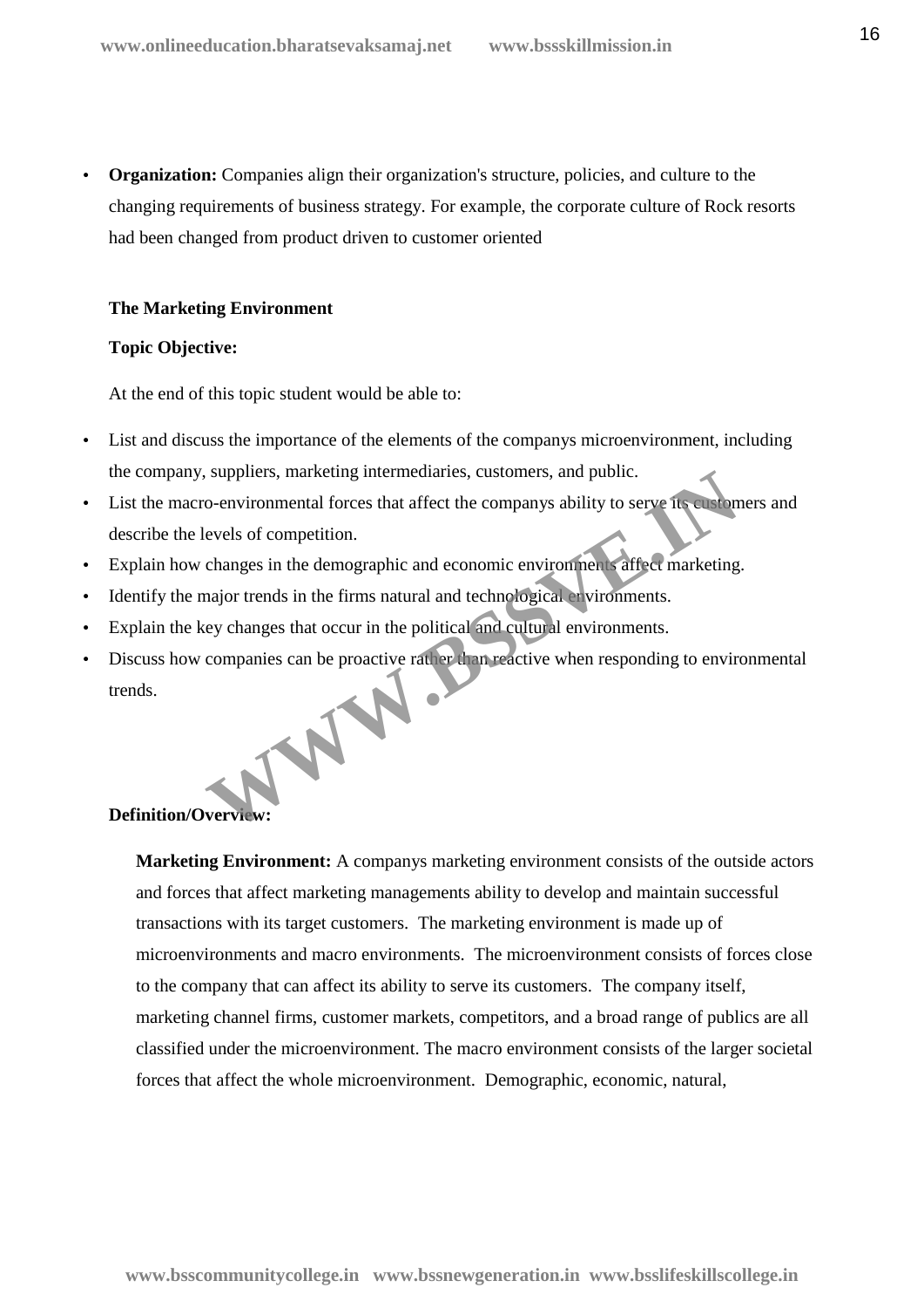- **Organization:** Companies align their organization's structure, policies, and culture to the changing requirements of business strategy. For example, the corporate culture of Rock resorts had been changed from product driven to customer oriented

**The Marketing Environment**

**Topic Objective:**

At the end of this topic student would be able to:

- List and discuss the importance of the elements of the companys microenvironment, including the company, suppliers, marketing intermediaries, customers, and public.
- List the macro-environmental forces that affect the companys ability to serve its customers and describe the levels of competition.
- Explain how changes in the demographic and economic environments affect marketing.
- Identify the major trends in the firms natural and technological environments.
- Explain the key changes that occur in the political and cultural environments.
- Discuss how companies can be proactive rather than reactive when responding to environmental trends.

**Definition/Overview:**

**Marketing Environment:** A companys marketing environment consists of the outside actors and forces that affect marketing managements ability to develop and maintain successful transactions with its target customers. The marketing environment is made up of microenvironments and macro environments. The microenvironment consists of forces close to the company that can affect its ability to serve its customers. The company itself, marketing channel firms, customer markets, competitors, and a broad range of publics are all classified under the microenvironment. The macro environment consists of the larger societal forces that affect the whole microenvironment. Demographic, economic, natural,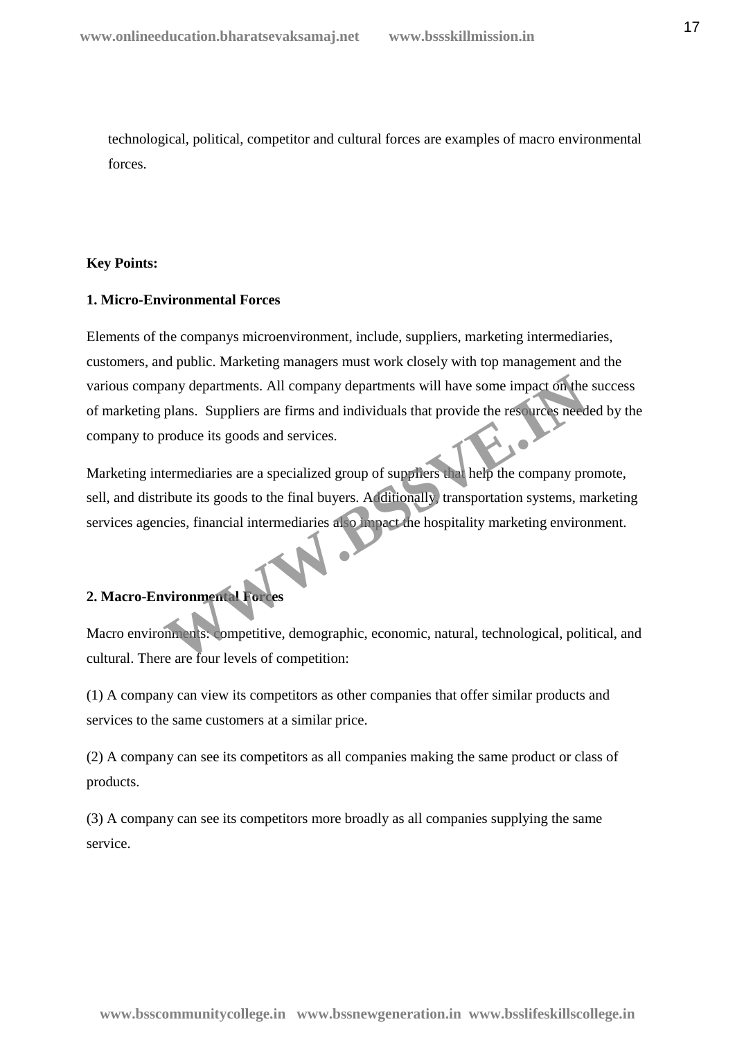technological, political, competitor and cultural forces are examples of macro environmental forces.

**Key Points:**

**1. Micro-Environmental Forces**

Elements of the companys microenvironment, include, suppliers, marketing intermediaries, customers, and public. Marketing managers must work closely with top management and the various company departments. All company departments will have some impact on the success of marketing plans. Suppliers are firms and individuals that provide the resources needed by the company to produce its goods and services.

Marketing intermediaries are a specialized group of suppliers that help the company promote, sell, and distribute its goods to the final buyers. Additionally, transportation systems, marketing services agencies, financial intermediaries also impact the hospitality marketing environment.

**2. Macro-Environmental Forces**

Macro environments: competitive, demographic, economic, natural, technological, political, and cultural. There are four levels of competition:

(1) A company can view its competitors as other companies that offer similar products and services to the same customers at a similar price.

(2) A company can see its competitors as all companies making the same product or class of products.

(3) A company can see its competitors more broadly as all companies supplying the same service.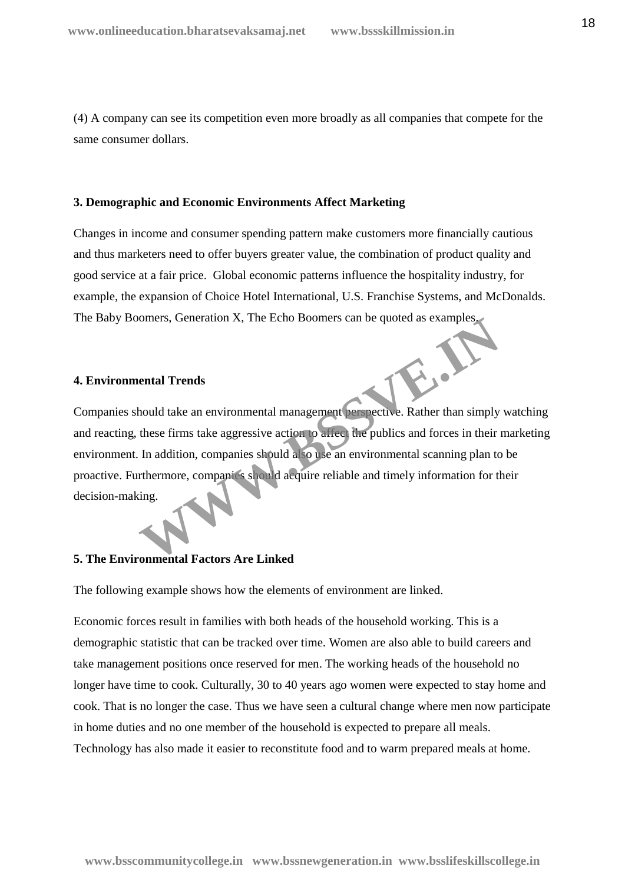(4) A company can see its competition even more broadly as all companies that compete for the same consumer dollars.

**3. Demographic and Economic Environments Affect Marketing**

Changes in income and consumer spending pattern make customers more financially cautious and thus marketers need to offer buyers greater value, the combination of product quality and good service at a fair price. Global economic patterns influence the hospitality industry, for example, the expansion of Choice Hotel International, U.S. Franchise Systems, and McDonalds. The Baby Boomers, Generation X, The Echo Boomers can be quoted as examples.

**4. Environmental Trends**

Companies should take an environmental management perspective. Rather than simply watching and reacting, these firms take aggressive action to affect the publics and forces in their marketing environment. In addition, companies should also use an environmental scanning plan to be proactive. Furthermore, companies should acquire reliable and timely information for their decision-making.

**5. The Environmental Factors Are Linked**

The following example shows how the elements of environment are linked.

Economic forces result in families with both heads of the household working. This is a demographic statistic that can be tracked over time. Women are also able to build careers and take management positions once reserved for men. The working heads of the household no longer have time to cook. Culturally, 30 to 40 years ago women were expected to stay home and cook. That is no longer the case. Thus we have seen a cultural change where men now participate in home duties and no one member of the household is expected to prepare all meals. Technology has also made it easier to reconstitute food and to warm prepared meals at home.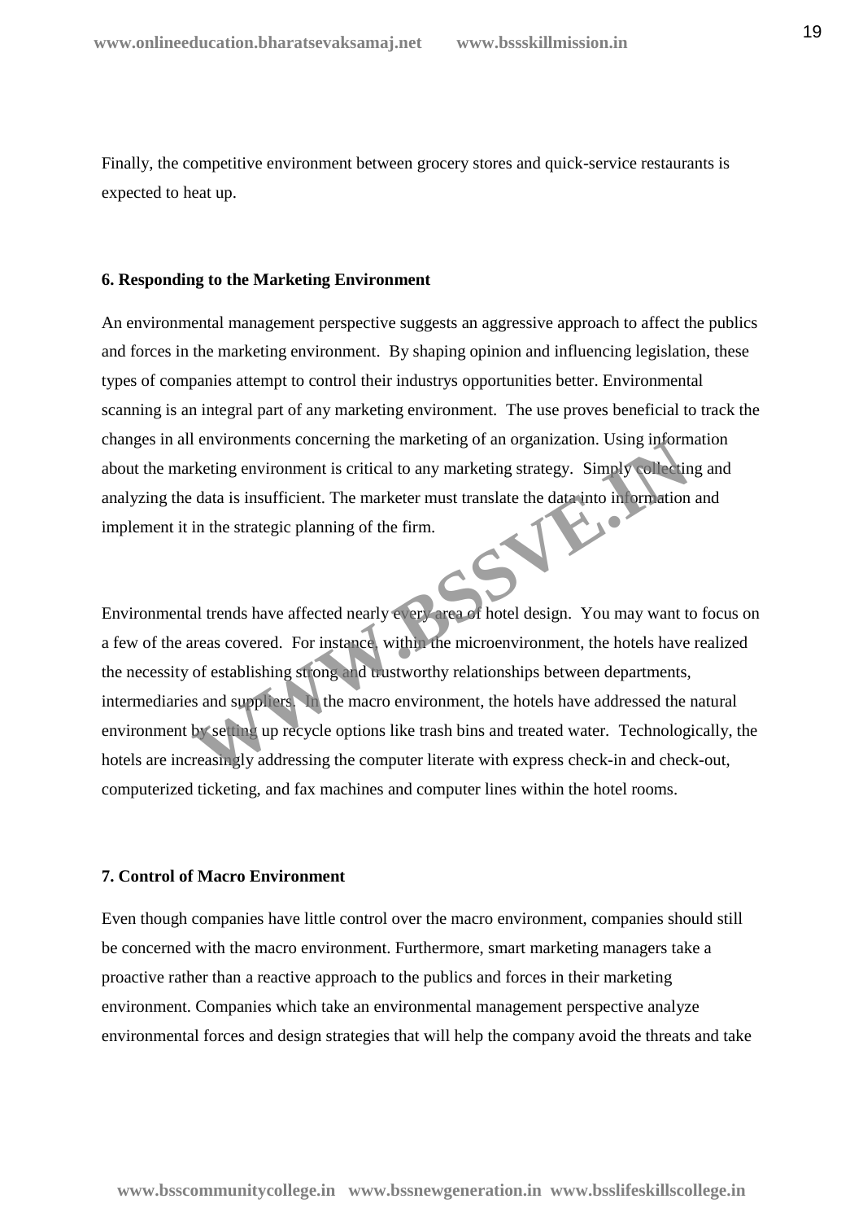Finally, the competitive environment between grocery stores and quick-service restaurants is expected to heat up.

**6. Responding to the Marketing Environment**

An environmental management perspective suggests an aggressive approach to affect the publics and forces in the marketing environment. By shaping opinion and influencing legislation, these types of companies attempt to control their industrys opportunities better. Environmental scanning is an integral part of any marketing environment. The use proves beneficial to track the changes in all environments concerning the marketing of an organization. Using information about the marketing environment is critical to any marketing strategy. Simply collecting and analyzing the data is insufficient. The marketer must translate the data into information and implement it in the strategic planning of the firm.

Environmental trends have affected nearly every area of hotel design. You may want to focus on a few of the areas covered. For instance, within the microenvironment, the hotels have realized the necessity of establishing strong and trustworthy relationships between departments, intermediaries and suppliers. In the macro environment, the hotels have addressed the natural environment by setting up recycle options like trash bins and treated water. Technologically, the hotels are increasingly addressing the computer literate with express check-in and check-out, computerized ticketing, and fax machines and computer lines within the hotel rooms.

**7. Control of Macro Environment**

Even though companies have little control over the macro environment, companies should still be concerned with the macro environment. Furthermore, smart marketing managers take a proactive rather than a reactive approach to the publics and forces in their marketing environment. Companies which take an environmental management perspective analyze environmental forces and design strategies that will help the company avoid the threats and take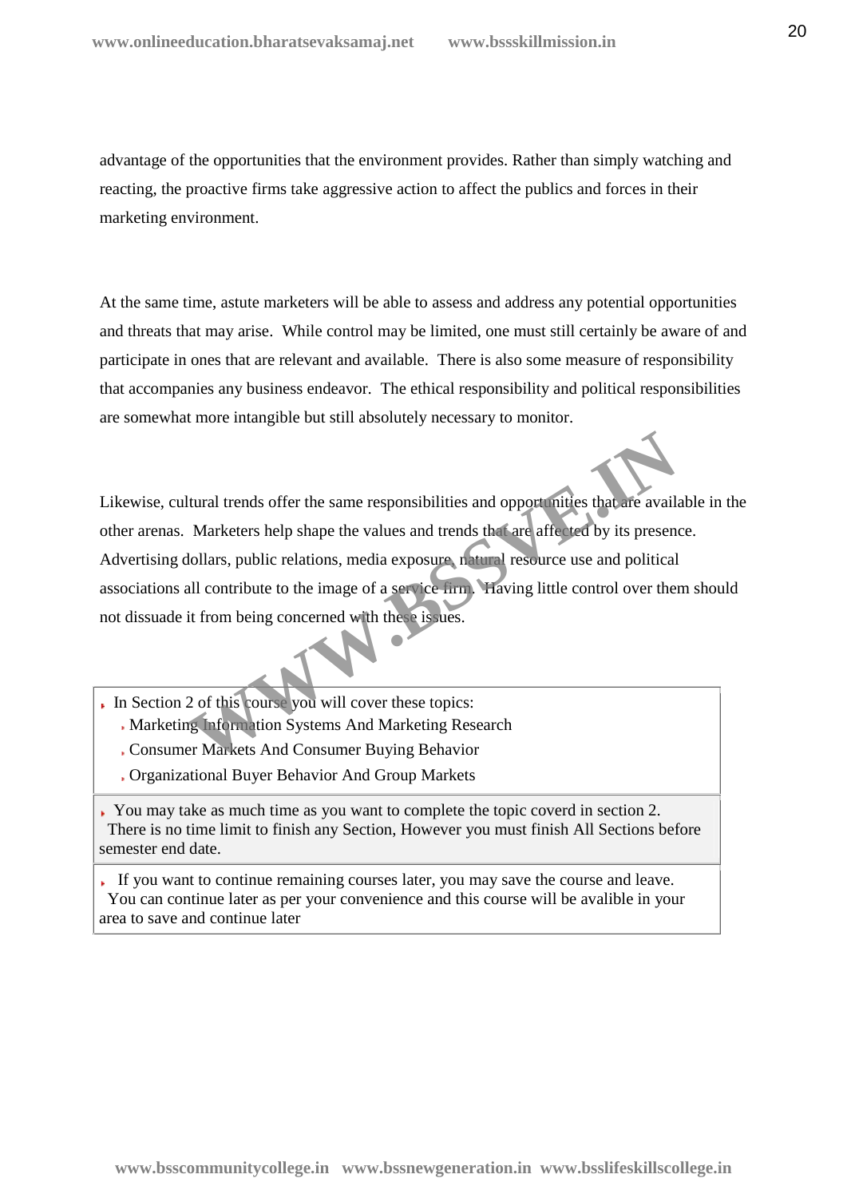advantage of the opportunities that the environment provides. Rather than simply watching and reacting, the proactive firms take aggressive action to affect the publics and forces in their marketing environment.

At the same time, astute marketers will be able to assess and address any potential opportunities and threats that may arise. While control may be limited, one must still certainly be aware of and participate in ones that are relevant and available. There is also some measure of responsibility that accompanies any business endeavor. The ethical responsibility and political responsibilities are somewhat more intangible but still absolutely necessary to monitor.

Likewise, cultural trends offer the same responsibilities and opportunities that are available in the other arenas. Marketers help shape the values and trends that are affected by its presence. Advertising dollars, public relations, media exposure, natural resource use and political associations all contribute to the image of a service firm. Having little control over them should not dissuade it from being concerned with these issues.

- In Section 2 of this course you will cover these topics:
  - Marketing Information Systems And Marketing Research
  - Consumer Markets And Consumer Buying Behavior
  - Organizational Buyer Behavior And Group Markets

- You may take as much time as you want to complete the topic coverd in section 2. There is no time limit to finish any Section, However you must finish All Sections before semester end date.

- If you want to continue remaining courses later, you may save the course and leave. You can continue later as per your convenience and this course will be avalible in your area to save and continue later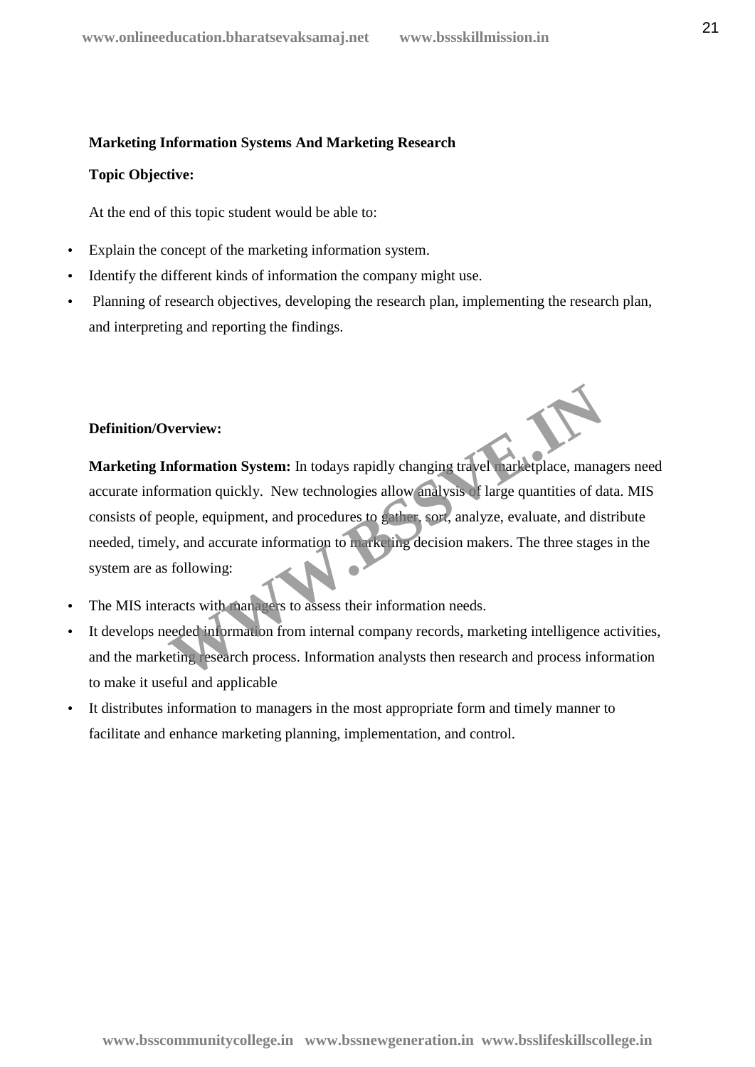**Marketing Information Systems And Marketing Research**

**Topic Objective:**

At the end of this topic student would be able to:

- Explain the concept of the marketing information system.
- Identify the different kinds of information the company might use.
- Planning of research objectives, developing the research plan, implementing the research plan, and interpreting and reporting the findings.

**Definition/Overview:**

**Marketing Information System:** In todays rapidly changing travel marketplace, managers need accurate information quickly. New technologies allow analysis of large quantities of data. MIS consists of people, equipment, and procedures to gather, sort, analyze, evaluate, and distribute needed, timely, and accurate information to marketing decision makers. The three stages in the system are as following:

- The MIS interacts with managers to assess their information needs.
- It develops needed information from internal company records, marketing intelligence activities, and the marketing research process. Information analysts then research and process information to make it useful and applicable
- It distributes information to managers in the most appropriate form and timely manner to facilitate and enhance marketing planning, implementation, and control.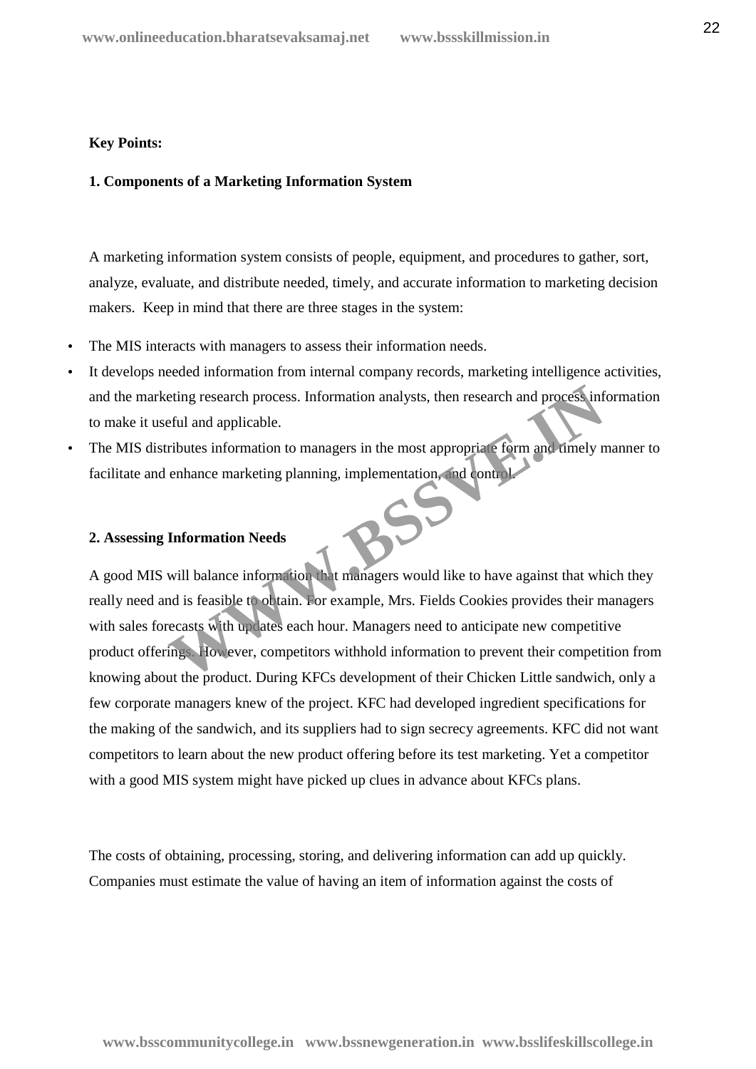**Key Points:**

**1. Components of a Marketing Information System**

A marketing information system consists of people, equipment, and procedures to gather, sort, analyze, evaluate, and distribute needed, timely, and accurate information to marketing decision makers. Keep in mind that there are three stages in the system:

- The MIS interacts with managers to assess their information needs.
- It develops needed information from internal company records, marketing intelligence activities, and the marketing research process. Information analysts, then research and process information to make it useful and applicable.
- The MIS distributes information to managers in the most appropriate form and timely manner to facilitate and enhance marketing planning, implementation, and control.

**2. Assessing Information Needs**

A good MIS will balance information that managers would like to have against that which they really need and is feasible to obtain. For example, Mrs. Fields Cookies provides their managers with sales forecasts with updates each hour. Managers need to anticipate new competitive product offerings. However, competitors withhold information to prevent their competition from knowing about the product. During KFCs development of their Chicken Little sandwich, only a few corporate managers knew of the project. KFC had developed ingredient specifications for the making of the sandwich, and its suppliers had to sign secrecy agreements. KFC did not want competitors to learn about the new product offering before its test marketing. Yet a competitor with a good MIS system might have picked up clues in advance about KFCs plans.

The costs of obtaining, processing, storing, and delivering information can add up quickly. Companies must estimate the value of having an item of information against the costs of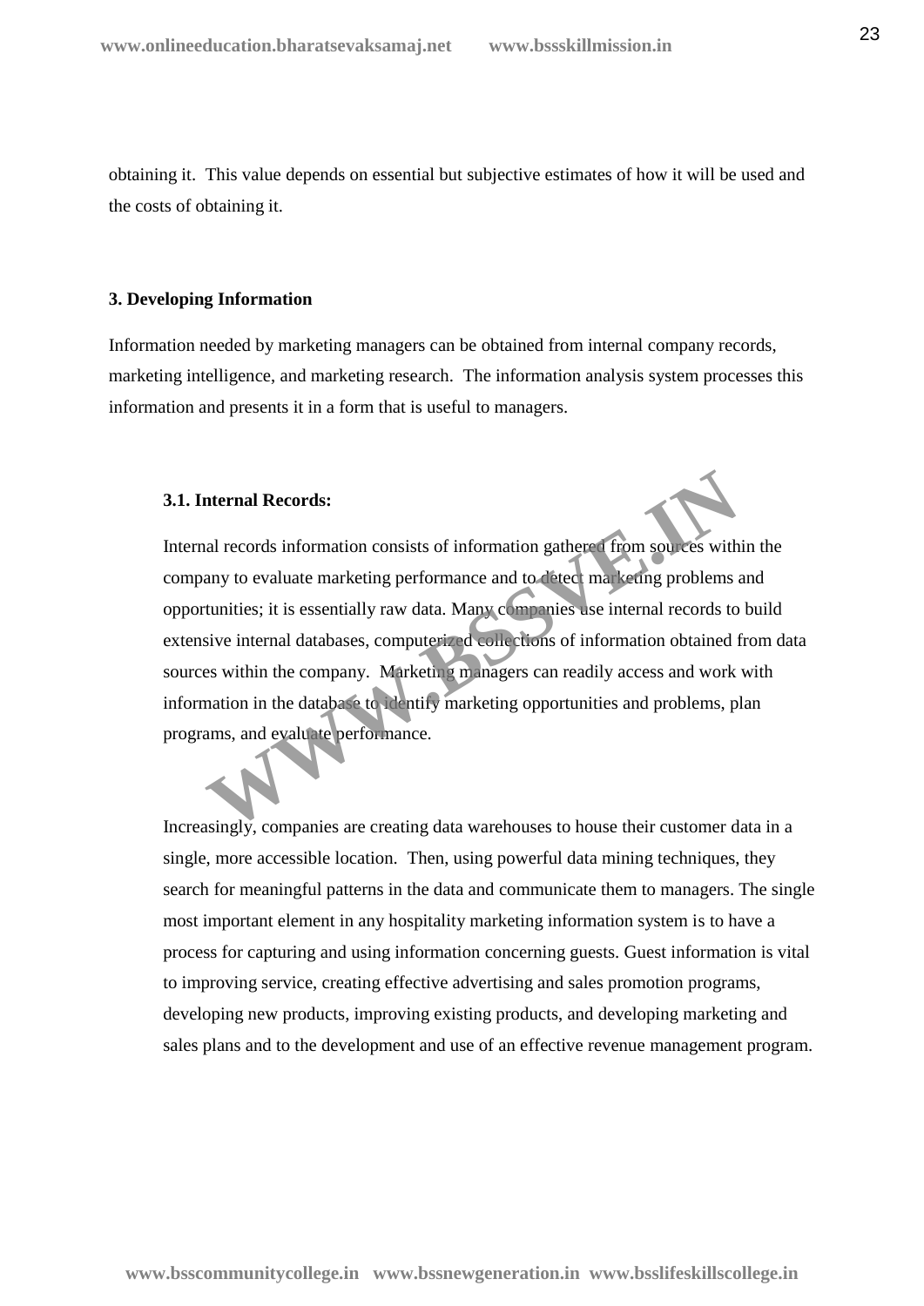obtaining it. This value depends on essential but subjective estimates of how it will be used and the costs of obtaining it.

### 3. Developing Information

Information needed by marketing managers can be obtained from internal company records, marketing intelligence, and marketing research. The information analysis system processes this information and presents it in a form that is useful to managers.

#### 3.1. Internal Records:

Internal records information consists of information gathered from sources within the company to evaluate marketing performance and to detect marketing problems and opportunities; it is essentially raw data. Many companies use internal records to build extensive internal databases, computerized collections of information obtained from data sources within the company. Marketing managers can readily access and work with information in the database to identify marketing opportunities and problems, plan programs, and evaluate performance.

Increasingly, companies are creating data warehouses to house their customer data in a single, more accessible location. Then, using powerful data mining techniques, they search for meaningful patterns in the data and communicate them to managers. The single most important element in any hospitality marketing information system is to have a process for capturing and using information concerning guests. Guest information is vital to improving service, creating effective advertising and sales promotion programs, developing new products, improving existing products, and developing marketing and sales plans and to the development and use of an effective revenue management program.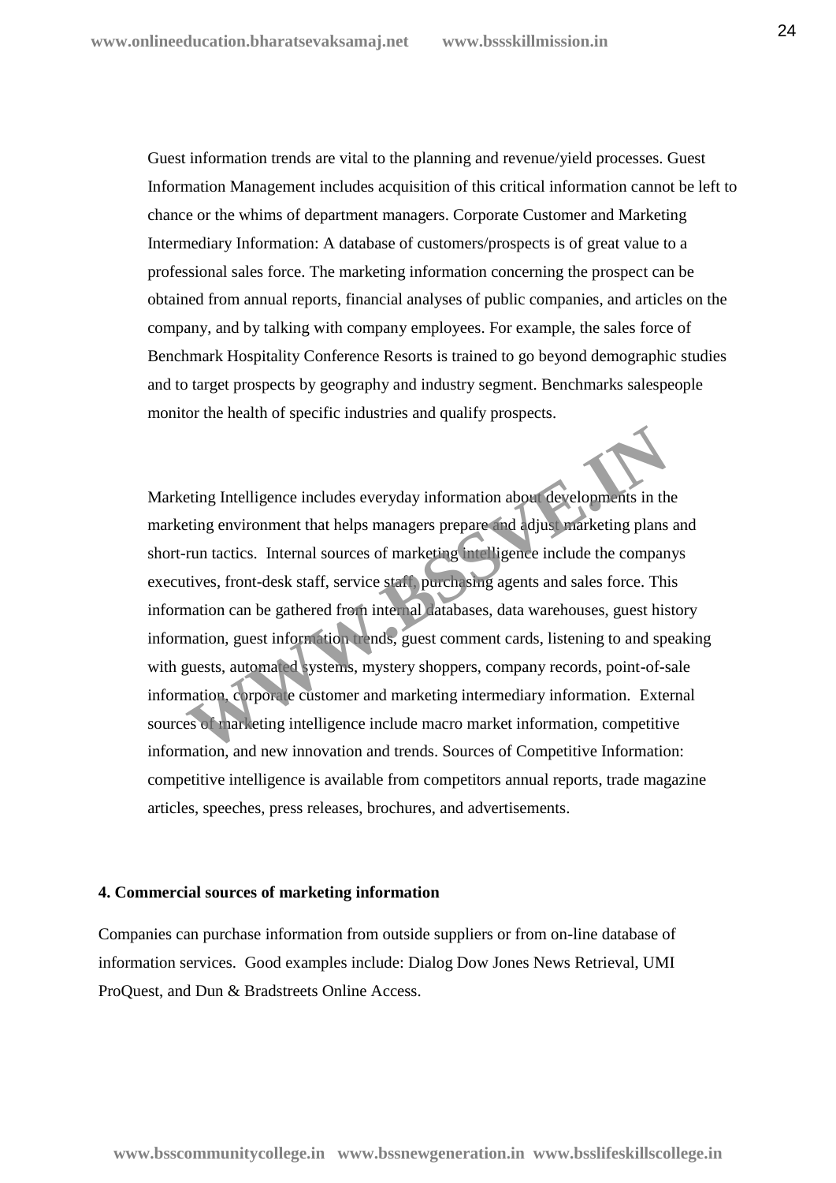Guest information trends are vital to the planning and revenue/yield processes. Guest Information Management includes acquisition of this critical information cannot be left to chance or the whims of department managers. Corporate Customer and Marketing Intermediary Information: A database of customers/prospects is of great value to a professional sales force. The marketing information concerning the prospect can be obtained from annual reports, financial analyses of public companies, and articles on the company, and by talking with company employees. For example, the sales force of Benchmark Hospitality Conference Resorts is trained to go beyond demographic studies and to target prospects by geography and industry segment. Benchmarks salespeople monitor the health of specific industries and qualify prospects.

Marketing Intelligence includes everyday information about developments in the marketing environment that helps managers prepare and adjust marketing plans and short-run tactics. Internal sources of marketing intelligence include the companys executives, front-desk staff, service staff, purchasing agents and sales force. This information can be gathered from internal databases, data warehouses, guest history information, guest information trends, guest comment cards, listening to and speaking with guests, automated systems, mystery shoppers, company records, point-of-sale information, corporate customer and marketing intermediary information. External sources of marketing intelligence include macro market information, competitive information, and new innovation and trends. Sources of Competitive Information: competitive intelligence is available from competitors annual reports, trade magazine articles, speeches, press releases, brochures, and advertisements.

**4. Commercial sources of marketing information**

Companies can purchase information from outside suppliers or from on-line database of information services. Good examples include: Dialog Dow Jones News Retrieval, UMI ProQuest, and Dun & Bradstreets Online Access.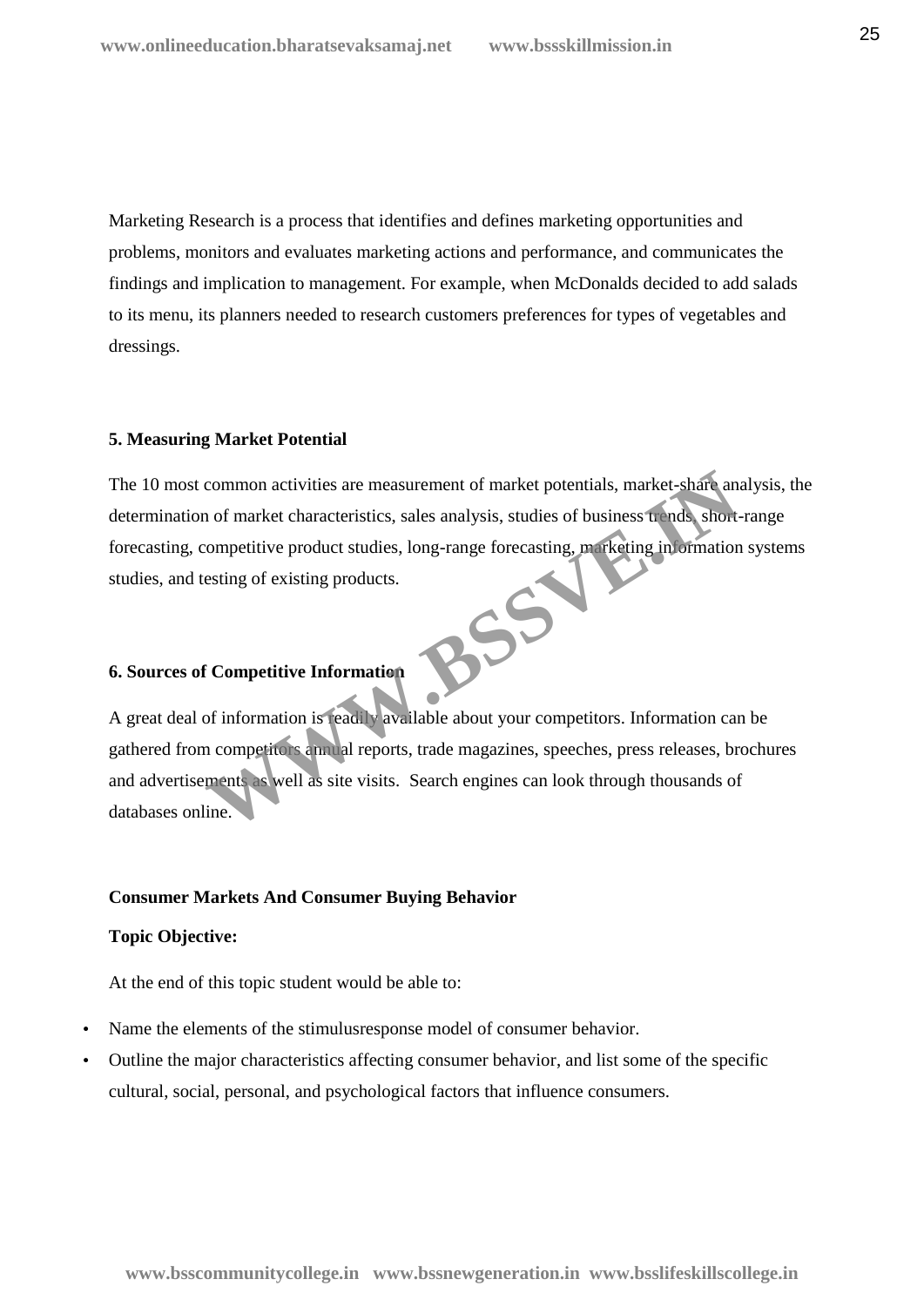Marketing Research is a process that identifies and defines marketing opportunities and problems, monitors and evaluates marketing actions and performance, and communicates the findings and implication to management. For example, when McDonalds decided to add salads to its menu, its planners needed to research customers preferences for types of vegetables and dressings.

**5. Measuring Market Potential**

The 10 most common activities are measurement of market potentials, market-share analysis, the determination of market characteristics, sales analysis, studies of business trends, short-range forecasting, competitive product studies, long-range forecasting, marketing information systems studies, and testing of existing products.

**6. Sources of Competitive Information**

A great deal of information is readily available about your competitors. Information can be gathered from competitors annual reports, trade magazines, speeches, press releases, brochures and advertisements as well as site visits. Search engines can look through thousands of databases online.

**Consumer Markets And Consumer Buying Behavior**

**Topic Objective:**

At the end of this topic student would be able to:

- Name the elements of the stimulusresponse model of consumer behavior.
- Outline the major characteristics affecting consumer behavior, and list some of the specific cultural, social, personal, and psychological factors that influence consumers.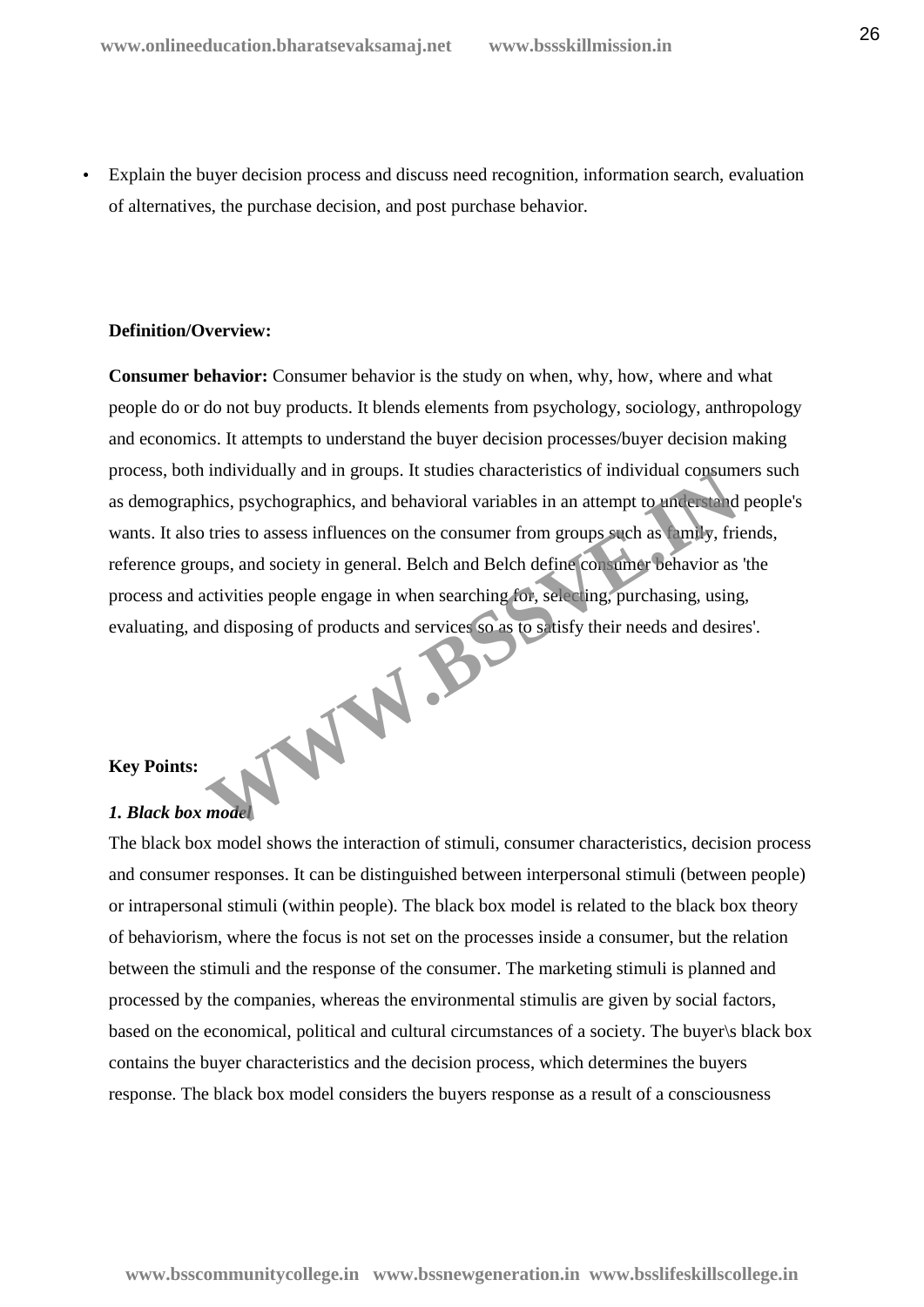- Explain the buyer decision process and discuss need recognition, information search, evaluation of alternatives, the purchase decision, and post purchase behavior.

**Definition/Overview:**

**Consumer behavior:** Consumer behavior is the study on when, why, how, where and what people do or do not buy products. It blends elements from psychology, sociology, anthropology and economics. It attempts to understand the buyer decision processes/buyer decision making process, both individually and in groups. It studies characteristics of individual consumers such as demographics, psychographics, and behavioral variables in an attempt to understand people's wants. It also tries to assess influences on the consumer from groups such as family, friends, reference groups, and society in general. Belch and Belch define consumer behavior as 'the process and activities people engage in when searching for, selecting, purchasing, using, evaluating, and disposing of products and services so as to satisfy their needs and desires'.

**Key Points:**

***1. Black box model***

The black box model shows the interaction of stimuli, consumer characteristics, decision process and consumer responses. It can be distinguished between interpersonal stimuli (between people) or intrapersonal stimuli (within people). The black box model is related to the black box theory of behaviorism, where the focus is not set on the processes inside a consumer, but the relation between the stimuli and the response of the consumer. The marketing stimuli is planned and processed by the companies, whereas the environmental stimulis are given by social factors, based on the economical, political and cultural circumstances of a society. The buyer\s black box contains the buyer characteristics and the decision process, which determines the buyers response. The black box model considers the buyers response as a result of a consciousness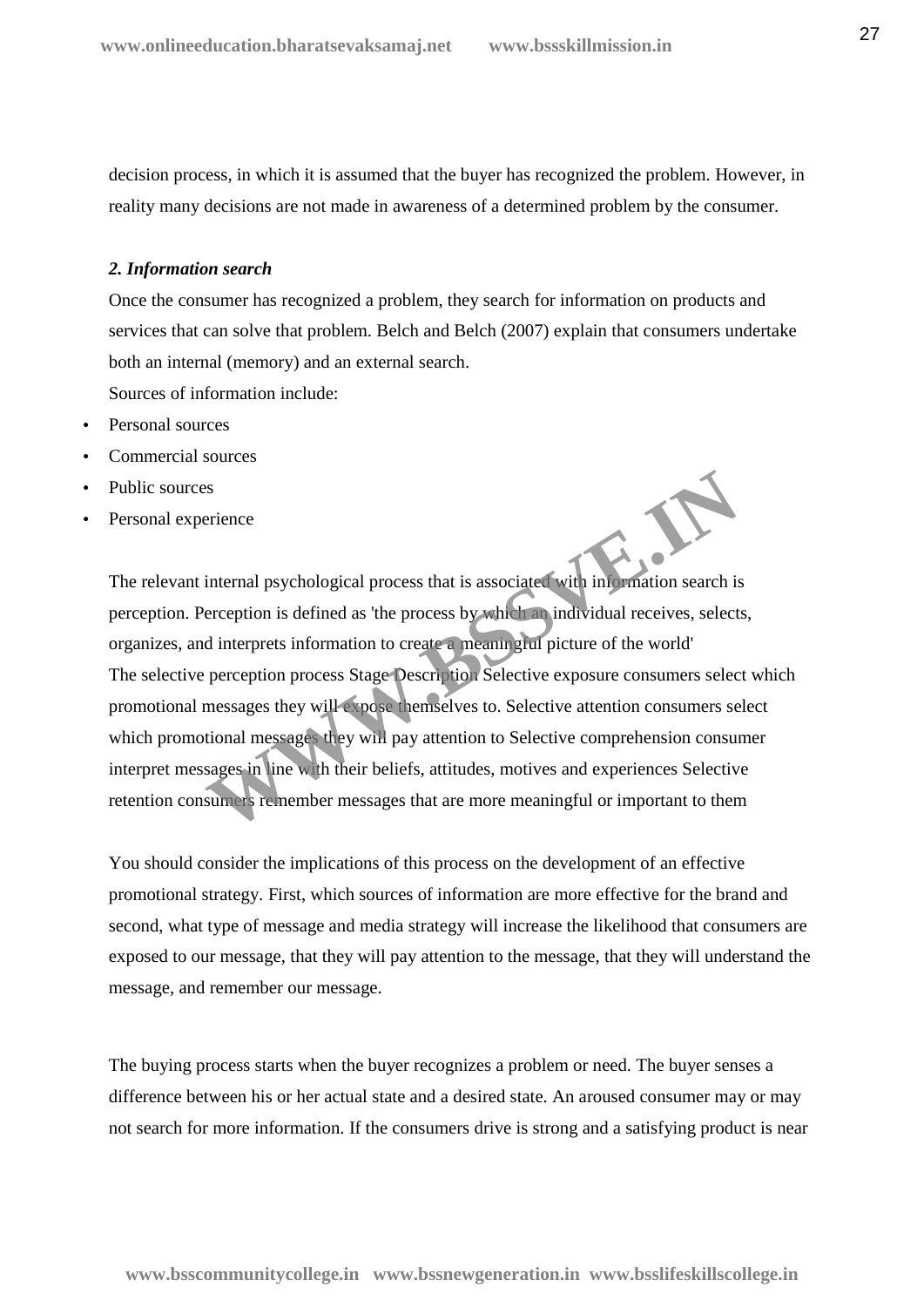decision process, in which it is assumed that the buyer has recognized the problem. However, in reality many decisions are not made in awareness of a determined problem by the consumer.

***2. Information search***

Once the consumer has recognized a problem, they search for information on products and services that can solve that problem. Belch and Belch (2007) explain that consumers undertake both an internal (memory) and an external search.

Sources of information include:

- Personal sources
- Commercial sources
- Public sources
- Personal experience

The relevant internal psychological process that is associated with information search is perception. Perception is defined as 'the process by which an individual receives, selects, organizes, and interprets information to create a meaningful picture of the world'
The selective perception process Stage Description Selective exposure consumers select which promotional messages they will expose themselves to. Selective attention consumers select which promotional messages they will pay attention to Selective comprehension consumer interpret messages in line with their beliefs, attitudes, motives and experiences Selective retention consumers remember messages that are more meaningful or important to them

You should consider the implications of this process on the development of an effective promotional strategy. First, which sources of information are more effective for the brand and second, what type of message and media strategy will increase the likelihood that consumers are exposed to our message, that they will pay attention to the message, that they will understand the message, and remember our message.

The buying process starts when the buyer recognizes a problem or need. The buyer senses a difference between his or her actual state and a desired state. An aroused consumer may or may not search for more information. If the consumers drive is strong and a satisfying product is near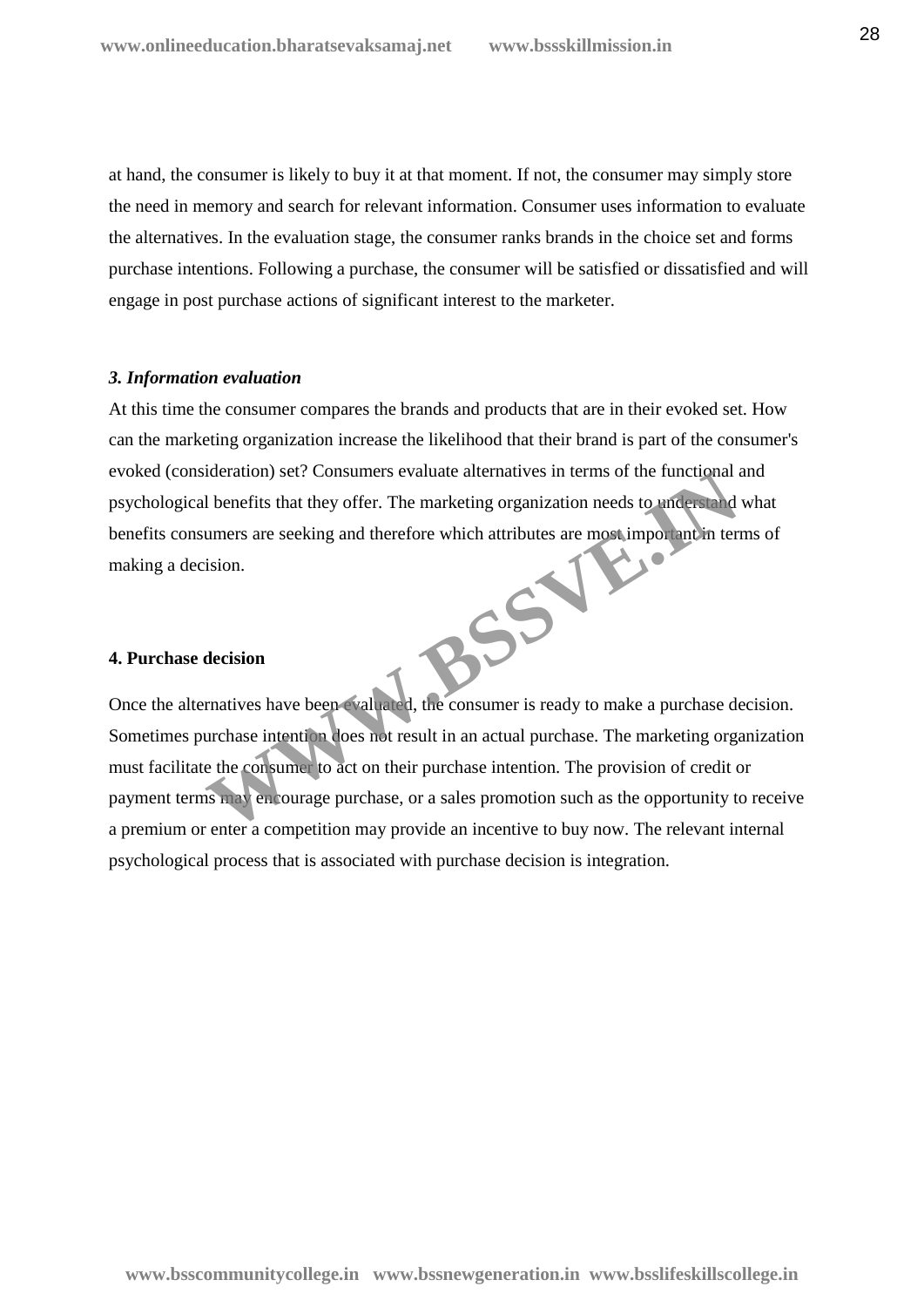at hand, the consumer is likely to buy it at that moment. If not, the consumer may simply store the need in memory and search for relevant information. Consumer uses information to evaluate the alternatives. In the evaluation stage, the consumer ranks brands in the choice set and forms purchase intentions. Following a purchase, the consumer will be satisfied or dissatisfied and will engage in post purchase actions of significant interest to the marketer.

***3. Information evaluation***

At this time the consumer compares the brands and products that are in their evoked set. How can the marketing organization increase the likelihood that their brand is part of the consumer's evoked (consideration) set? Consumers evaluate alternatives in terms of the functional and psychological benefits that they offer. The marketing organization needs to understand what benefits consumers are seeking and therefore which attributes are most important in terms of making a decision.

**4. Purchase decision**

Once the alternatives have been evaluated, the consumer is ready to make a purchase decision. Sometimes purchase intention does not result in an actual purchase. The marketing organization must facilitate the consumer to act on their purchase intention. The provision of credit or payment terms may encourage purchase, or a sales promotion such as the opportunity to receive a premium or enter a competition may provide an incentive to buy now. The relevant internal psychological process that is associated with purchase decision is integration.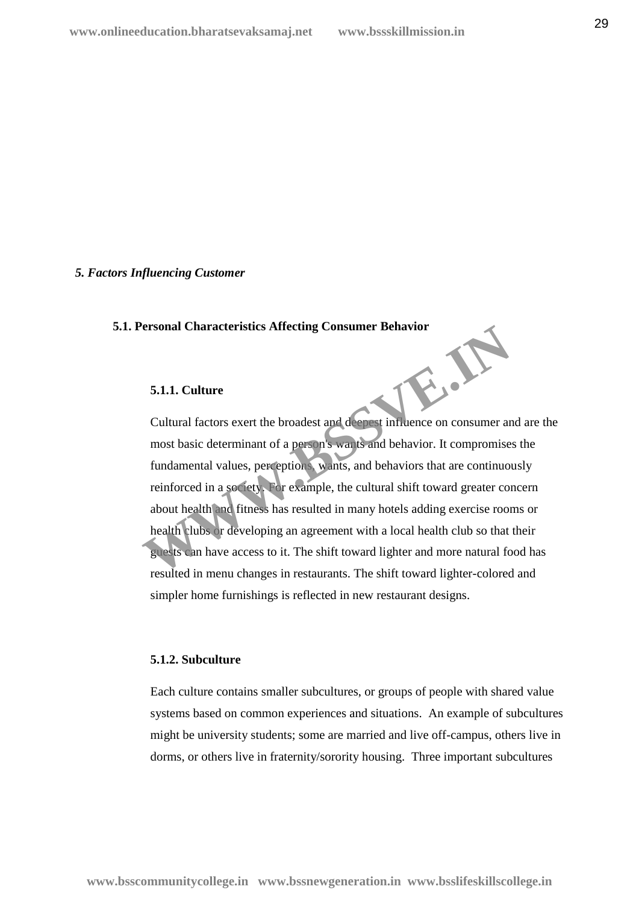*5. Factors Influencing Customer*

## 5.1. Personal Characteristics Affecting Consumer Behavior

### 5.1.1. Culture

Cultural factors exert the broadest and deepest influence on consumer and are the most basic determinant of a person's wants and behavior. It compromises the fundamental values, perceptions, wants, and behaviors that are continuously reinforced in a society. For example, the cultural shift toward greater concern about health and fitness has resulted in many hotels adding exercise rooms or health clubs or developing an agreement with a local health club so that their guests can have access to it. The shift toward lighter and more natural food has resulted in menu changes in restaurants. The shift toward lighter-colored and simpler home furnishings is reflected in new restaurant designs.

### 5.1.2. Subculture

Each culture contains smaller subcultures, or groups of people with shared value systems based on common experiences and situations. An example of subcultures might be university students; some are married and live off-campus, others live in dorms, or others live in fraternity/sorority housing. Three important subcultures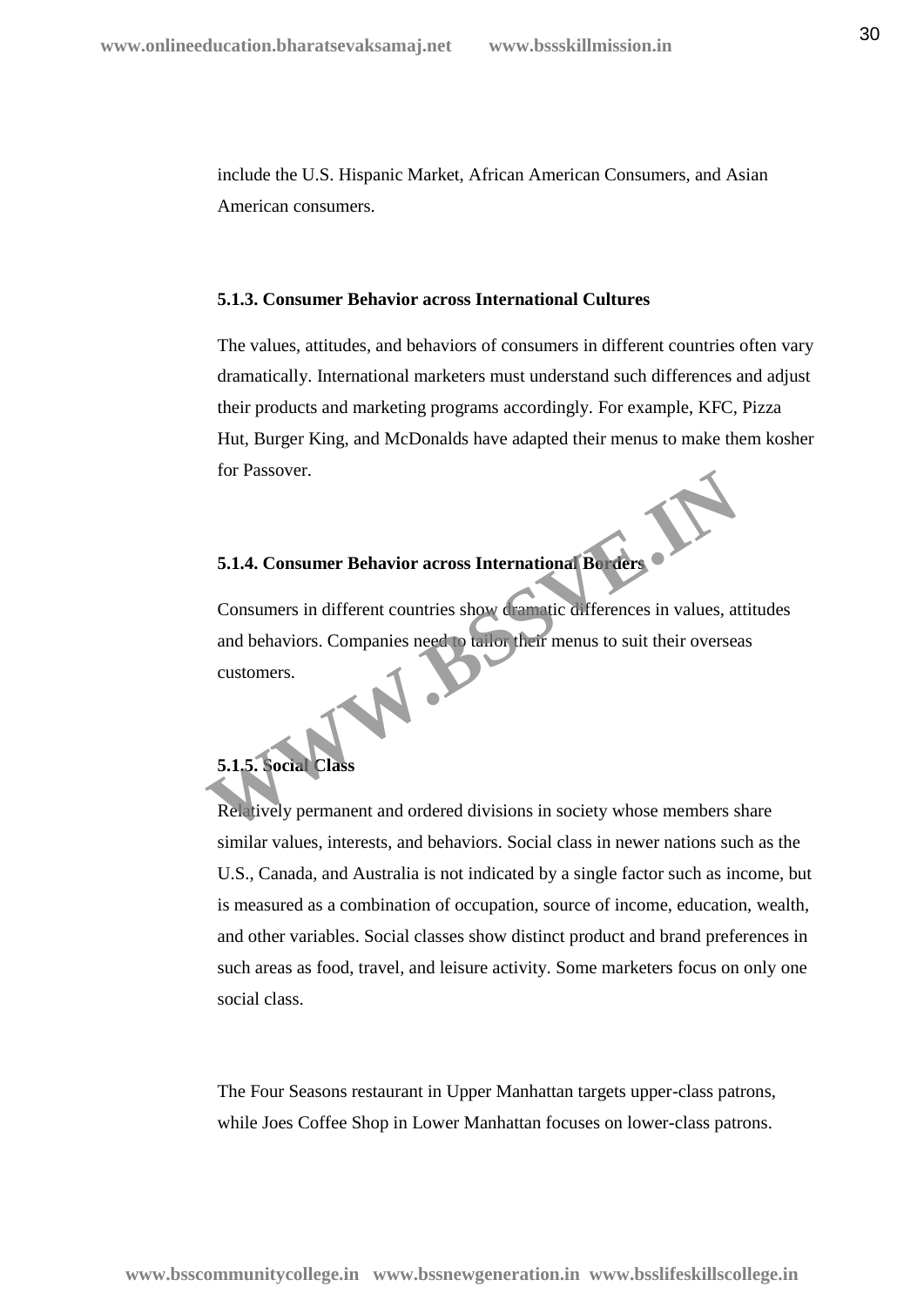include the U.S. Hispanic Market, African American Consumers, and Asian American consumers.

### 5.1.3. Consumer Behavior across International Cultures

The values, attitudes, and behaviors of consumers in different countries often vary dramatically. International marketers must understand such differences and adjust their products and marketing programs accordingly. For example, KFC, Pizza Hut, Burger King, and McDonalds have adapted their menus to make them kosher for Passover.

### 5.1.4. Consumer Behavior across International Borders

Consumers in different countries show dramatic differences in values, attitudes and behaviors. Companies need to tailor their menus to suit their overseas customers.

### 5.1.5. Social Class

Relatively permanent and ordered divisions in society whose members share similar values, interests, and behaviors. Social class in newer nations such as the U.S., Canada, and Australia is not indicated by a single factor such as income, but is measured as a combination of occupation, source of income, education, wealth, and other variables. Social classes show distinct product and brand preferences in such areas as food, travel, and leisure activity. Some marketers focus on only one social class.

The Four Seasons restaurant in Upper Manhattan targets upper-class patrons, while Joes Coffee Shop in Lower Manhattan focuses on lower-class patrons.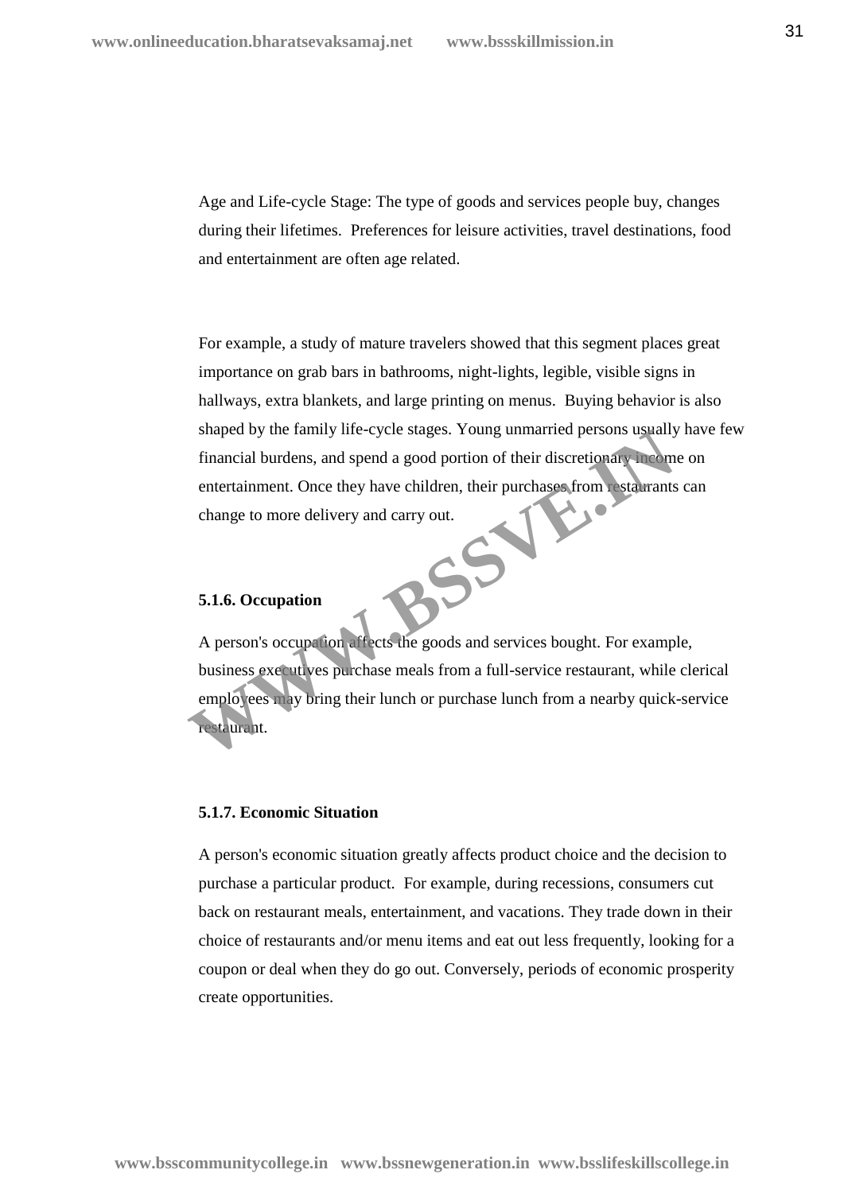Age and Life-cycle Stage: The type of goods and services people buy, changes during their lifetimes. Preferences for leisure activities, travel destinations, food and entertainment are often age related.

For example, a study of mature travelers showed that this segment places great importance on grab bars in bathrooms, night-lights, legible, visible signs in hallways, extra blankets, and large printing on menus. Buying behavior is also shaped by the family life-cycle stages. Young unmarried persons usually have few financial burdens, and spend a good portion of their discretionary income on entertainment. Once they have children, their purchases from restaurants can change to more delivery and carry out.

**5.1.6. Occupation**

A person's occupation affects the goods and services bought. For example, business executives purchase meals from a full-service restaurant, while clerical employees may bring their lunch or purchase lunch from a nearby quick-service restaurant.

**5.1.7. Economic Situation**

A person's economic situation greatly affects product choice and the decision to purchase a particular product. For example, during recessions, consumers cut back on restaurant meals, entertainment, and vacations. They trade down in their choice of restaurants and/or menu items and eat out less frequently, looking for a coupon or deal when they do go out. Conversely, periods of economic prosperity create opportunities.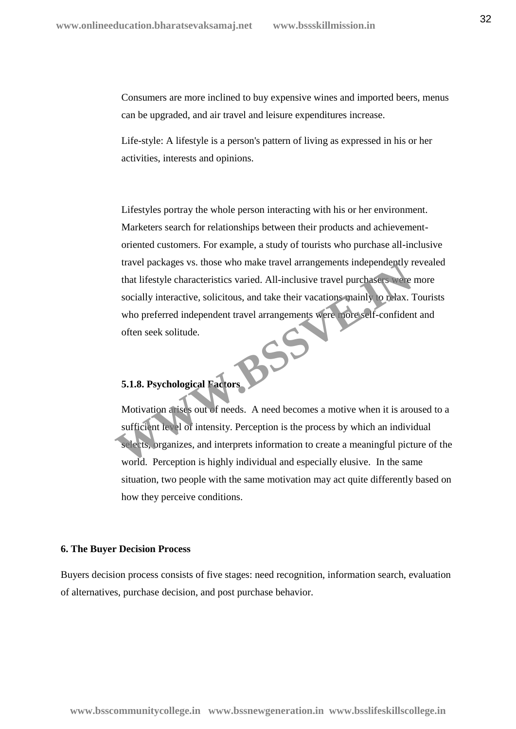Consumers are more inclined to buy expensive wines and imported beers, menus can be upgraded, and air travel and leisure expenditures increase.

Life-style: A lifestyle is a person's pattern of living as expressed in his or her activities, interests and opinions.

Lifestyles portray the whole person interacting with his or her environment. Marketers search for relationships between their products and achievement-oriented customers. For example, a study of tourists who purchase all-inclusive travel packages vs. those who make travel arrangements independently revealed that lifestyle characteristics varied. All-inclusive travel purchasers were more socially interactive, solicitous, and take their vacations mainly to relax. Tourists who preferred independent travel arrangements were more self-confident and often seek solitude.

**5.1.8. Psychological Factors**

Motivation arises out of needs. A need becomes a motive when it is aroused to a sufficient level of intensity. Perception is the process by which an individual selects, organizes, and interprets information to create a meaningful picture of the world. Perception is highly individual and especially elusive. In the same situation, two people with the same motivation may act quite differently based on how they perceive conditions.

**6. The Buyer Decision Process**

Buyers decision process consists of five stages: need recognition, information search, evaluation of alternatives, purchase decision, and post purchase behavior.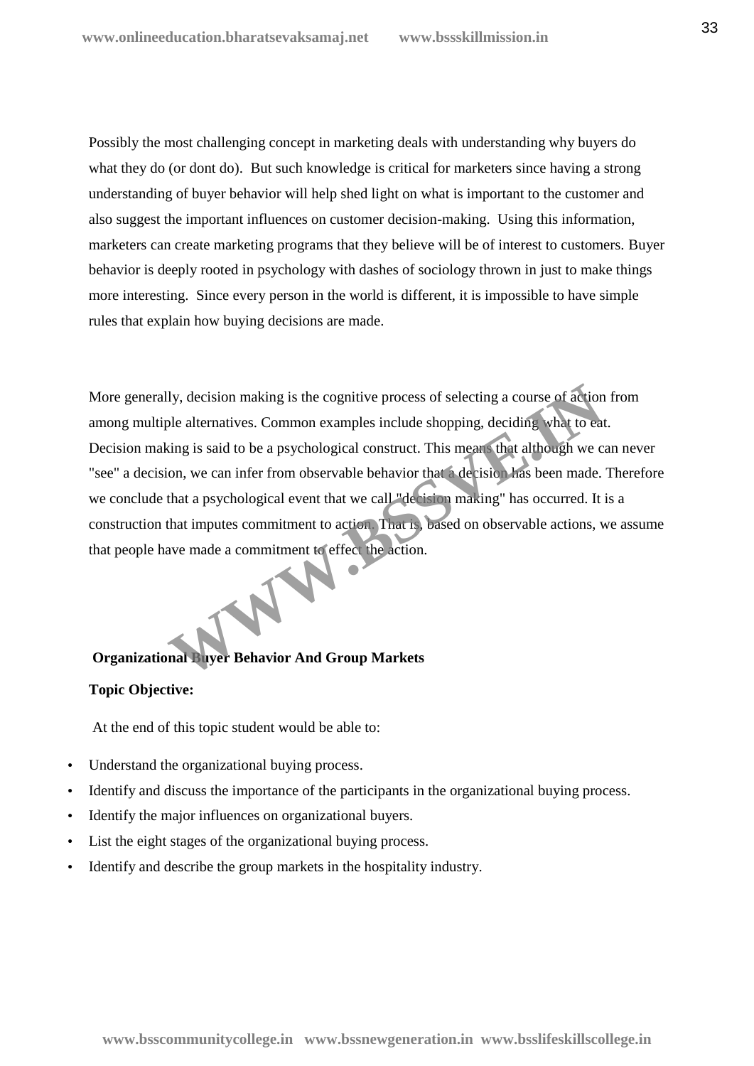Possibly the most challenging concept in marketing deals with understanding why buyers do what they do (or dont do). But such knowledge is critical for marketers since having a strong understanding of buyer behavior will help shed light on what is important to the customer and also suggest the important influences on customer decision-making. Using this information, marketers can create marketing programs that they believe will be of interest to customers. Buyer behavior is deeply rooted in psychology with dashes of sociology thrown in just to make things more interesting. Since every person in the world is different, it is impossible to have simple rules that explain how buying decisions are made.

More generally, decision making is the cognitive process of selecting a course of action from among multiple alternatives. Common examples include shopping, deciding what to eat. Decision making is said to be a psychological construct. This means that although we can never "see" a decision, we can infer from observable behavior that a decision has been made. Therefore we conclude that a psychological event that we call "decision making" has occurred. It is a construction that imputes commitment to action. That is, based on observable actions, we assume that people have made a commitment to effect the action.

**Organizational Buyer Behavior And Group Markets**

**Topic Objective:**

At the end of this topic student would be able to:

- Understand the organizational buying process.
- Identify and discuss the importance of the participants in the organizational buying process.
- Identify the major influences on organizational buyers.
- List the eight stages of the organizational buying process.
- Identify and describe the group markets in the hospitality industry.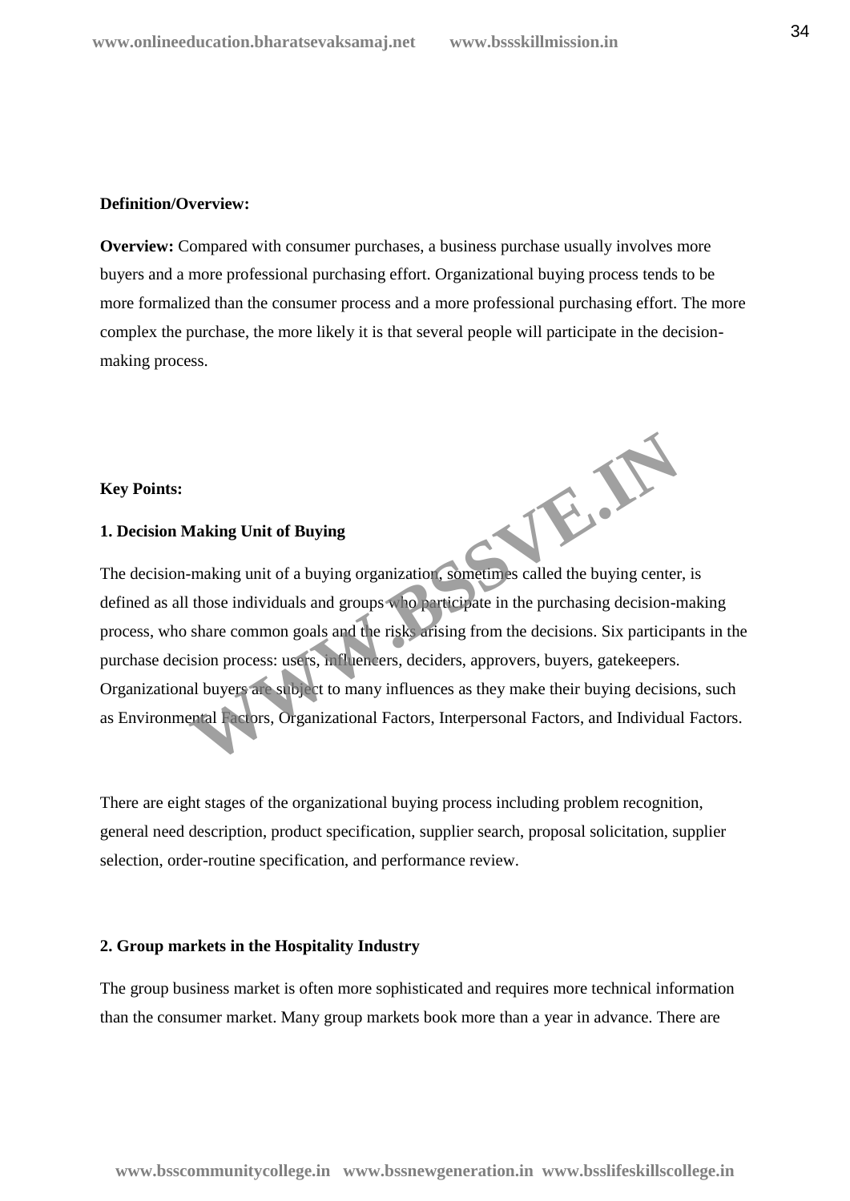**Definition/Overview:**

**Overview:** Compared with consumer purchases, a business purchase usually involves more buyers and a more professional purchasing effort. Organizational buying process tends to be more formalized than the consumer process and a more professional purchasing effort. The more complex the purchase, the more likely it is that several people will participate in the decision-making process.

**Key Points:**

**1. Decision Making Unit of Buying**

The decision-making unit of a buying organization, sometimes called the buying center, is defined as all those individuals and groups who participate in the purchasing decision-making process, who share common goals and the risks arising from the decisions. Six participants in the purchase decision process: users, influencers, deciders, approvers, buyers, gatekeepers. Organizational buyers are subject to many influences as they make their buying decisions, such as Environmental Factors, Organizational Factors, Interpersonal Factors, and Individual Factors.

There are eight stages of the organizational buying process including problem recognition, general need description, product specification, supplier search, proposal solicitation, supplier selection, order-routine specification, and performance review.

**2. Group markets in the Hospitality Industry**

The group business market is often more sophisticated and requires more technical information than the consumer market. Many group markets book more than a year in advance. There are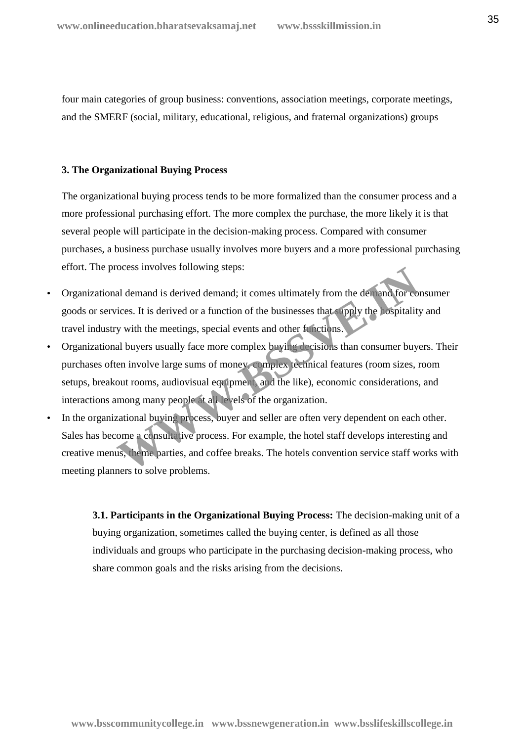four main categories of group business: conventions, association meetings, corporate meetings, and the SMERF (social, military, educational, religious, and fraternal organizations) groups

**3. The Organizational Buying Process**

The organizational buying process tends to be more formalized than the consumer process and a more professional purchasing effort. The more complex the purchase, the more likely it is that several people will participate in the decision-making process. Compared with consumer purchases, a business purchase usually involves more buyers and a more professional purchasing effort. The process involves following steps:

- Organizational demand is derived demand; it comes ultimately from the demand for consumer goods or services. It is derived or a function of the businesses that supply the hospitality and travel industry with the meetings, special events and other functions.
- Organizational buyers usually face more complex buying decisions than consumer buyers. Their purchases often involve large sums of money, complex technical features (room sizes, room setups, breakout rooms, audiovisual equipment, and the like), economic considerations, and interactions among many people at all levels of the organization.
- In the organizational buying process, buyer and seller are often very dependent on each other. Sales has become a consultative process. For example, the hotel staff develops interesting and creative menus, theme parties, and coffee breaks. The hotels convention service staff works with meeting planners to solve problems.

**3.1. Participants in the Organizational Buying Process:** The decision-making unit of a buying organization, sometimes called the buying center, is defined as all those individuals and groups who participate in the purchasing decision-making process, who share common goals and the risks arising from the decisions.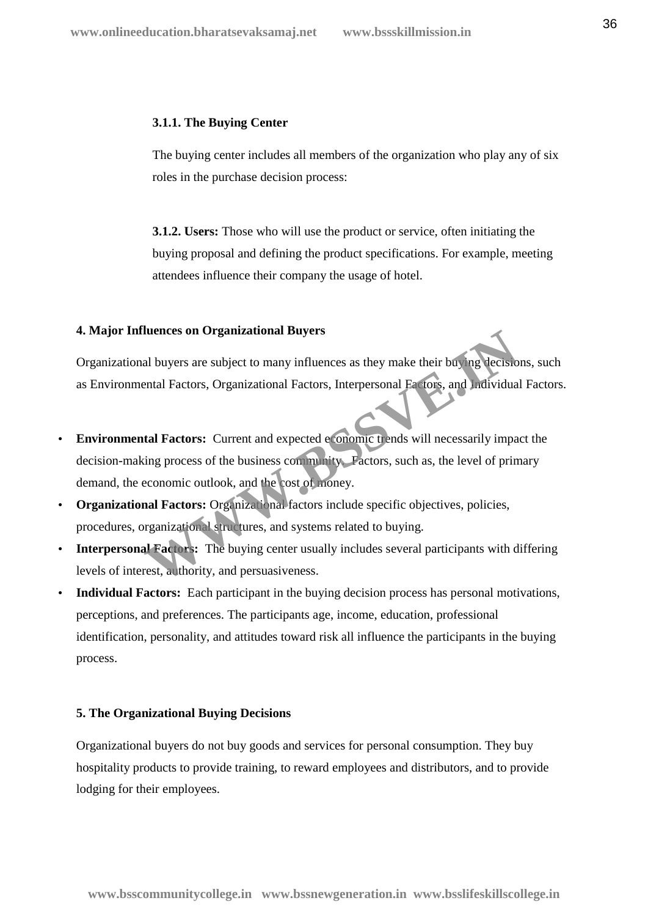**3.1.1. The Buying Center**

The buying center includes all members of the organization who play any of six roles in the purchase decision process:

**3.1.2. Users:** Those who will use the product or service, often initiating the buying proposal and defining the product specifications. For example, meeting attendees influence their company the usage of hotel.

**4. Major Influences on Organizational Buyers**

Organizational buyers are subject to many influences as they make their buying decisions, such as Environmental Factors, Organizational Factors, Interpersonal Factors, and Individual Factors.

- **Environmental Factors:** Current and expected economic trends will necessarily impact the decision-making process of the business community. Factors, such as, the level of primary demand, the economic outlook, and the cost of money.
- **Organizational Factors:** Organizational factors include specific objectives, policies, procedures, organizational structures, and systems related to buying.
- **Interpersonal Factors:** The buying center usually includes several participants with differing levels of interest, authority, and persuasiveness.
- **Individual Factors:** Each participant in the buying decision process has personal motivations, perceptions, and preferences. The participants age, income, education, professional identification, personality, and attitudes toward risk all influence the participants in the buying process.

**5. The Organizational Buying Decisions**

Organizational buyers do not buy goods and services for personal consumption. They buy hospitality products to provide training, to reward employees and distributors, and to provide lodging for their employees.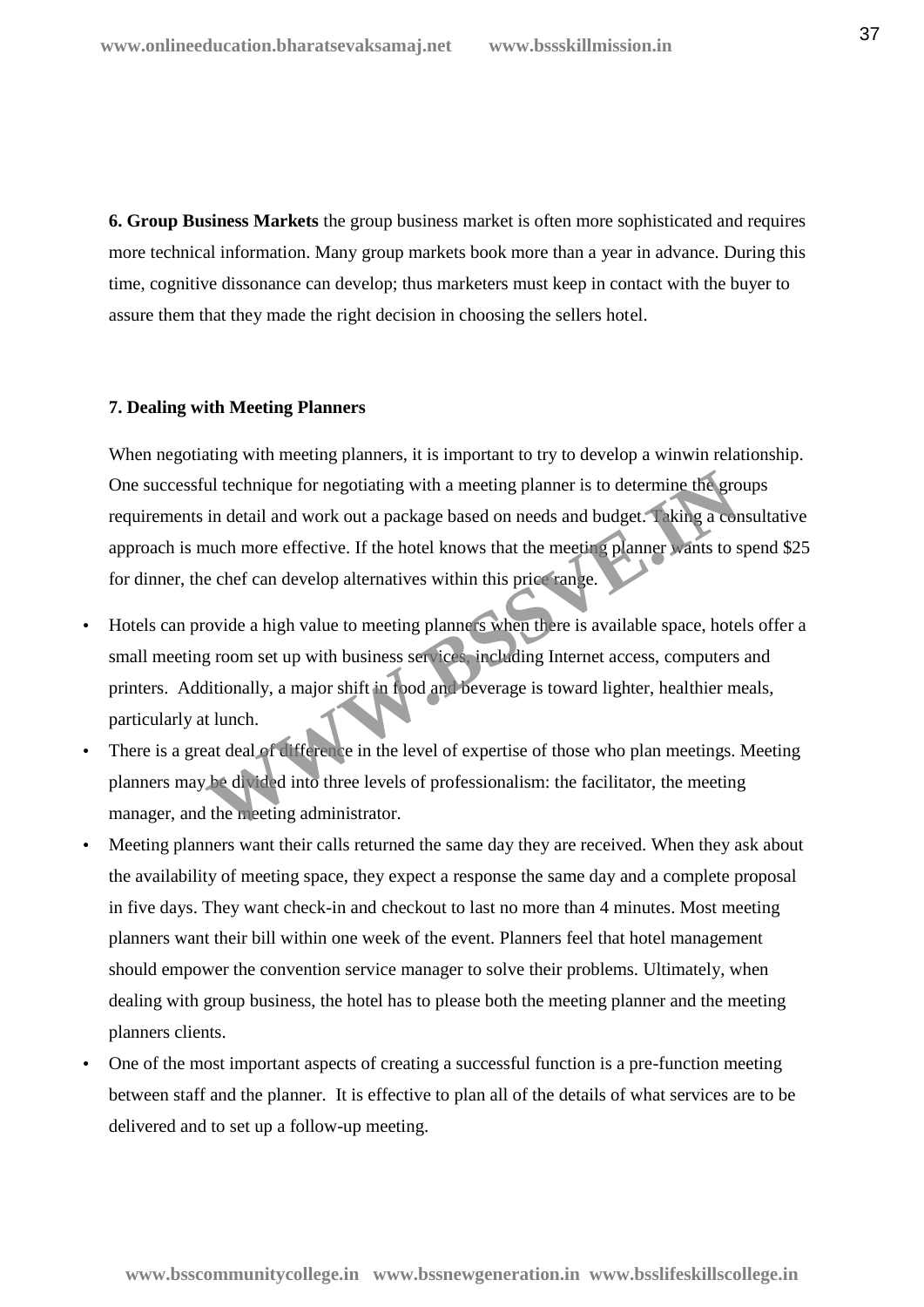**6. Group Business Markets** the group business market is often more sophisticated and requires more technical information. Many group markets book more than a year in advance. During this time, cognitive dissonance can develop; thus marketers must keep in contact with the buyer to assure them that they made the right decision in choosing the sellers hotel.

**7. Dealing with Meeting Planners**

When negotiating with meeting planners, it is important to try to develop a winwin relationship. One successful technique for negotiating with a meeting planner is to determine the groups requirements in detail and work out a package based on needs and budget. Taking a consultative approach is much more effective. If the hotel knows that the meeting planner wants to spend $25 for dinner, the chef can develop alternatives within this price range.

- Hotels can provide a high value to meeting planners when there is available space, hotels offer a small meeting room set up with business services, including Internet access, computers and printers. Additionally, a major shift in food and beverage is toward lighter, healthier meals, particularly at lunch.
- There is a great deal of difference in the level of expertise of those who plan meetings. Meeting planners may be divided into three levels of professionalism: the facilitator, the meeting manager, and the meeting administrator.
- Meeting planners want their calls returned the same day they are received. When they ask about the availability of meeting space, they expect a response the same day and a complete proposal in five days. They want check-in and checkout to last no more than 4 minutes. Most meeting planners want their bill within one week of the event. Planners feel that hotel management should empower the convention service manager to solve their problems. Ultimately, when dealing with group business, the hotel has to please both the meeting planner and the meeting planners clients.
- One of the most important aspects of creating a successful function is a pre-function meeting between staff and the planner. It is effective to plan all of the details of what services are to be delivered and to set up a follow-up meeting.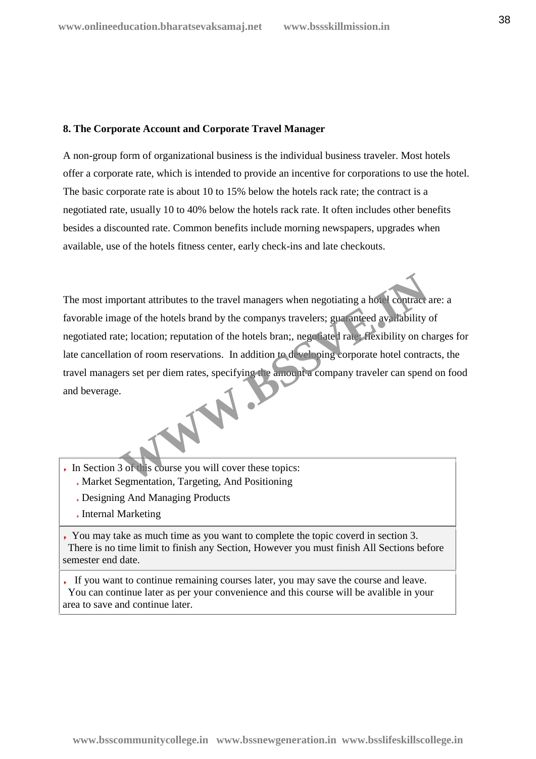**8. The Corporate Account and Corporate Travel Manager**

A non-group form of organizational business is the individual business traveler. Most hotels offer a corporate rate, which is intended to provide an incentive for corporations to use the hotel. The basic corporate rate is about 10 to 15% below the hotels rack rate; the contract is a negotiated rate, usually 10 to 40% below the hotels rack rate. It often includes other benefits besides a discounted rate. Common benefits include morning newspapers, upgrades when available, use of the hotels fitness center, early check-ins and late checkouts.

The most important attributes to the travel managers when negotiating a hotel contract are: a favorable image of the hotels brand by the companys travelers; guaranteed availability of negotiated rate; location; reputation of the hotels bran;, negotiated rate; flexibility on charges for late cancellation of room reservations. In addition to developing corporate hotel contracts, the travel managers set per diem rates, specifying the amount a company traveler can spend on food and beverage.

- In Section 3 of this course you will cover these topics:
  - Market Segmentation, Targeting, And Positioning
  - Designing And Managing Products
  - Internal Marketing

- You may take as much time as you want to complete the topic coverd in section 3. There is no time limit to finish any Section, However you must finish All Sections before semester end date.

- If you want to continue remaining courses later, you may save the course and leave. You can continue later as per your convenience and this course will be avalible in your area to save and continue later.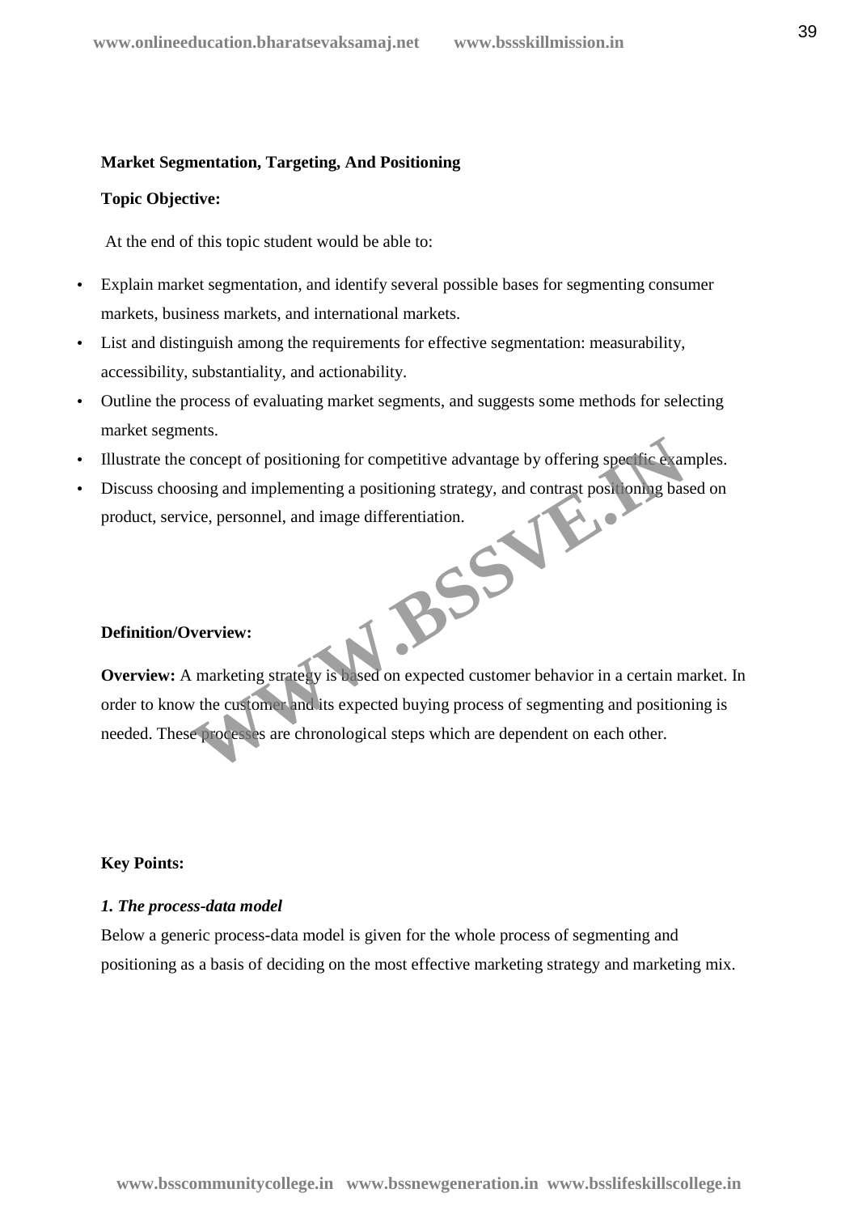**Market Segmentation, Targeting, And Positioning**

**Topic Objective:**

At the end of this topic student would be able to:

- Explain market segmentation, and identify several possible bases for segmenting consumer markets, business markets, and international markets.
- List and distinguish among the requirements for effective segmentation: measurability, accessibility, substantiality, and actionability.
- Outline the process of evaluating market segments, and suggests some methods for selecting market segments.
- Illustrate the concept of positioning for competitive advantage by offering specific examples.
- Discuss choosing and implementing a positioning strategy, and contrast positioning based on product, service, personnel, and image differentiation.

**Definition/Overview:**

**Overview:** A marketing strategy is based on expected customer behavior in a certain market. In order to know the customer and its expected buying process of segmenting and positioning is needed. These processes are chronological steps which are dependent on each other.

**Key Points:**

***1. The process-data model***

Below a generic process-data model is given for the whole process of segmenting and positioning as a basis of deciding on the most effective marketing strategy and marketing mix.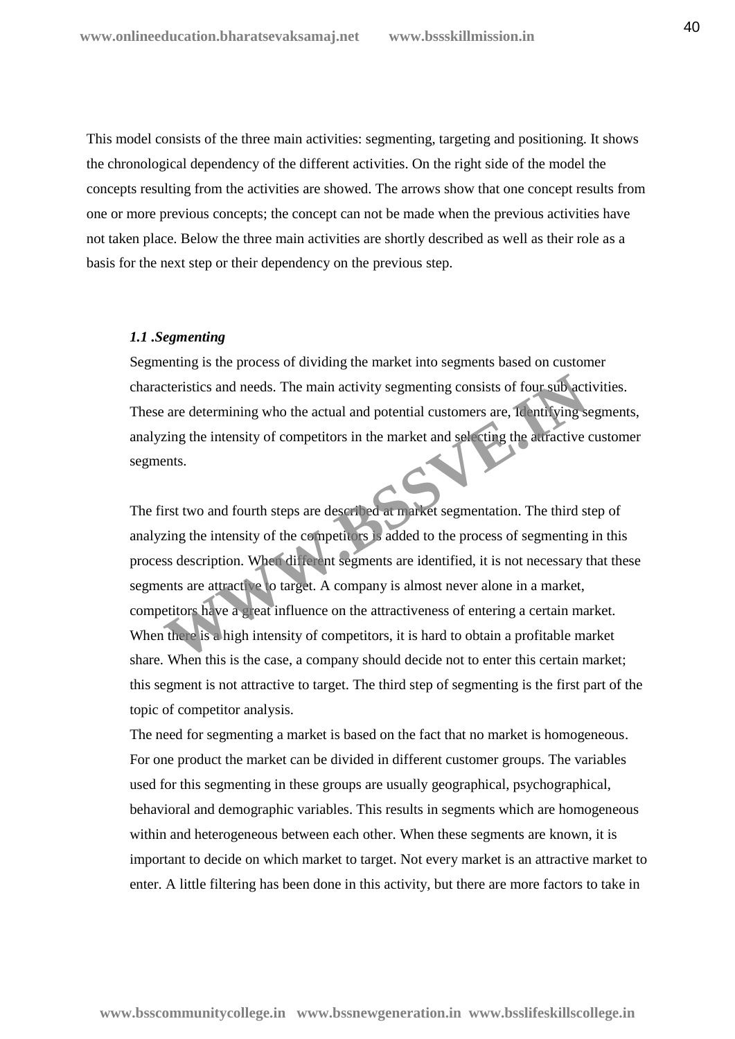This model consists of the three main activities: segmenting, targeting and positioning. It shows the chronological dependency of the different activities. On the right side of the model the concepts resulting from the activities are showed. The arrows show that one concept results from one or more previous concepts; the concept can not be made when the previous activities have not taken place. Below the three main activities are shortly described as well as their role as a basis for the next step or their dependency on the previous step.

### *1.1 .Segmenting*

Segmenting is the process of dividing the market into segments based on customer characteristics and needs. The main activity segmenting consists of four sub activities. These are determining who the actual and potential customers are, identifying segments, analyzing the intensity of competitors in the market and selecting the attractive customer segments.

The first two and fourth steps are described at market segmentation. The third step of analyzing the intensity of the competitors is added to the process of segmenting in this process description. When different segments are identified, it is not necessary that these segments are attractive to target. A company is almost never alone in a market, competitors have a great influence on the attractiveness of entering a certain market. When there is a high intensity of competitors, it is hard to obtain a profitable market share. When this is the case, a company should decide not to enter this certain market; this segment is not attractive to target. The third step of segmenting is the first part of the topic of competitor analysis.

The need for segmenting a market is based on the fact that no market is homogeneous. For one product the market can be divided in different customer groups. The variables used for this segmenting in these groups are usually geographical, psychographical, behavioral and demographic variables. This results in segments which are homogeneous within and heterogeneous between each other. When these segments are known, it is important to decide on which market to target. Not every market is an attractive market to enter. A little filtering has been done in this activity, but there are more factors to take in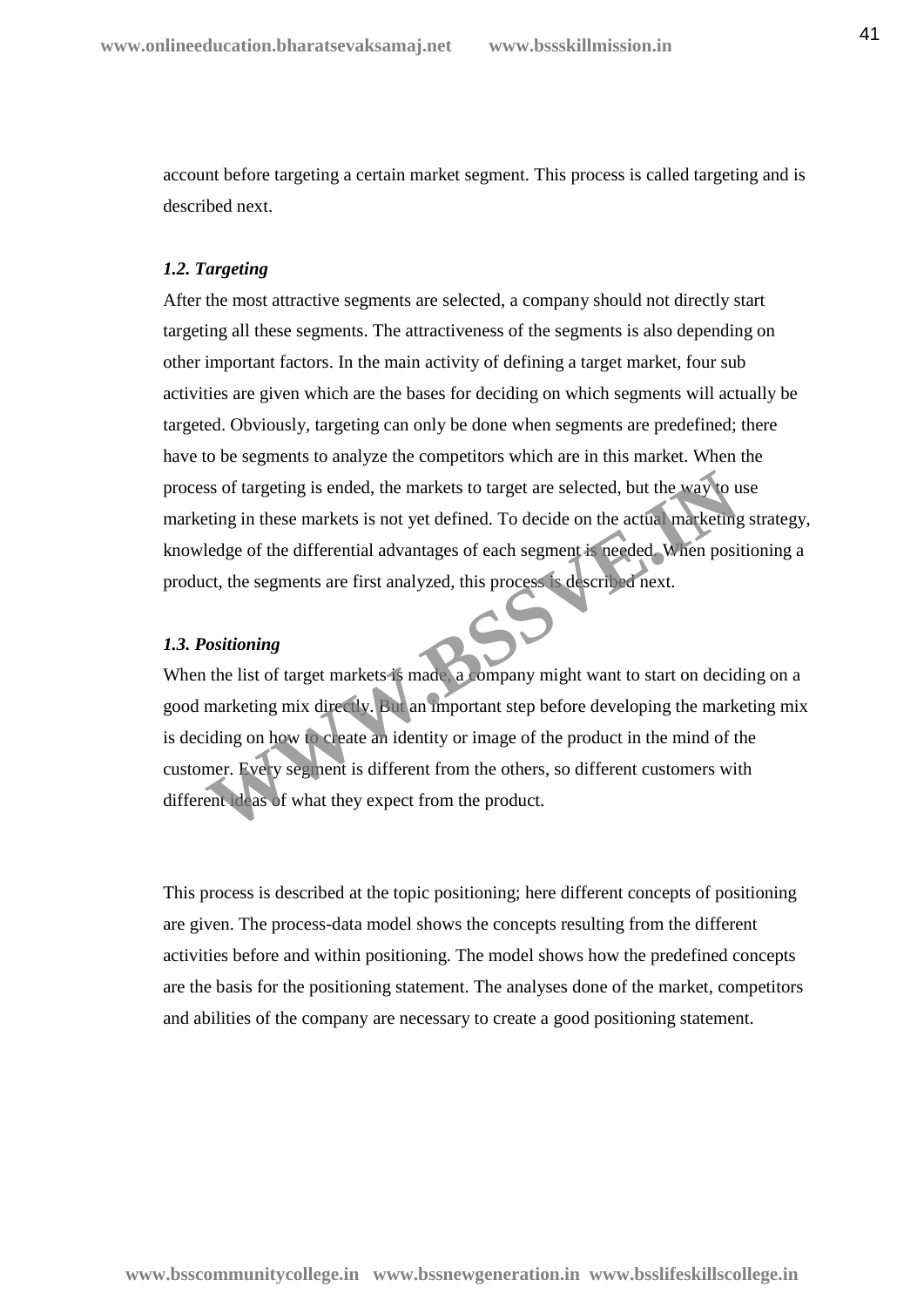account before targeting a certain market segment. This process is called targeting and is described next.

### *1.2. Targeting*

After the most attractive segments are selected, a company should not directly start targeting all these segments. The attractiveness of the segments is also depending on other important factors. In the main activity of defining a target market, four sub activities are given which are the bases for deciding on which segments will actually be targeted. Obviously, targeting can only be done when segments are predefined; there have to be segments to analyze the competitors which are in this market. When the process of targeting is ended, the markets to target are selected, but the way to use marketing in these markets is not yet defined. To decide on the actual marketing strategy, knowledge of the differential advantages of each segment is needed. When positioning a product, the segments are first analyzed, this process is described next.

### *1.3. Positioning*

When the list of target markets is made, a company might want to start on deciding on a good marketing mix directly. But an important step before developing the marketing mix is deciding on how to create an identity or image of the product in the mind of the customer. Every segment is different from the others, so different customers with different ideas of what they expect from the product.

This process is described at the topic positioning; here different concepts of positioning are given. The process-data model shows the concepts resulting from the different activities before and within positioning. The model shows how the predefined concepts are the basis for the positioning statement. The analyses done of the market, competitors and abilities of the company are necessary to create a good positioning statement.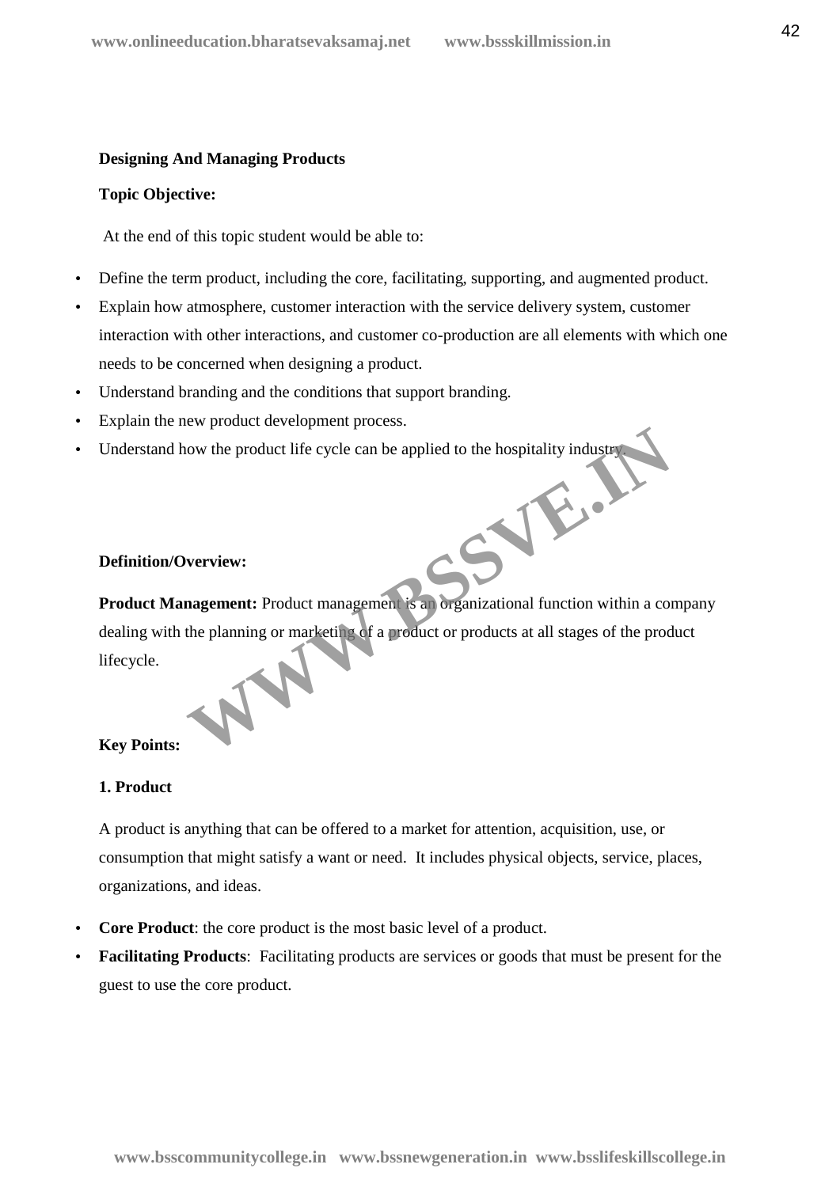**Designing And Managing Products**

**Topic Objective:**

At the end of this topic student would be able to:

- Define the term product, including the core, facilitating, supporting, and augmented product.
- Explain how atmosphere, customer interaction with the service delivery system, customer interaction with other interactions, and customer co-production are all elements with which one needs to be concerned when designing a product.
- Understand branding and the conditions that support branding.
- Explain the new product development process.
- Understand how the product life cycle can be applied to the hospitality industry.

**Definition/Overview:**

**Product Management:** Product management is an organizational function within a company dealing with the planning or marketing of a product or products at all stages of the product lifecycle.

**Key Points:**

**1. Product**

A product is anything that can be offered to a market for attention, acquisition, use, or consumption that might satisfy a want or need. It includes physical objects, service, places, organizations, and ideas.

- **Core Product**: the core product is the most basic level of a product.
- **Facilitating Products**: Facilitating products are services or goods that must be present for the guest to use the core product.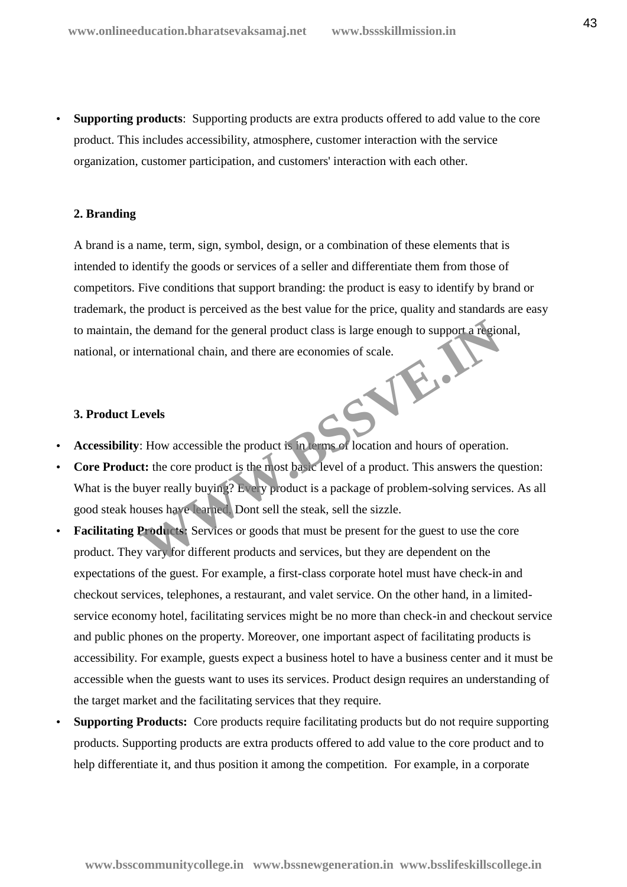- **Supporting products**: Supporting products are extra products offered to add value to the core product. This includes accessibility, atmosphere, customer interaction with the service organization, customer participation, and customers' interaction with each other.

**2. Branding**

A brand is a name, term, sign, symbol, design, or a combination of these elements that is intended to identify the goods or services of a seller and differentiate them from those of competitors. Five conditions that support branding: the product is easy to identify by brand or trademark, the product is perceived as the best value for the price, quality and standards are easy to maintain, the demand for the general product class is large enough to support a regional, national, or international chain, and there are economies of scale.

**3. Product Levels**

- **Accessibility**: How accessible the product is in terms of location and hours of operation.
- **Core Product:** the core product is the most basic level of a product. This answers the question: What is the buyer really buying? Every product is a package of problem-solving services. As all good steak houses have learned, Dont sell the steak, sell the sizzle.
- **Facilitating Products**: Services or goods that must be present for the guest to use the core product. They vary for different products and services, but they are dependent on the expectations of the guest. For example, a first-class corporate hotel must have check-in and checkout services, telephones, a restaurant, and valet service. On the other hand, in a limited-service economy hotel, facilitating services might be no more than check-in and checkout service and public phones on the property. Moreover, one important aspect of facilitating products is accessibility. For example, guests expect a business hotel to have a business center and it must be accessible when the guests want to uses its services. Product design requires an understanding of the target market and the facilitating services that they require.
- **Supporting Products:** Core products require facilitating products but do not require supporting products. Supporting products are extra products offered to add value to the core product and to help differentiate it, and thus position it among the competition. For example, in a corporate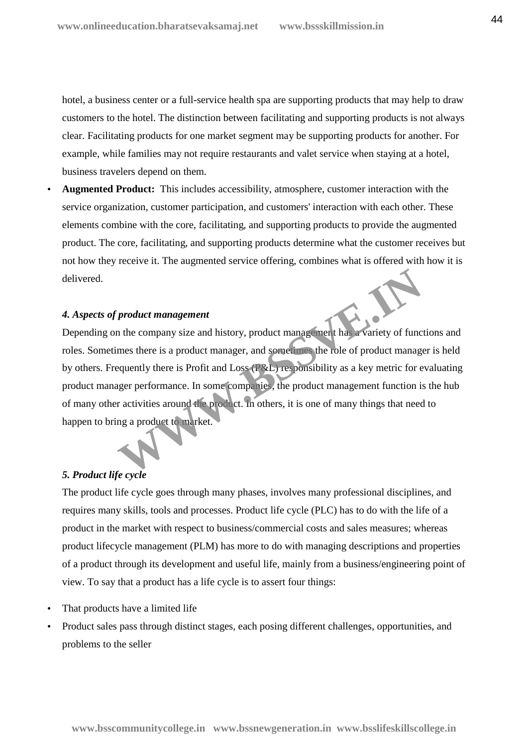hotel, a business center or a full-service health spa are supporting products that may help to draw customers to the hotel. The distinction between facilitating and supporting products is not always clear. Facilitating products for one market segment may be supporting products for another. For example, while families may not require restaurants and valet service when staying at a hotel, business travelers depend on them.

- **Augmented Product:** This includes accessibility, atmosphere, customer interaction with the service organization, customer participation, and customers' interaction with each other. These elements combine with the core, facilitating, and supporting products to provide the augmented product. The core, facilitating, and supporting products determine what the customer receives but not how they receive it. The augmented service offering, combines what is offered with how it is delivered.

### *4. Aspects of product management*

Depending on the company size and history, product management has a variety of functions and roles. Sometimes there is a product manager, and sometimes the role of product manager is held by others. Frequently there is Profit and Loss (P&L) responsibility as a key metric for evaluating product manager performance. In some companies, the product management function is the hub of many other activities around the product. In others, it is one of many things that need to happen to bring a product to market.

### *5. Product life cycle*

The product life cycle goes through many phases, involves many professional disciplines, and requires many skills, tools and processes. Product life cycle (PLC) has to do with the life of a product in the market with respect to business/commercial costs and sales measures; whereas product lifecycle management (PLM) has more to do with managing descriptions and properties of a product through its development and useful life, mainly from a business/engineering point of view. To say that a product has a life cycle is to assert four things:

- That products have a limited life
- Product sales pass through distinct stages, each posing different challenges, opportunities, and problems to the seller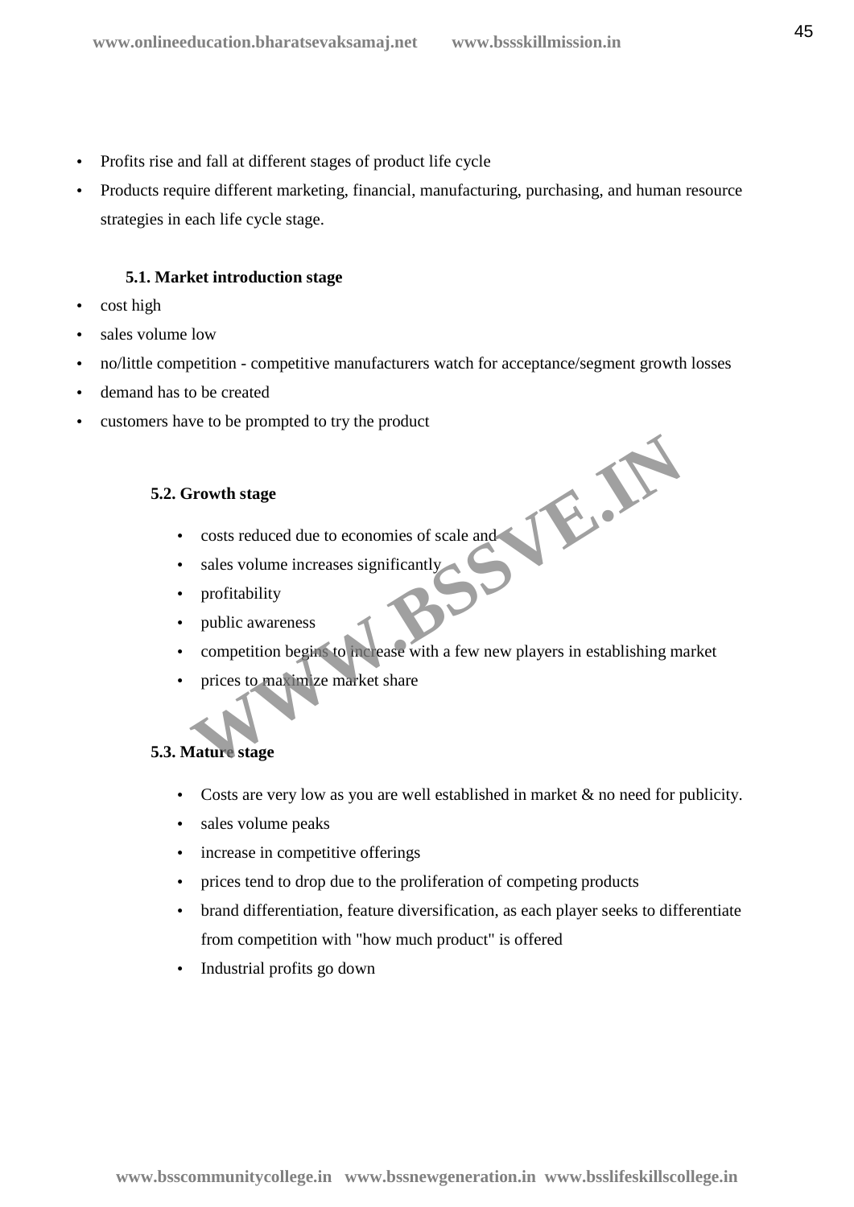- Profits rise and fall at different stages of product life cycle
- Products require different marketing, financial, manufacturing, purchasing, and human resource strategies in each life cycle stage.

### 5.1. Market introduction stage

- cost high
- sales volume low
- no/little competition - competitive manufacturers watch for acceptance/segment growth losses
- demand has to be created
- customers have to be prompted to try the product

### 5.2. Growth stage

- costs reduced due to economies of scale and
- sales volume increases significantly
- profitability
- public awareness
- competition begins to increase with a few new players in establishing market
- prices to maximize market share

### 5.3. Mature stage

- Costs are very low as you are well established in market & no need for publicity.
- sales volume peaks
- increase in competitive offerings
- prices tend to drop due to the proliferation of competing products
- brand differentiation, feature diversification, as each player seeks to differentiate from competition with "how much product" is offered
- Industrial profits go down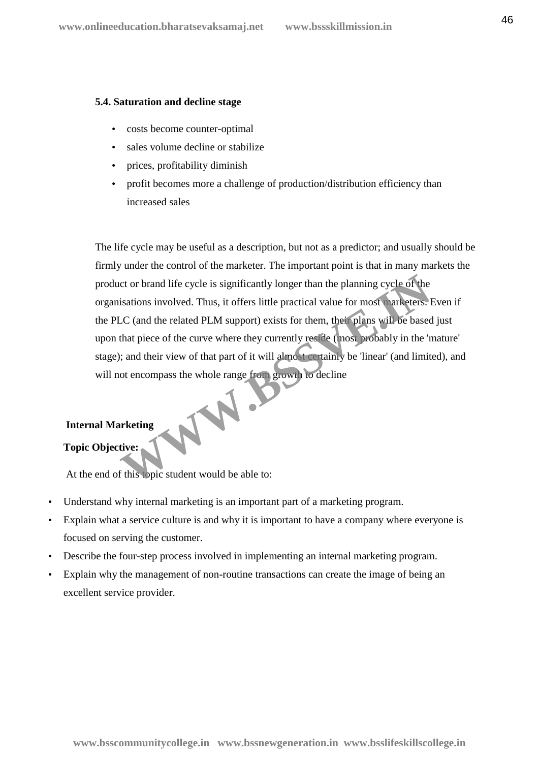### 5.4. Saturation and decline stage

- costs become counter-optimal
- sales volume decline or stabilize
- prices, profitability diminish
- profit becomes more a challenge of production/distribution efficiency than increased sales

The life cycle may be useful as a description, but not as a predictor; and usually should be firmly under the control of the marketer. The important point is that in many markets the product or brand life cycle is significantly longer than the planning cycle of the organisations involved. Thus, it offers little practical value for most marketers. Even if the PLC (and the related PLM support) exists for them, their plans will be based just upon that piece of the curve where they currently reside (most probably in the 'mature' stage); and their view of that part of it will almost certainly be 'linear' (and limited), and will not encompass the whole range from growth to decline

## Internal Marketing

**Topic Objective:**

At the end of this topic student would be able to:

- Understand why internal marketing is an important part of a marketing program.
- Explain what a service culture is and why it is important to have a company where everyone is focused on serving the customer.
- Describe the four-step process involved in implementing an internal marketing program.
- Explain why the management of non-routine transactions can create the image of being an excellent service provider.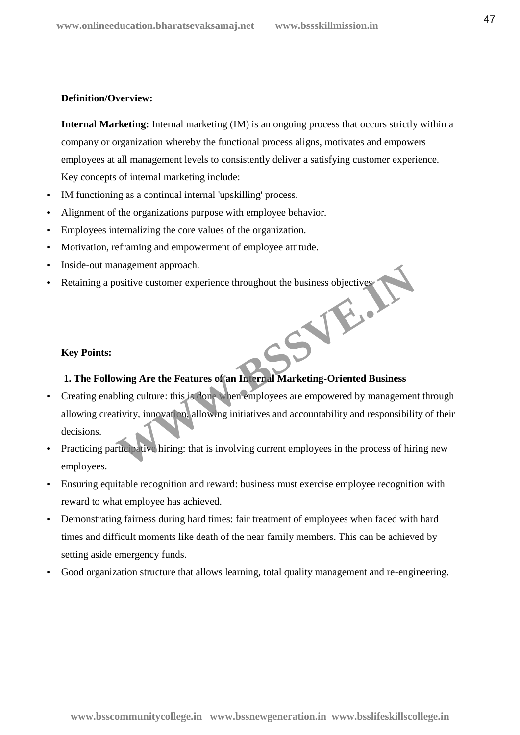**Definition/Overview:**

**Internal Marketing:** Internal marketing (IM) is an ongoing process that occurs strictly within a company or organization whereby the functional process aligns, motivates and empowers employees at all management levels to consistently deliver a satisfying customer experience. Key concepts of internal marketing include:

- IM functioning as a continual internal 'upskilling' process.
- Alignment of the organizations purpose with employee behavior.
- Employees internalizing the core values of the organization.
- Motivation, reframing and empowerment of employee attitude.
- Inside-out management approach.
- Retaining a positive customer experience throughout the business objectives.

**Key Points:**

**1. The Following Are the Features of an Internal Marketing-Oriented Business**

- Creating enabling culture: this is done when employees are empowered by management through allowing creativity, innovation, allowing initiatives and accountability and responsibility of their decisions.
- Practicing participative hiring: that is involving current employees in the process of hiring new employees.
- Ensuring equitable recognition and reward: business must exercise employee recognition with reward to what employee has achieved.
- Demonstrating fairness during hard times: fair treatment of employees when faced with hard times and difficult moments like death of the near family members. This can be achieved by setting aside emergency funds.
- Good organization structure that allows learning, total quality management and re-engineering.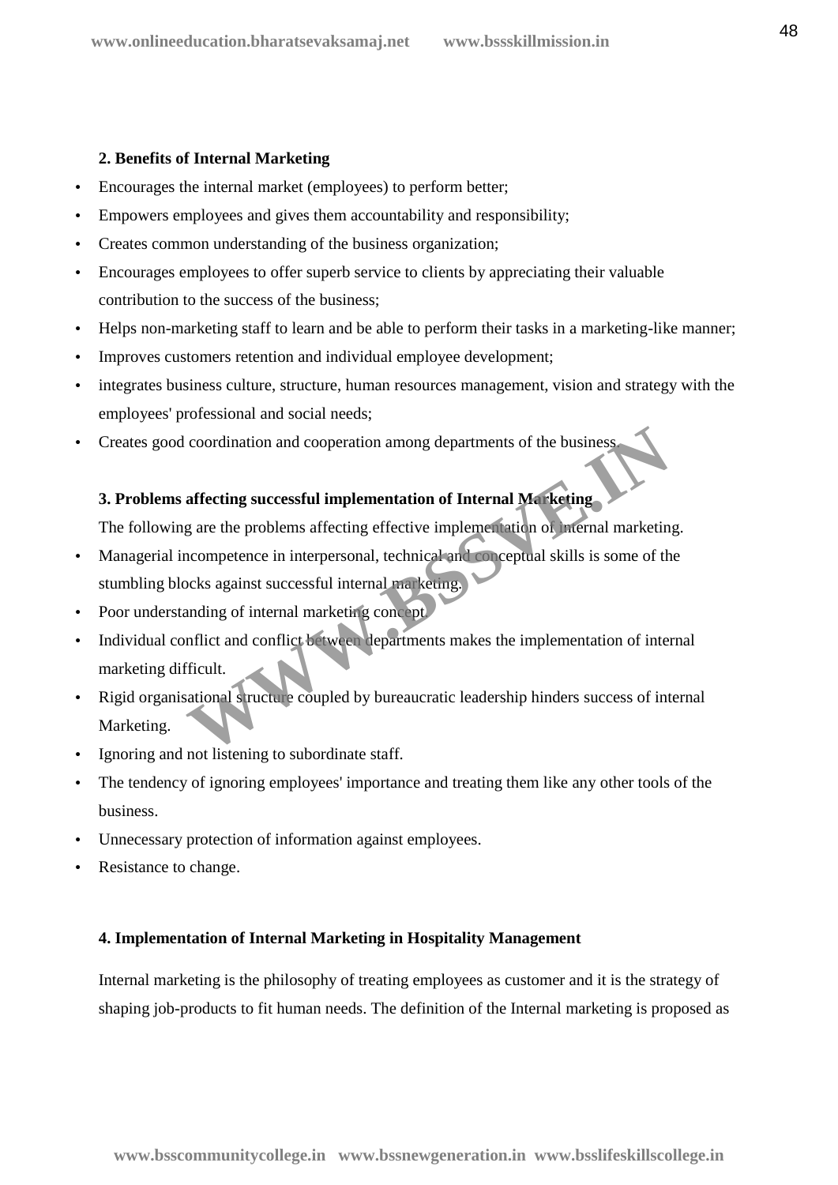**2. Benefits of Internal Marketing**

- Encourages the internal market (employees) to perform better;
- Empowers employees and gives them accountability and responsibility;
- Creates common understanding of the business organization;
- Encourages employees to offer superb service to clients by appreciating their valuable contribution to the success of the business;
- Helps non-marketing staff to learn and be able to perform their tasks in a marketing-like manner;
- Improves customers retention and individual employee development;
- integrates business culture, structure, human resources management, vision and strategy with the employees' professional and social needs;
- Creates good coordination and cooperation among departments of the business.

**3. Problems affecting successful implementation of Internal Marketing**

The following are the problems affecting effective implementation of internal marketing.

- Managerial incompetence in interpersonal, technical and conceptual skills is some of the stumbling blocks against successful internal marketing.
- Poor understanding of internal marketing concept.
- Individual conflict and conflict between departments makes the implementation of internal marketing difficult.
- Rigid organisational structure coupled by bureaucratic leadership hinders success of internal Marketing.
- Ignoring and not listening to subordinate staff.
- The tendency of ignoring employees' importance and treating them like any other tools of the business.
- Unnecessary protection of information against employees.
- Resistance to change.

**4. Implementation of Internal Marketing in Hospitality Management**

Internal marketing is the philosophy of treating employees as customer and it is the strategy of shaping job-products to fit human needs. The definition of the Internal marketing is proposed as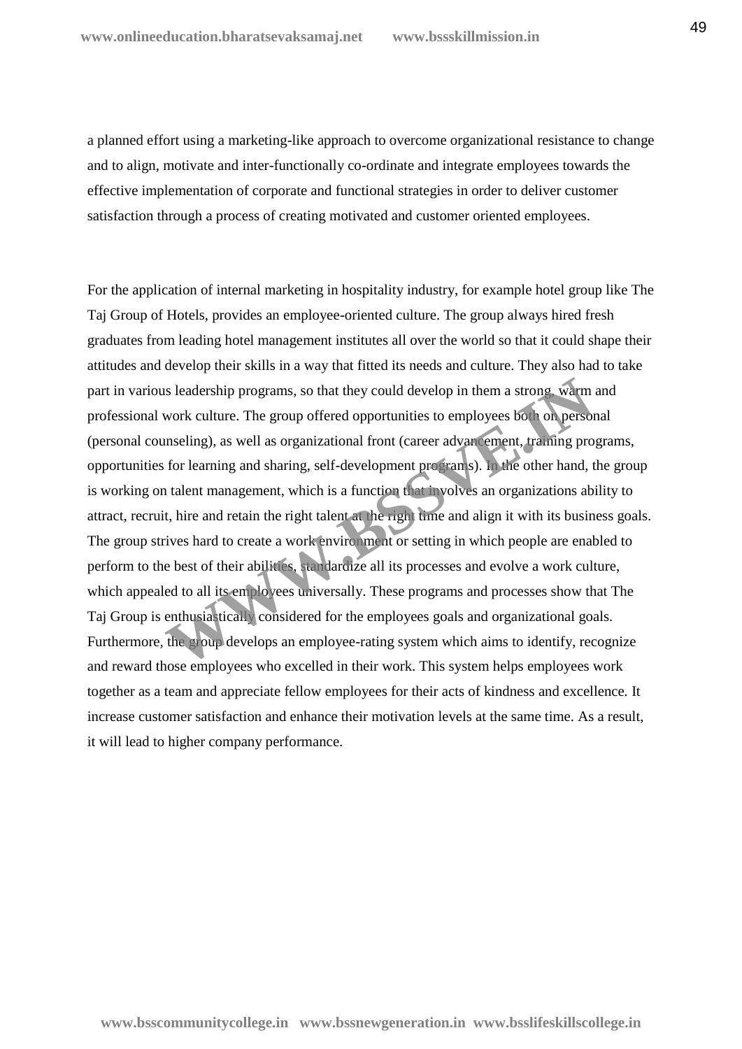a planned effort using a marketing-like approach to overcome organizational resistance to change and to align, motivate and inter-functionally co-ordinate and integrate employees towards the effective implementation of corporate and functional strategies in order to deliver customer satisfaction through a process of creating motivated and customer oriented employees.

For the application of internal marketing in hospitality industry, for example hotel group like The Taj Group of Hotels, provides an employee-oriented culture. The group always hired fresh graduates from leading hotel management institutes all over the world so that it could shape their attitudes and develop their skills in a way that fitted its needs and culture. They also had to take part in various leadership programs, so that they could develop in them a strong, warm and professional work culture. The group offered opportunities to employees both on personal (personal counseling), as well as organizational front (career advancement, training programs, opportunities for learning and sharing, self-development programs). In the other hand, the group is working on talent management, which is a function that involves an organizations ability to attract, recruit, hire and retain the right talent at the right time and align it with its business goals. The group strives hard to create a work environment or setting in which people are enabled to perform to the best of their abilities, standardize all its processes and evolve a work culture, which appealed to all its employees universally. These programs and processes show that The Taj Group is enthusiastically considered for the employees goals and organizational goals. Furthermore, the group develops an employee-rating system which aims to identify, recognize and reward those employees who excelled in their work. This system helps employees work together as a team and appreciate fellow employees for their acts of kindness and excellence. It increase customer satisfaction and enhance their motivation levels at the same time. As a result, it will lead to higher company performance.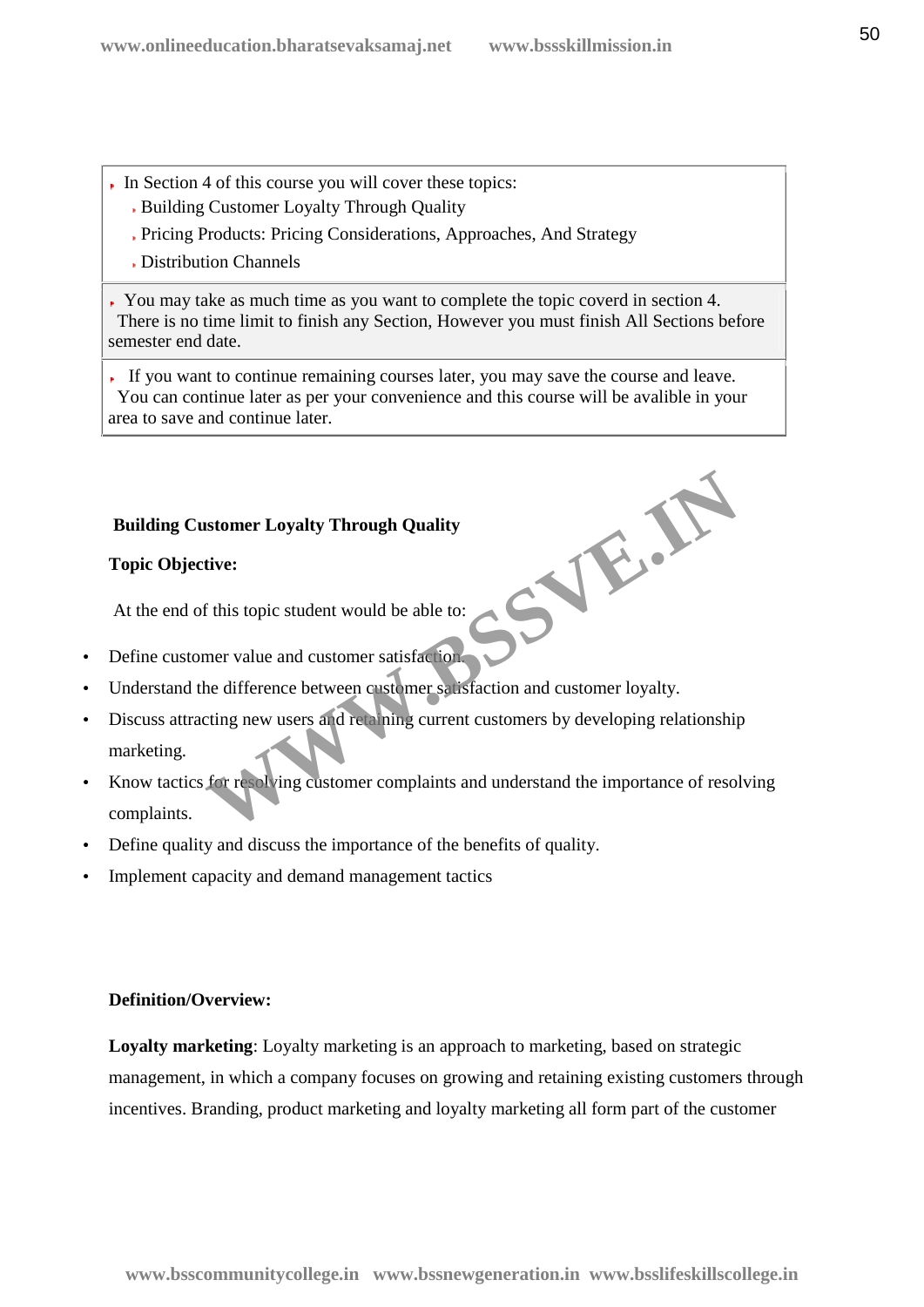- In Section 4 of this course you will cover these topics:
  - Building Customer Loyalty Through Quality
  - Pricing Products: Pricing Considerations, Approaches, And Strategy
  - Distribution Channels

- You may take as much time as you want to complete the topic coverd in section 4. There is no time limit to finish any Section, However you must finish All Sections before semester end date.

- If you want to continue remaining courses later, you may save the course and leave. You can continue later as per your convenience and this course will be avalible in your area to save and continue later.

**Building Customer Loyalty Through Quality**

**Topic Objective:**

At the end of this topic student would be able to:

- Define customer value and customer satisfaction.
- Understand the difference between customer satisfaction and customer loyalty.
- Discuss attracting new users and retaining current customers by developing relationship marketing.
- Know tactics for resolving customer complaints and understand the importance of resolving complaints.
- Define quality and discuss the importance of the benefits of quality.
- Implement capacity and demand management tactics

**Definition/Overview:**

**Loyalty marketing**: Loyalty marketing is an approach to marketing, based on strategic management, in which a company focuses on growing and retaining existing customers through incentives. Branding, product marketing and loyalty marketing all form part of the customer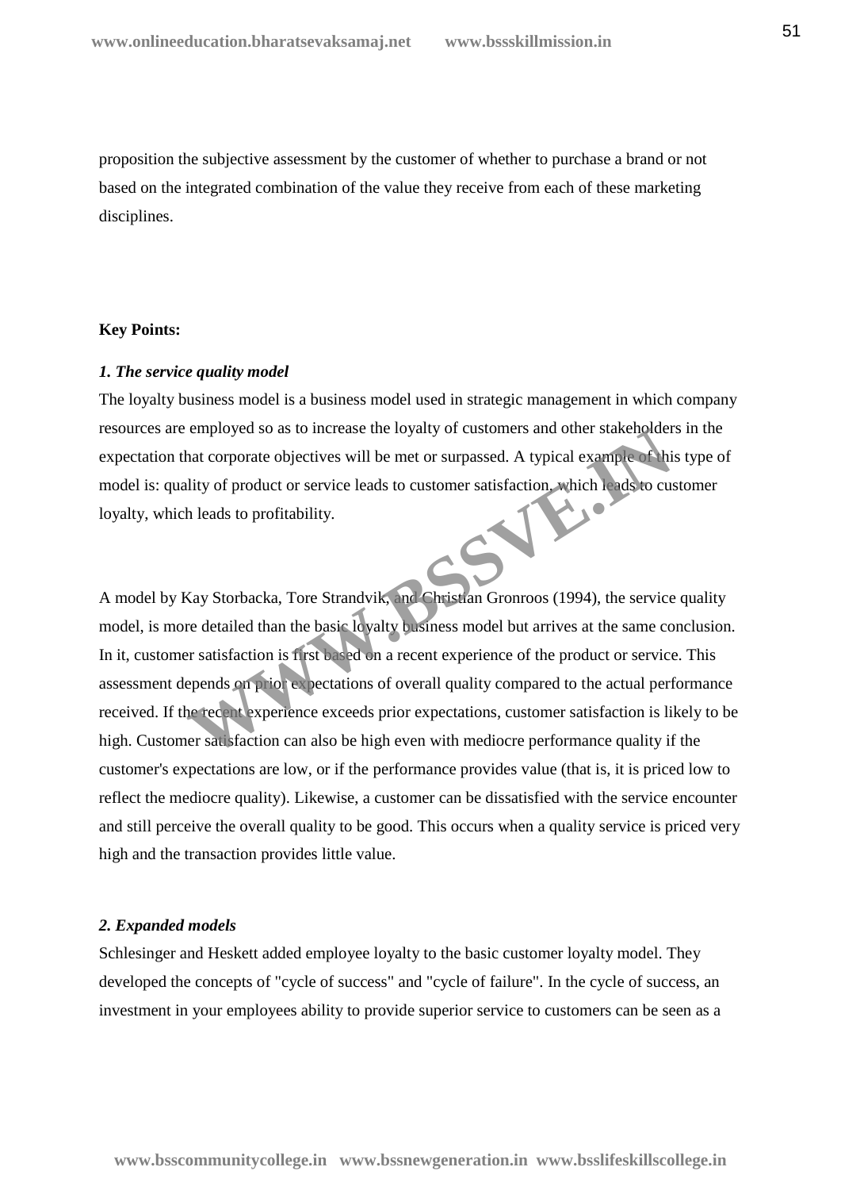proposition the subjective assessment by the customer of whether to purchase a brand or not based on the integrated combination of the value they receive from each of these marketing disciplines.

**Key Points:**

***1. The service quality model***

The loyalty business model is a business model used in strategic management in which company resources are employed so as to increase the loyalty of customers and other stakeholders in the expectation that corporate objectives will be met or surpassed. A typical example of this type of model is: quality of product or service leads to customer satisfaction, which leads to customer loyalty, which leads to profitability.

A model by Kay Storbacka, Tore Strandvik, and Christian Gronroos (1994), the service quality model, is more detailed than the basic loyalty business model but arrives at the same conclusion. In it, customer satisfaction is first based on a recent experience of the product or service. This assessment depends on prior expectations of overall quality compared to the actual performance received. If the recent experience exceeds prior expectations, customer satisfaction is likely to be high. Customer satisfaction can also be high even with mediocre performance quality if the customer's expectations are low, or if the performance provides value (that is, it is priced low to reflect the mediocre quality). Likewise, a customer can be dissatisfied with the service encounter and still perceive the overall quality to be good. This occurs when a quality service is priced very high and the transaction provides little value.

***2. Expanded models***

Schlesinger and Heskett added employee loyalty to the basic customer loyalty model. They developed the concepts of "cycle of success" and "cycle of failure". In the cycle of success, an investment in your employees ability to provide superior service to customers can be seen as a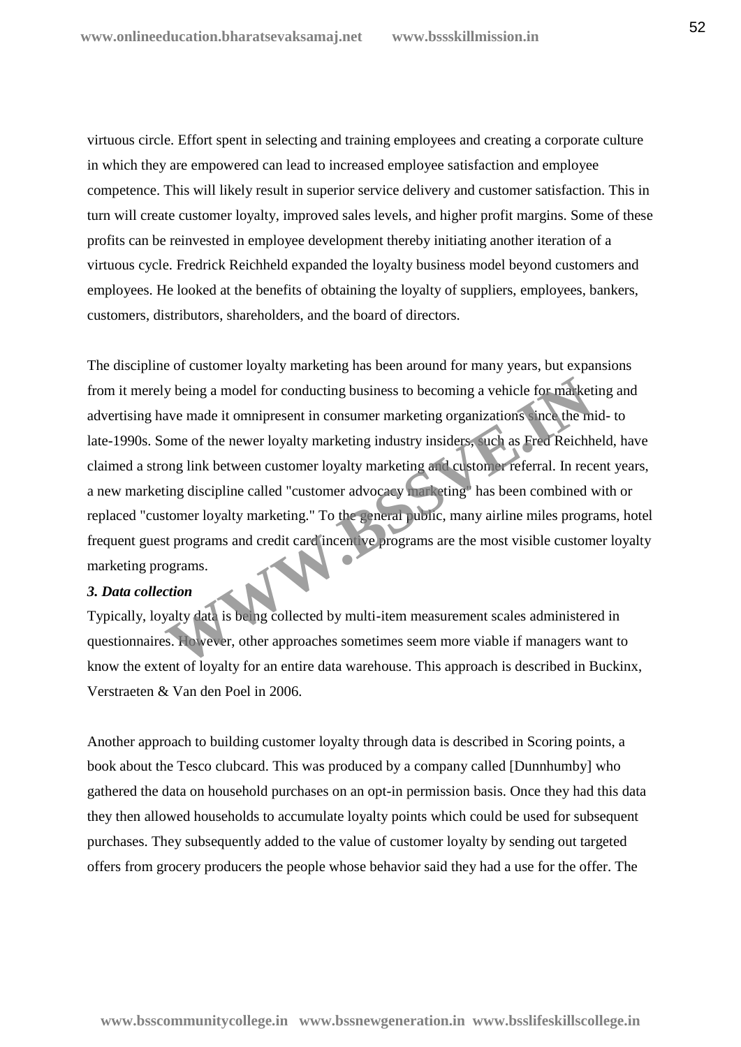virtuous circle. Effort spent in selecting and training employees and creating a corporate culture in which they are empowered can lead to increased employee satisfaction and employee competence. This will likely result in superior service delivery and customer satisfaction. This in turn will create customer loyalty, improved sales levels, and higher profit margins. Some of these profits can be reinvested in employee development thereby initiating another iteration of a virtuous cycle. Fredrick Reichheld expanded the loyalty business model beyond customers and employees. He looked at the benefits of obtaining the loyalty of suppliers, employees, bankers, customers, distributors, shareholders, and the board of directors.

The discipline of customer loyalty marketing has been around for many years, but expansions from it merely being a model for conducting business to becoming a vehicle for marketing and advertising have made it omnipresent in consumer marketing organizations since the mid- to late-1990s. Some of the newer loyalty marketing industry insiders, such as Fred Reichheld, have claimed a strong link between customer loyalty marketing and customer referral. In recent years, a new marketing discipline called "customer advocacy marketing" has been combined with or replaced "customer loyalty marketing." To the general public, many airline miles programs, hotel frequent guest programs and credit card incentive programs are the most visible customer loyalty marketing programs.

***3. Data collection***

Typically, loyalty data is being collected by multi-item measurement scales administered in questionnaires. However, other approaches sometimes seem more viable if managers want to know the extent of loyalty for an entire data warehouse. This approach is described in Buckinx, Verstraeten & Van den Poel in 2006.

Another approach to building customer loyalty through data is described in Scoring points, a book about the Tesco clubcard. This was produced by a company called [Dunnhumby] who gathered the data on household purchases on an opt-in permission basis. Once they had this data they then allowed households to accumulate loyalty points which could be used for subsequent purchases. They subsequently added to the value of customer loyalty by sending out targeted offers from grocery producers the people whose behavior said they had a use for the offer. The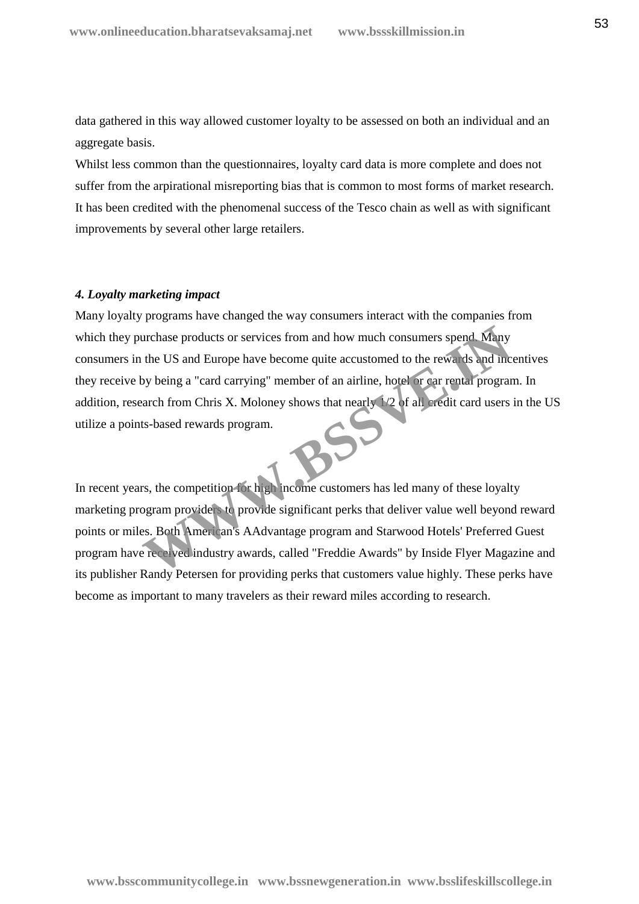data gathered in this way allowed customer loyalty to be assessed on both an individual and an aggregate basis.

Whilst less common than the questionnaires, loyalty card data is more complete and does not suffer from the arpirational misreporting bias that is common to most forms of market research. It has been credited with the phenomenal success of the Tesco chain as well as with significant improvements by several other large retailers.

***4. Loyalty marketing impact***

Many loyalty programs have changed the way consumers interact with the companies from which they purchase products or services from and how much consumers spend. Many consumers in the US and Europe have become quite accustomed to the rewards and incentives they receive by being a "card carrying" member of an airline, hotel or car rental program. In addition, research from Chris X. Moloney shows that nearly 1/2 of all credit card users in the US utilize a points-based rewards program.

In recent years, the competition for high income customers has led many of these loyalty marketing program providers to provide significant perks that deliver value well beyond reward points or miles. Both American's AAdvantage program and Starwood Hotels' Preferred Guest program have received industry awards, called "Freddie Awards" by Inside Flyer Magazine and its publisher Randy Petersen for providing perks that customers value highly. These perks have become as important to many travelers as their reward miles according to research.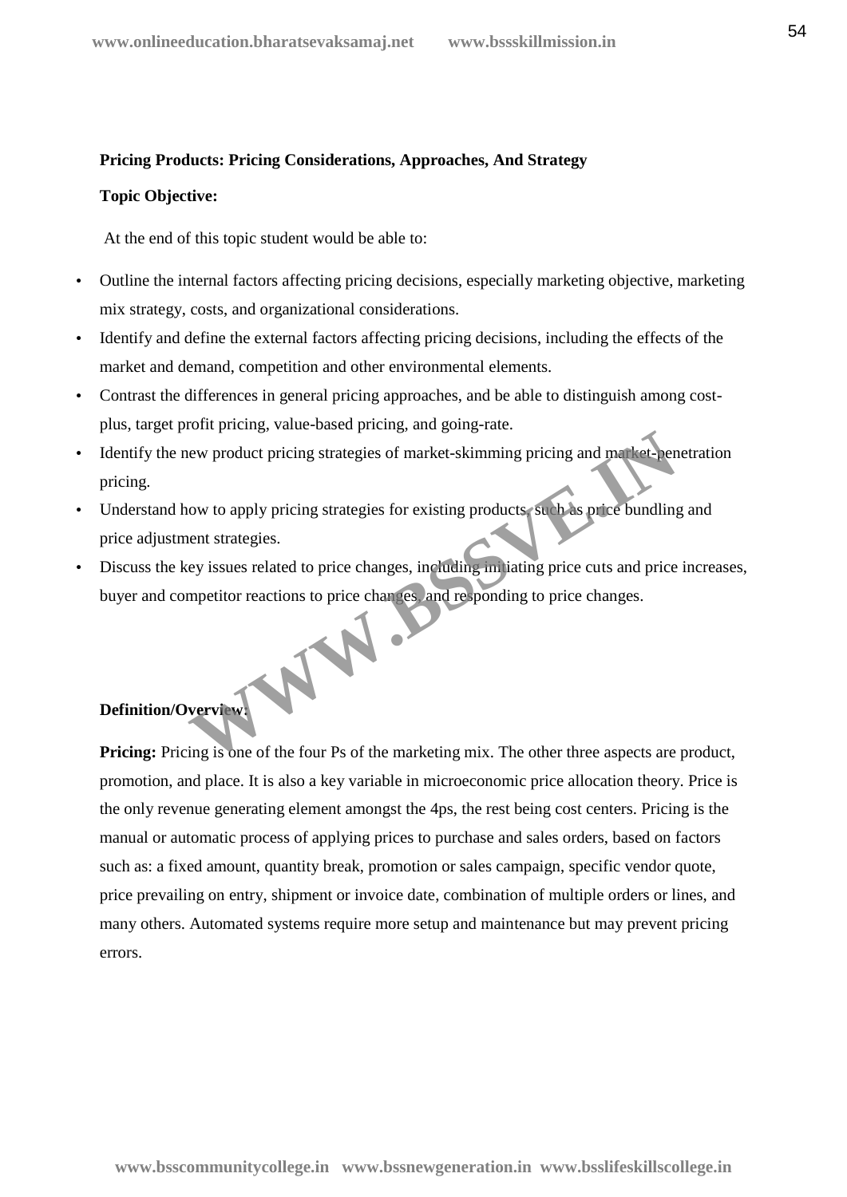**Pricing Products: Pricing Considerations, Approaches, And Strategy**

**Topic Objective:**

At the end of this topic student would be able to:

- Outline the internal factors affecting pricing decisions, especially marketing objective, marketing mix strategy, costs, and organizational considerations.
- Identify and define the external factors affecting pricing decisions, including the effects of the market and demand, competition and other environmental elements.
- Contrast the differences in general pricing approaches, and be able to distinguish among cost-plus, target profit pricing, value-based pricing, and going-rate.
- Identify the new product pricing strategies of market-skimming pricing and market-penetration pricing.
- Understand how to apply pricing strategies for existing products, such as price bundling and price adjustment strategies.
- Discuss the key issues related to price changes, including initiating price cuts and price increases, buyer and competitor reactions to price changes, and responding to price changes.

**Definition/Overview:**

**Pricing:** Pricing is one of the four Ps of the marketing mix. The other three aspects are product, promotion, and place. It is also a key variable in microeconomic price allocation theory. Price is the only revenue generating element amongst the 4ps, the rest being cost centers. Pricing is the manual or automatic process of applying prices to purchase and sales orders, based on factors such as: a fixed amount, quantity break, promotion or sales campaign, specific vendor quote, price prevailing on entry, shipment or invoice date, combination of multiple orders or lines, and many others. Automated systems require more setup and maintenance but may prevent pricing errors.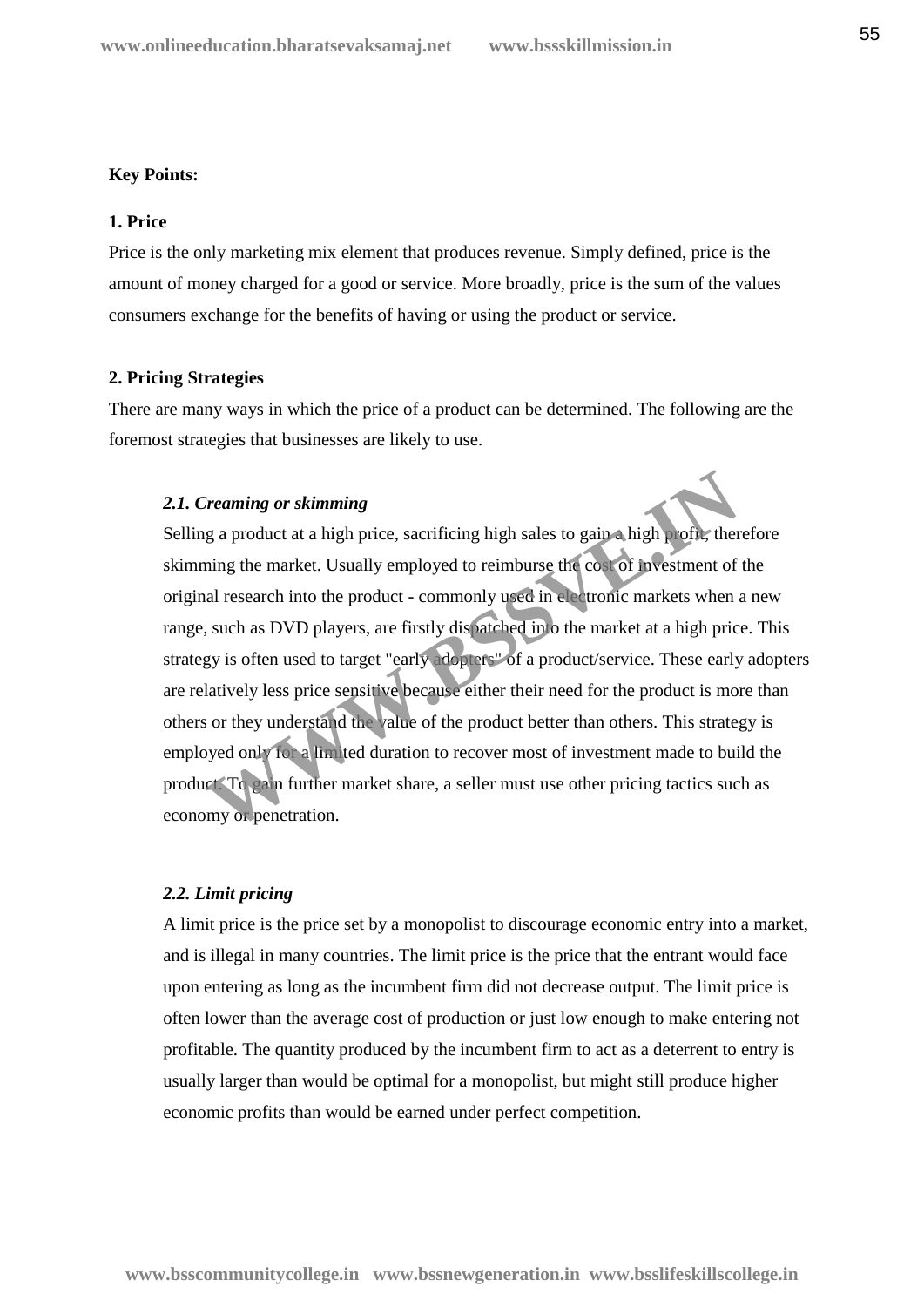**Key Points:**

**1. Price**

Price is the only marketing mix element that produces revenue. Simply defined, price is the amount of money charged for a good or service. More broadly, price is the sum of the values consumers exchange for the benefits of having or using the product or service.

**2. Pricing Strategies**

There are many ways in which the price of a product can be determined. The following are the foremost strategies that businesses are likely to use.

***2.1. Creaming or skimming***

Selling a product at a high price, sacrificing high sales to gain a high profit, therefore skimming the market. Usually employed to reimburse the cost of investment of the original research into the product - commonly used in electronic markets when a new range, such as DVD players, are firstly dispatched into the market at a high price. This strategy is often used to target "early adopters" of a product/service. These early adopters are relatively less price sensitive because either their need for the product is more than others or they understand the value of the product better than others. This strategy is employed only for a limited duration to recover most of investment made to build the product. To gain further market share, a seller must use other pricing tactics such as economy or penetration.

***2.2. Limit pricing***

A limit price is the price set by a monopolist to discourage economic entry into a market, and is illegal in many countries. The limit price is the price that the entrant would face upon entering as long as the incumbent firm did not decrease output. The limit price is often lower than the average cost of production or just low enough to make entering not profitable. The quantity produced by the incumbent firm to act as a deterrent to entry is usually larger than would be optimal for a monopolist, but might still produce higher economic profits than would be earned under perfect competition.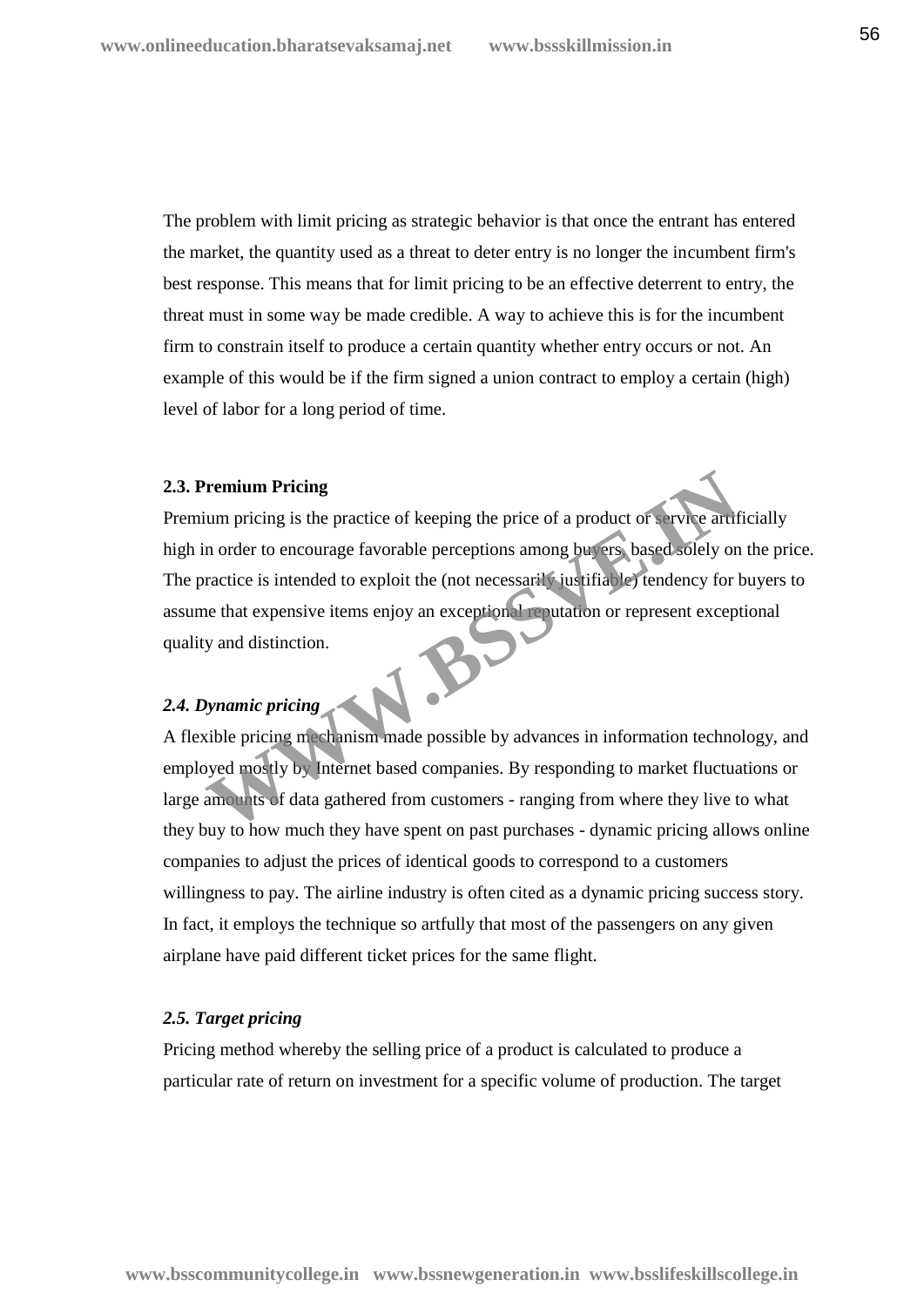The problem with limit pricing as strategic behavior is that once the entrant has entered the market, the quantity used as a threat to deter entry is no longer the incumbent firm's best response. This means that for limit pricing to be an effective deterrent to entry, the threat must in some way be made credible. A way to achieve this is for the incumbent firm to constrain itself to produce a certain quantity whether entry occurs or not. An example of this would be if the firm signed a union contract to employ a certain (high) level of labor for a long period of time.

### 2.3. Premium Pricing

Premium pricing is the practice of keeping the price of a product or service artificially high in order to encourage favorable perceptions among buyers, based solely on the price. The practice is intended to exploit the (not necessarily justifiable) tendency for buyers to assume that expensive items enjoy an exceptional reputation or represent exceptional quality and distinction.

### *2.4. Dynamic pricing*

A flexible pricing mechanism made possible by advances in information technology, and employed mostly by Internet based companies. By responding to market fluctuations or large amounts of data gathered from customers - ranging from where they live to what they buy to how much they have spent on past purchases - dynamic pricing allows online companies to adjust the prices of identical goods to correspond to a customers willingness to pay. The airline industry is often cited as a dynamic pricing success story. In fact, it employs the technique so artfully that most of the passengers on any given airplane have paid different ticket prices for the same flight.

### *2.5. Target pricing*

Pricing method whereby the selling price of a product is calculated to produce a particular rate of return on investment for a specific volume of production. The target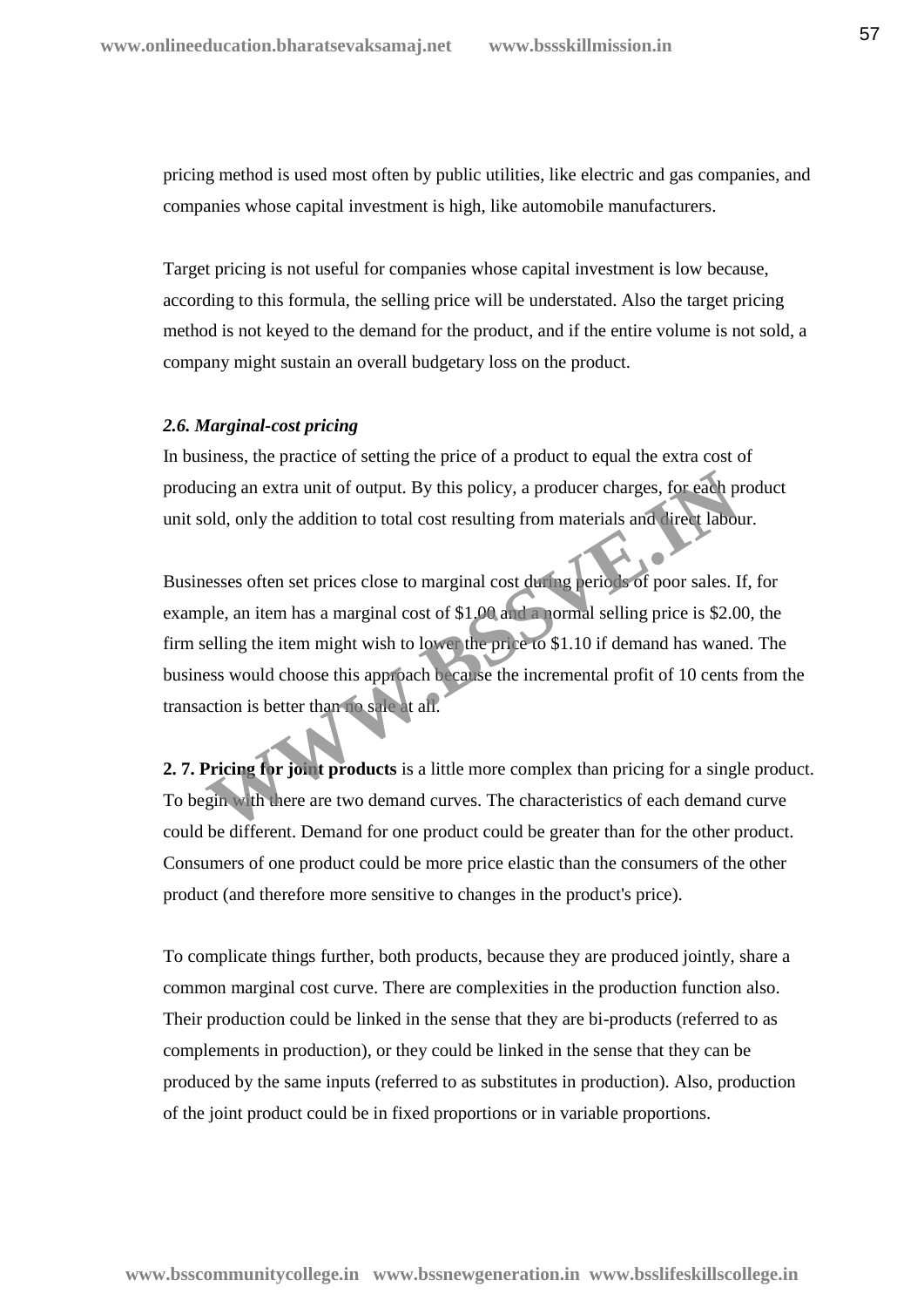pricing method is used most often by public utilities, like electric and gas companies, and companies whose capital investment is high, like automobile manufacturers.

Target pricing is not useful for companies whose capital investment is low because, according to this formula, the selling price will be understated. Also the target pricing method is not keyed to the demand for the product, and if the entire volume is not sold, a company might sustain an overall budgetary loss on the product.

### *2.6. Marginal-cost pricing*

In business, the practice of setting the price of a product to equal the extra cost of producing an extra unit of output. By this policy, a producer charges, for each product unit sold, only the addition to total cost resulting from materials and direct labour.

Businesses often set prices close to marginal cost during periods of poor sales. If, for example, an item has a marginal cost of $1.00 and a normal selling price is $2.00, the firm selling the item might wish to lower the price to $1.10 if demand has waned. The business would choose this approach because the incremental profit of 10 cents from the transaction is better than no sale at all.

**2. 7. Pricing for joint products** is a little more complex than pricing for a single product. To begin with there are two demand curves. The characteristics of each demand curve could be different. Demand for one product could be greater than for the other product. Consumers of one product could be more price elastic than the consumers of the other product (and therefore more sensitive to changes in the product's price).

To complicate things further, both products, because they are produced jointly, share a common marginal cost curve. There are complexities in the production function also. Their production could be linked in the sense that they are bi-products (referred to as complements in production), or they could be linked in the sense that they can be produced by the same inputs (referred to as substitutes in production). Also, production of the joint product could be in fixed proportions or in variable proportions.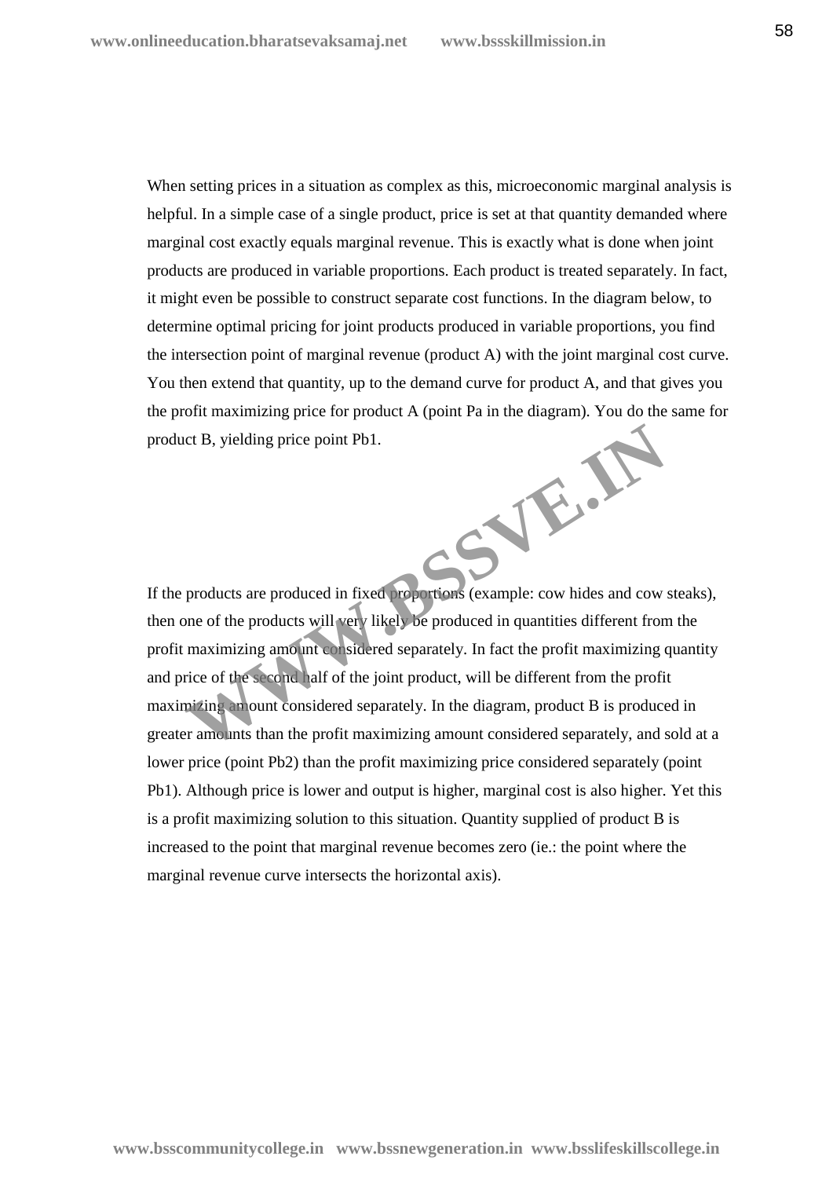When setting prices in a situation as complex as this, microeconomic marginal analysis is helpful. In a simple case of a single product, price is set at that quantity demanded where marginal cost exactly equals marginal revenue. This is exactly what is done when joint products are produced in variable proportions. Each product is treated separately. In fact, it might even be possible to construct separate cost functions. In the diagram below, to determine optimal pricing for joint products produced in variable proportions, you find the intersection point of marginal revenue (product A) with the joint marginal cost curve. You then extend that quantity, up to the demand curve for product A, and that gives you the profit maximizing price for product A (point Pa in the diagram). You do the same for product B, yielding price point Pb1.

If the products are produced in fixed proportions (example: cow hides and cow steaks), then one of the products will very likely be produced in quantities different from the profit maximizing amount considered separately. In fact the profit maximizing quantity and price of the second half of the joint product, will be different from the profit maximizing amount considered separately. In the diagram, product B is produced in greater amounts than the profit maximizing amount considered separately, and sold at a lower price (point Pb2) than the profit maximizing price considered separately (point Pb1). Although price is lower and output is higher, marginal cost is also higher. Yet this is a profit maximizing solution to this situation. Quantity supplied of product B is increased to the point that marginal revenue becomes zero (ie.: the point where the marginal revenue curve intersects the horizontal axis).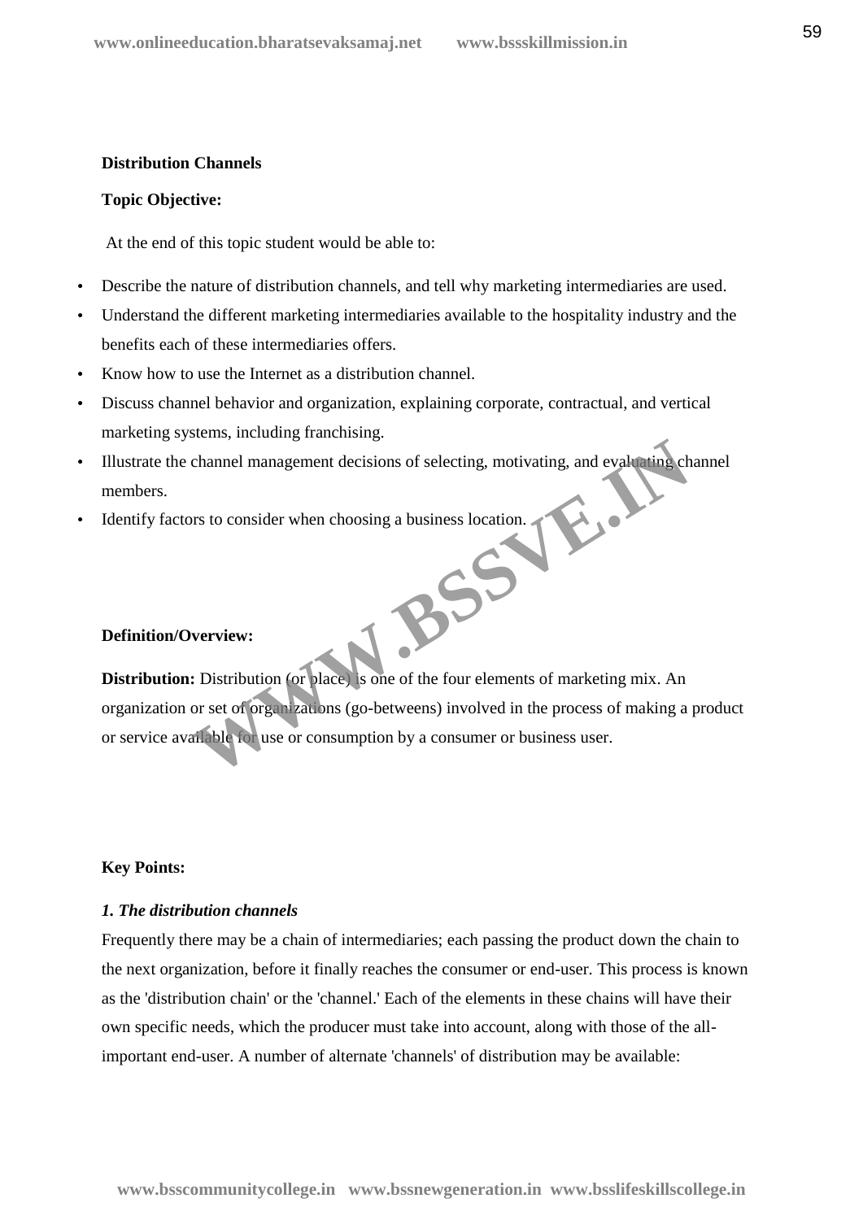**Distribution Channels**

**Topic Objective:**

At the end of this topic student would be able to:

- Describe the nature of distribution channels, and tell why marketing intermediaries are used.
- Understand the different marketing intermediaries available to the hospitality industry and the benefits each of these intermediaries offers.
- Know how to use the Internet as a distribution channel.
- Discuss channel behavior and organization, explaining corporate, contractual, and vertical marketing systems, including franchising.
- Illustrate the channel management decisions of selecting, motivating, and evaluating channel members.
- Identify factors to consider when choosing a business location.

**Definition/Overview:**

**Distribution:** Distribution (or place) is one of the four elements of marketing mix. An organization or set of organizations (go-betweens) involved in the process of making a product or service available for use or consumption by a consumer or business user.

**Key Points:**

***1. The distribution channels***

Frequently there may be a chain of intermediaries; each passing the product down the chain to the next organization, before it finally reaches the consumer or end-user. This process is known as the 'distribution chain' or the 'channel.' Each of the elements in these chains will have their own specific needs, which the producer must take into account, along with those of the all-important end-user. A number of alternate 'channels' of distribution may be available: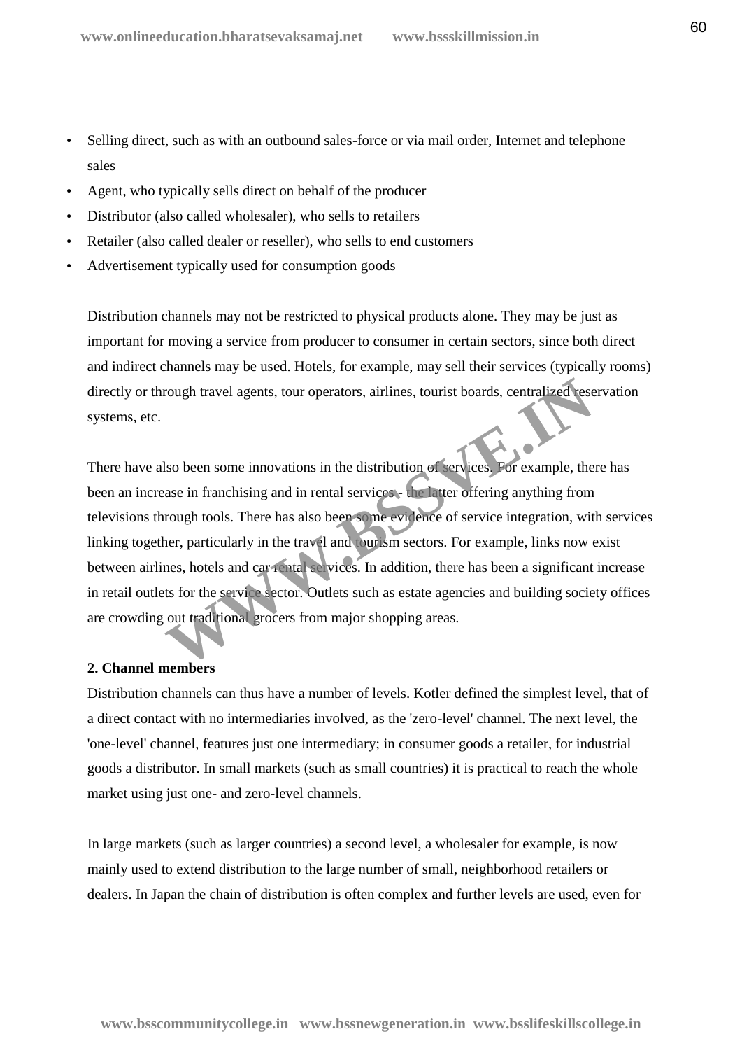- Selling direct, such as with an outbound sales-force or via mail order, Internet and telephone sales
- Agent, who typically sells direct on behalf of the producer
- Distributor (also called wholesaler), who sells to retailers
- Retailer (also called dealer or reseller), who sells to end customers
- Advertisement typically used for consumption goods

Distribution channels may not be restricted to physical products alone. They may be just as important for moving a service from producer to consumer in certain sectors, since both direct and indirect channels may be used. Hotels, for example, may sell their services (typically rooms) directly or through travel agents, tour operators, airlines, tourist boards, centralized reservation systems, etc.

There have also been some innovations in the distribution of services. For example, there has been an increase in franchising and in rental services - the latter offering anything from televisions through tools. There has also been some evidence of service integration, with services linking together, particularly in the travel and tourism sectors. For example, links now exist between airlines, hotels and car rental services. In addition, there has been a significant increase in retail outlets for the service sector. Outlets such as estate agencies and building society offices are crowding out traditional grocers from major shopping areas.

**2. Channel members**

Distribution channels can thus have a number of levels. Kotler defined the simplest level, that of a direct contact with no intermediaries involved, as the 'zero-level' channel. The next level, the 'one-level' channel, features just one intermediary; in consumer goods a retailer, for industrial goods a distributor. In small markets (such as small countries) it is practical to reach the whole market using just one- and zero-level channels.

In large markets (such as larger countries) a second level, a wholesaler for example, is now mainly used to extend distribution to the large number of small, neighborhood retailers or dealers. In Japan the chain of distribution is often complex and further levels are used, even for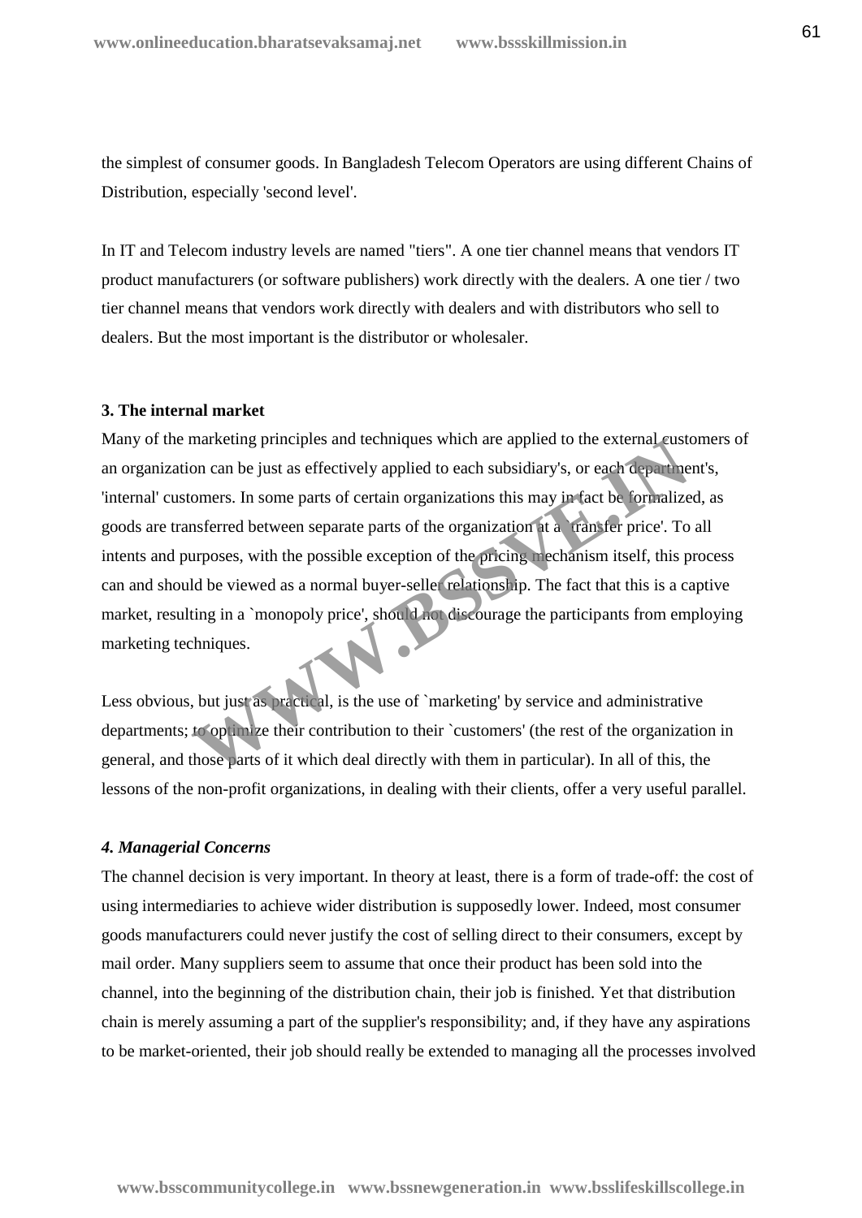the simplest of consumer goods. In Bangladesh Telecom Operators are using different Chains of Distribution, especially 'second level'.

In IT and Telecom industry levels are named "tiers". A one tier channel means that vendors IT product manufacturers (or software publishers) work directly with the dealers. A one tier / two tier channel means that vendors work directly with dealers and with distributors who sell to dealers. But the most important is the distributor or wholesaler.

**3. The internal market**

Many of the marketing principles and techniques which are applied to the external customers of an organization can be just as effectively applied to each subsidiary's, or each department's, 'internal' customers. In some parts of certain organizations this may in fact be formalized, as goods are transferred between separate parts of the organization at a `transfer price'. To all intents and purposes, with the possible exception of the pricing mechanism itself, this process can and should be viewed as a normal buyer-seller relationship. The fact that this is a captive market, resulting in a `monopoly price', should not discourage the participants from employing marketing techniques.

Less obvious, but just as practical, is the use of `marketing' by service and administrative departments; to optimize their contribution to their `customers' (the rest of the organization in general, and those parts of it which deal directly with them in particular). In all of this, the lessons of the non-profit organizations, in dealing with their clients, offer a very useful parallel.

***4. Managerial Concerns***

The channel decision is very important. In theory at least, there is a form of trade-off: the cost of using intermediaries to achieve wider distribution is supposedly lower. Indeed, most consumer goods manufacturers could never justify the cost of selling direct to their consumers, except by mail order. Many suppliers seem to assume that once their product has been sold into the channel, into the beginning of the distribution chain, their job is finished. Yet that distribution chain is merely assuming a part of the supplier's responsibility; and, if they have any aspirations to be market-oriented, their job should really be extended to managing all the processes involved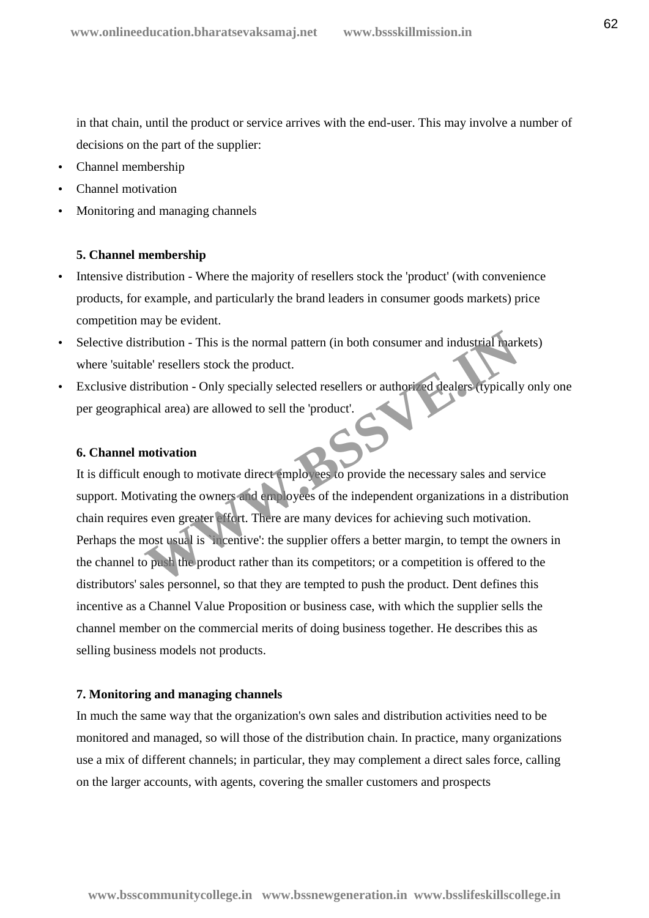in that chain, until the product or service arrives with the end-user. This may involve a number of decisions on the part of the supplier:

- Channel membership
- Channel motivation
- Monitoring and managing channels

### 5. Channel membership

- Intensive distribution - Where the majority of resellers stock the 'product' (with convenience products, for example, and particularly the brand leaders in consumer goods markets) price competition may be evident.
- Selective distribution - This is the normal pattern (in both consumer and industrial markets) where 'suitable' resellers stock the product.
- Exclusive distribution - Only specially selected resellers or authorized dealers (typically only one per geographical area) are allowed to sell the 'product'.

### 6. Channel motivation

It is difficult enough to motivate direct employees to provide the necessary sales and service support. Motivating the owners and employees of the independent organizations in a distribution chain requires even greater effort. There are many devices for achieving such motivation. Perhaps the most usual is `incentive': the supplier offers a better margin, to tempt the owners in the channel to push the product rather than its competitors; or a competition is offered to the distributors' sales personnel, so that they are tempted to push the product. Dent defines this incentive as a Channel Value Proposition or business case, with which the supplier sells the channel member on the commercial merits of doing business together. He describes this as selling business models not products.

### 7. Monitoring and managing channels

In much the same way that the organization's own sales and distribution activities need to be monitored and managed, so will those of the distribution chain. In practice, many organizations use a mix of different channels; in particular, they may complement a direct sales force, calling on the larger accounts, with agents, covering the smaller customers and prospects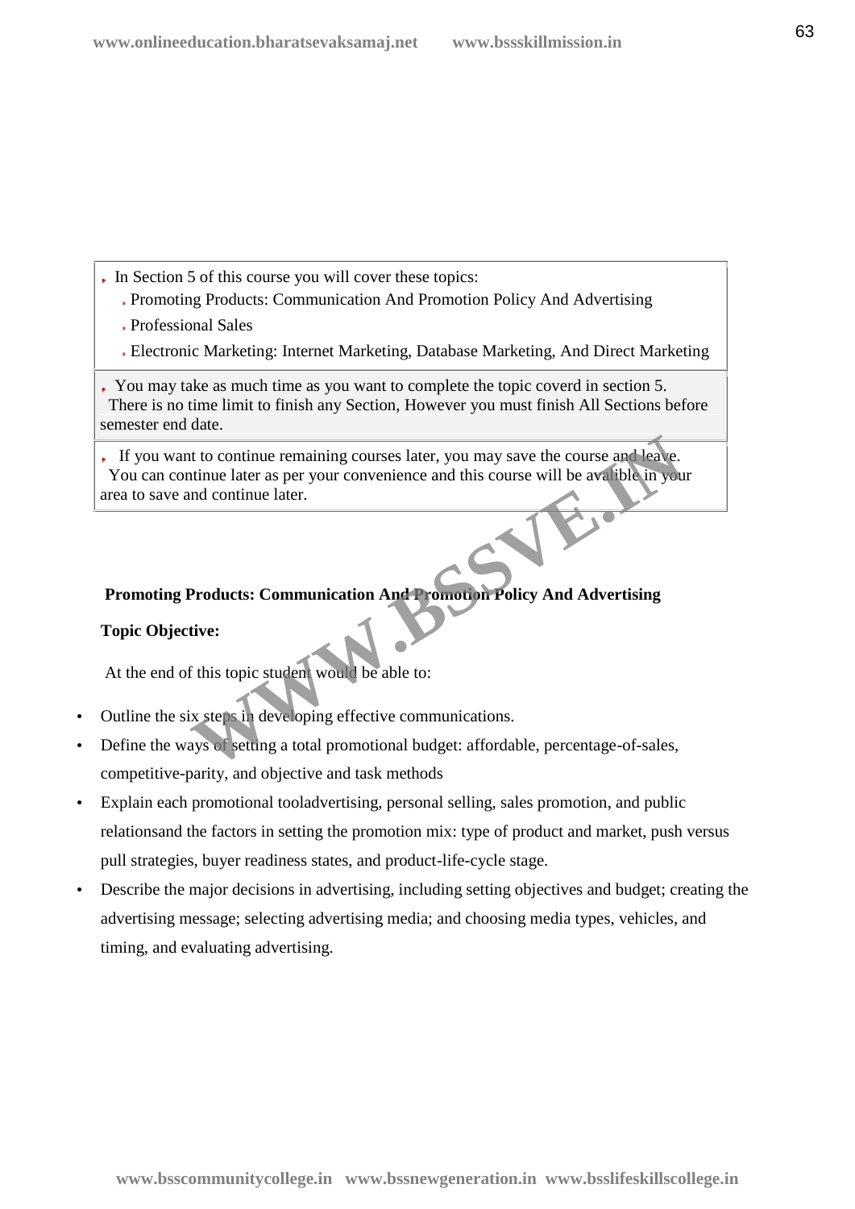- In Section 5 of this course you will cover these topics:
  - Promoting Products: Communication And Promotion Policy And Advertising
  - Professional Sales
  - Electronic Marketing: Internet Marketing, Database Marketing, And Direct Marketing

- You may take as much time as you want to complete the topic coverd in section 5. There is no time limit to finish any Section, However you must finish All Sections before semester end date.

- If you want to continue remaining courses later, you may save the course and leave. You can continue later as per your convenience and this course will be avalible in your area to save and continue later.

**Promoting Products: Communication And Promotion Policy And Advertising**

**Topic Objective:**

At the end of this topic student would be able to:

- Outline the six steps in developing effective communications.
- Define the ways of setting a total promotional budget: affordable, percentage-of-sales, competitive-parity, and objective and task methods
- Explain each promotional tooladvertising, personal selling, sales promotion, and public relationsand the factors in setting the promotion mix: type of product and market, push versus pull strategies, buyer readiness states, and product-life-cycle stage.
- Describe the major decisions in advertising, including setting objectives and budget; creating the advertising message; selecting advertising media; and choosing media types, vehicles, and timing, and evaluating advertising.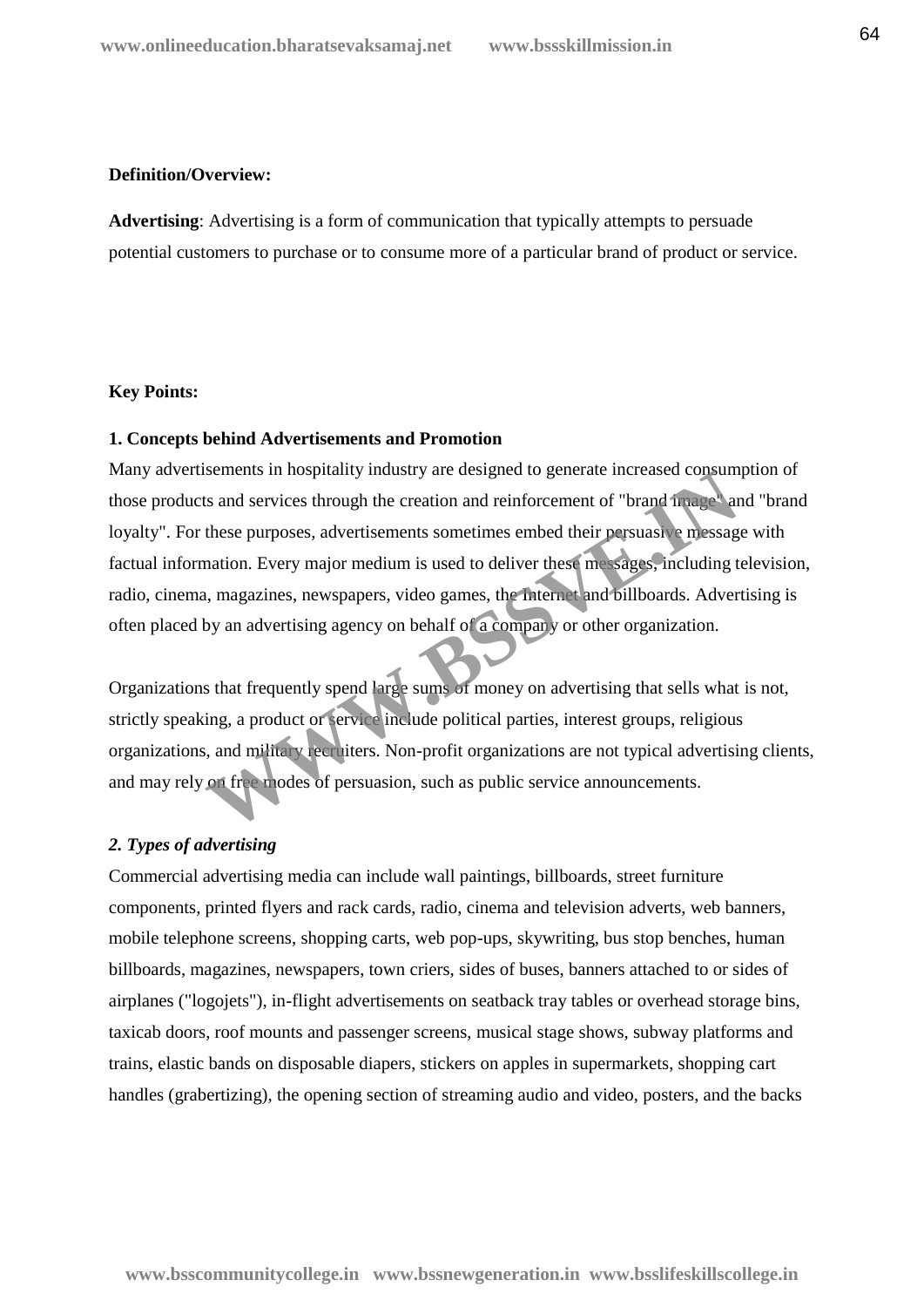**Definition/Overview:**

**Advertising**: Advertising is a form of communication that typically attempts to persuade potential customers to purchase or to consume more of a particular brand of product or service.

**Key Points:**

**1. Concepts behind Advertisements and Promotion**

Many advertisements in hospitality industry are designed to generate increased consumption of those products and services through the creation and reinforcement of "brand image" and "brand loyalty". For these purposes, advertisements sometimes embed their persuasive message with factual information. Every major medium is used to deliver these messages, including television, radio, cinema, magazines, newspapers, video games, the Internet and billboards. Advertising is often placed by an advertising agency on behalf of a company or other organization.

Organizations that frequently spend large sums of money on advertising that sells what is not, strictly speaking, a product or service include political parties, interest groups, religious organizations, and military recruiters. Non-profit organizations are not typical advertising clients, and may rely on free modes of persuasion, such as public service announcements.

***2. Types of advertising***

Commercial advertising media can include wall paintings, billboards, street furniture components, printed flyers and rack cards, radio, cinema and television adverts, web banners, mobile telephone screens, shopping carts, web pop-ups, skywriting, bus stop benches, human billboards, magazines, newspapers, town criers, sides of buses, banners attached to or sides of airplanes ("logojets"), in-flight advertisements on seatback tray tables or overhead storage bins, taxicab doors, roof mounts and passenger screens, musical stage shows, subway platforms and trains, elastic bands on disposable diapers, stickers on apples in supermarkets, shopping cart handles (grabertizing), the opening section of streaming audio and video, posters, and the backs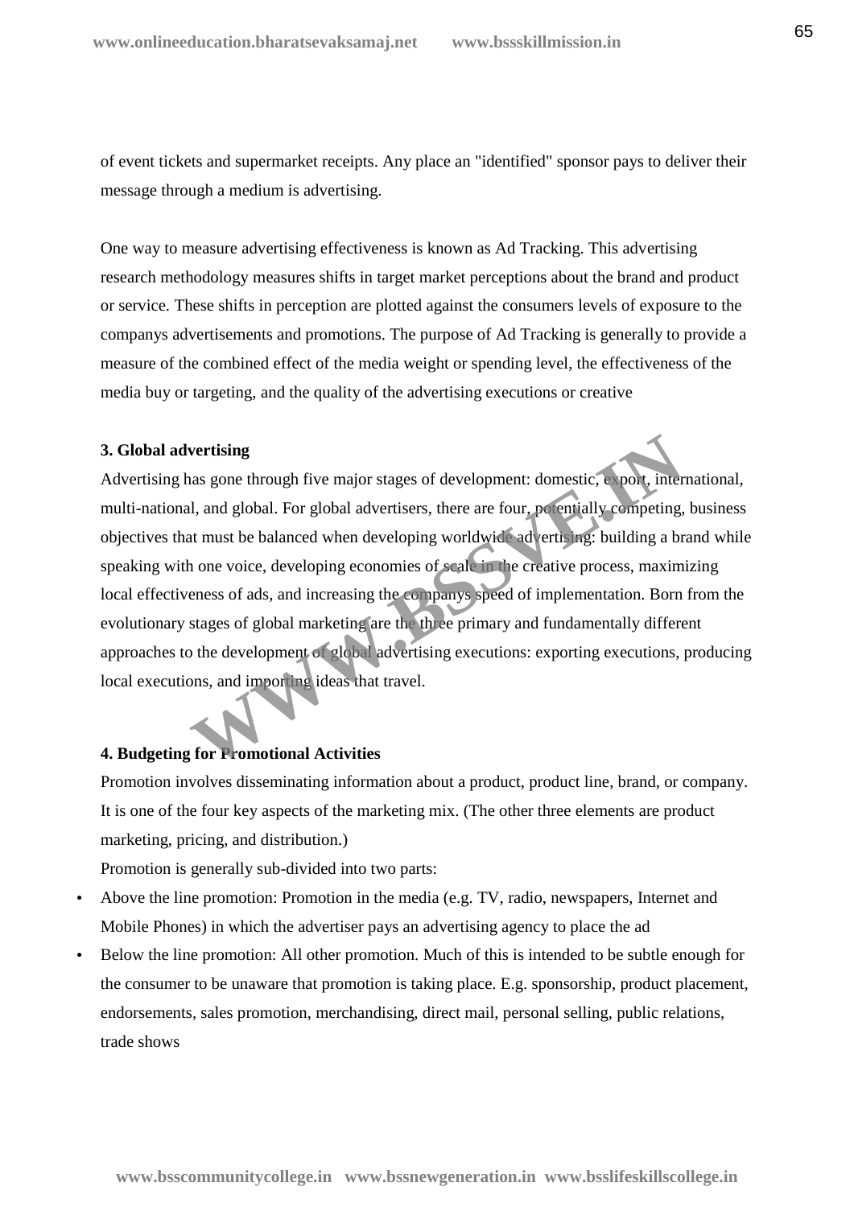of event tickets and supermarket receipts. Any place an "identified" sponsor pays to deliver their message through a medium is advertising.

One way to measure advertising effectiveness is known as Ad Tracking. This advertising research methodology measures shifts in target market perceptions about the brand and product or service. These shifts in perception are plotted against the consumers levels of exposure to the companys advertisements and promotions. The purpose of Ad Tracking is generally to provide a measure of the combined effect of the media weight or spending level, the effectiveness of the media buy or targeting, and the quality of the advertising executions or creative

**3. Global advertising**

Advertising has gone through five major stages of development: domestic, export, international, multi-national, and global. For global advertisers, there are four, potentially competing, business objectives that must be balanced when developing worldwide advertising: building a brand while speaking with one voice, developing economies of scale in the creative process, maximizing local effectiveness of ads, and increasing the companys speed of implementation. Born from the evolutionary stages of global marketing are the three primary and fundamentally different approaches to the development of global advertising executions: exporting executions, producing local executions, and importing ideas that travel.

**4. Budgeting for Promotional Activities**

Promotion involves disseminating information about a product, product line, brand, or company. It is one of the four key aspects of the marketing mix. (The other three elements are product marketing, pricing, and distribution.)

Promotion is generally sub-divided into two parts:

- Above the line promotion: Promotion in the media (e.g. TV, radio, newspapers, Internet and Mobile Phones) in which the advertiser pays an advertising agency to place the ad
- Below the line promotion: All other promotion. Much of this is intended to be subtle enough for the consumer to be unaware that promotion is taking place. E.g. sponsorship, product placement, endorsements, sales promotion, merchandising, direct mail, personal selling, public relations, trade shows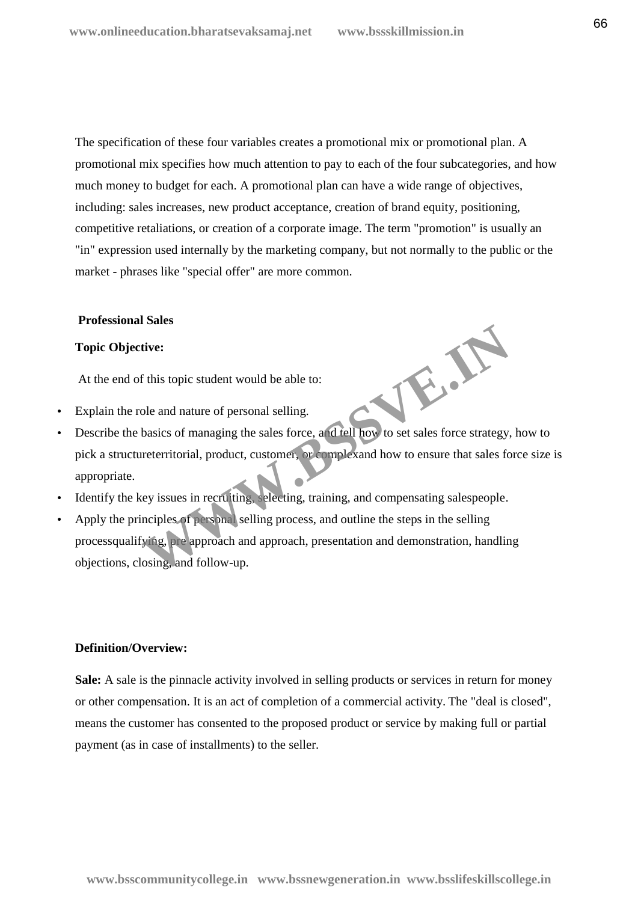The specification of these four variables creates a promotional mix or promotional plan. A promotional mix specifies how much attention to pay to each of the four subcategories, and how much money to budget for each. A promotional plan can have a wide range of objectives, including: sales increases, new product acceptance, creation of brand equity, positioning, competitive retaliations, or creation of a corporate image. The term "promotion" is usually an "in" expression used internally by the marketing company, but not normally to the public or the market - phrases like "special offer" are more common.

**Professional Sales**

**Topic Objective:**

At the end of this topic student would be able to:

- Explain the role and nature of personal selling.
- Describe the basics of managing the sales force, and tell how to set sales force strategy, how to pick a structureterritorial, product, customer, or complexand how to ensure that sales force size is appropriate.
- Identify the key issues in recruiting, selecting, training, and compensating salespeople.
- Apply the principles of personal selling process, and outline the steps in the selling processqualifying, pre approach and approach, presentation and demonstration, handling objections, closing, and follow-up.

**Definition/Overview:**

**Sale:** A sale is the pinnacle activity involved in selling products or services in return for money or other compensation. It is an act of completion of a commercial activity. The "deal is closed", means the customer has consented to the proposed product or service by making full or partial payment (as in case of installments) to the seller.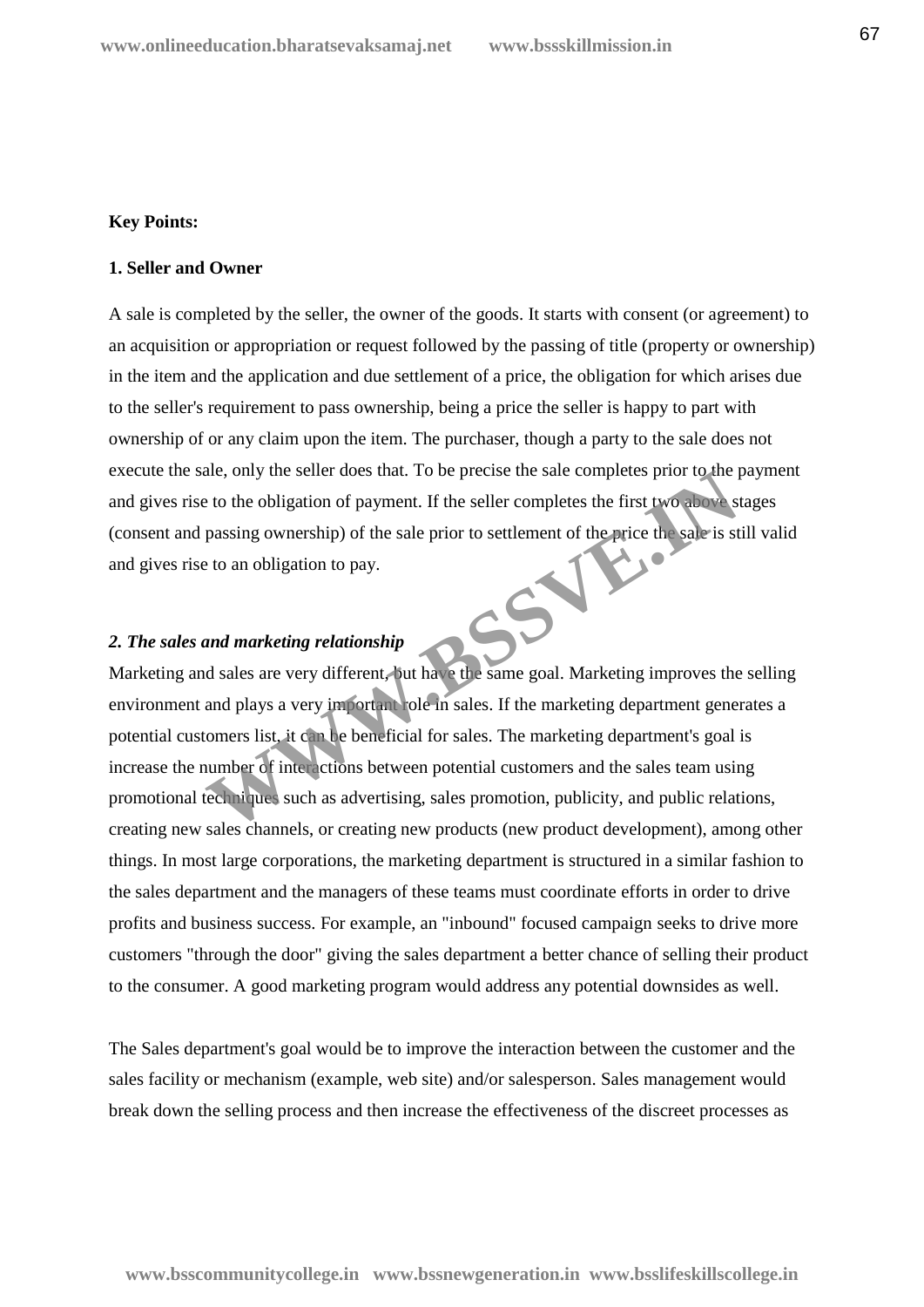**Key Points:**

**1. Seller and Owner**

A sale is completed by the seller, the owner of the goods. It starts with consent (or agreement) to an acquisition or appropriation or request followed by the passing of title (property or ownership) in the item and the application and due settlement of a price, the obligation for which arises due to the seller's requirement to pass ownership, being a price the seller is happy to part with ownership of or any claim upon the item. The purchaser, though a party to the sale does not execute the sale, only the seller does that. To be precise the sale completes prior to the payment and gives rise to the obligation of payment. If the seller completes the first two above stages (consent and passing ownership) of the sale prior to settlement of the price the sale is still valid and gives rise to an obligation to pay.

***2. The sales and marketing relationship***

Marketing and sales are very different, but have the same goal. Marketing improves the selling environment and plays a very important role in sales. If the marketing department generates a potential customers list, it can be beneficial for sales. The marketing department's goal is increase the number of interactions between potential customers and the sales team using promotional techniques such as advertising, sales promotion, publicity, and public relations, creating new sales channels, or creating new products (new product development), among other things. In most large corporations, the marketing department is structured in a similar fashion to the sales department and the managers of these teams must coordinate efforts in order to drive profits and business success. For example, an "inbound" focused campaign seeks to drive more customers "through the door" giving the sales department a better chance of selling their product to the consumer. A good marketing program would address any potential downsides as well.

The Sales department's goal would be to improve the interaction between the customer and the sales facility or mechanism (example, web site) and/or salesperson. Sales management would break down the selling process and then increase the effectiveness of the discreet processes as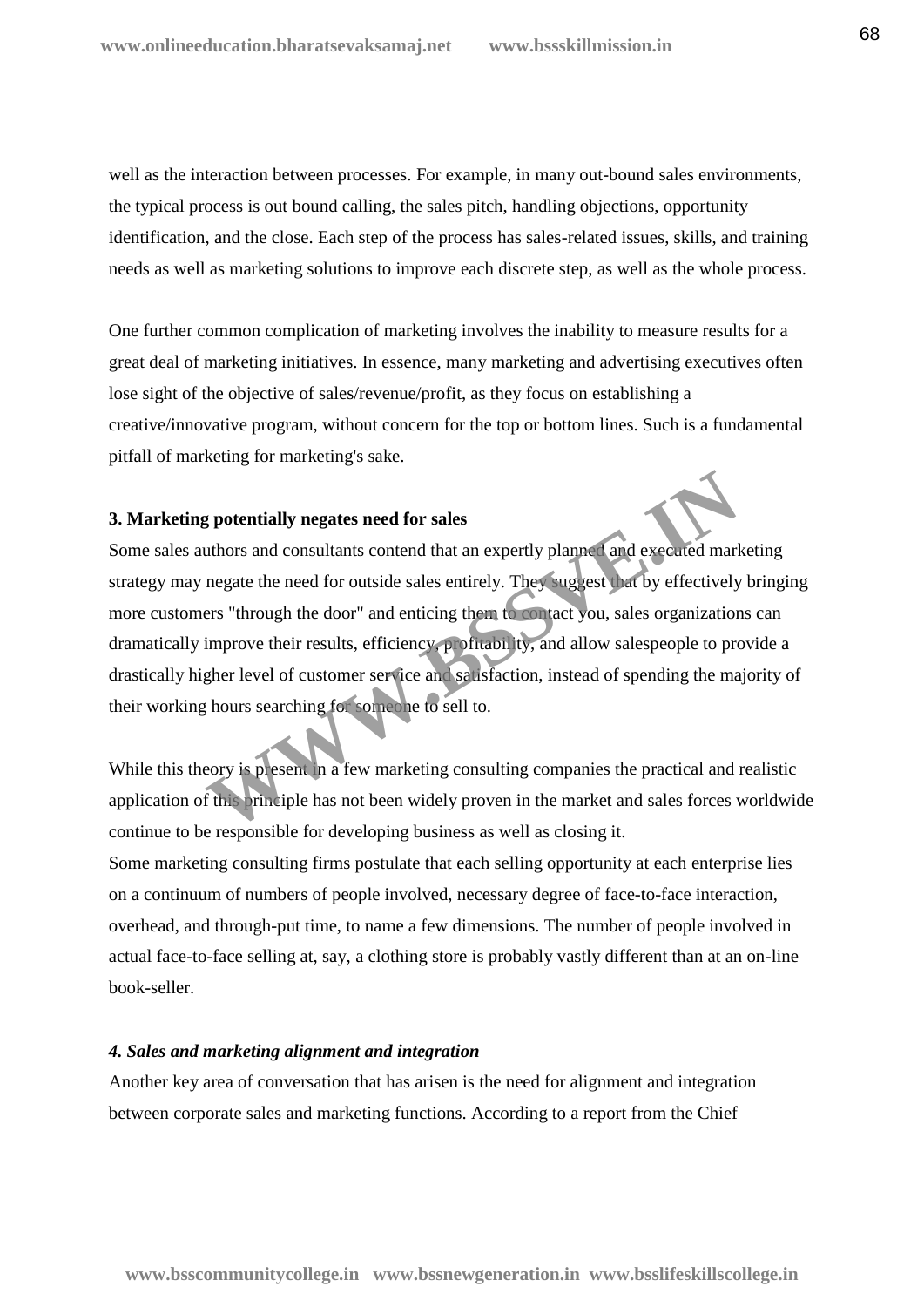well as the interaction between processes. For example, in many out-bound sales environments, the typical process is out bound calling, the sales pitch, handling objections, opportunity identification, and the close. Each step of the process has sales-related issues, skills, and training needs as well as marketing solutions to improve each discrete step, as well as the whole process.

One further common complication of marketing involves the inability to measure results for a great deal of marketing initiatives. In essence, many marketing and advertising executives often lose sight of the objective of sales/revenue/profit, as they focus on establishing a creative/innovative program, without concern for the top or bottom lines. Such is a fundamental pitfall of marketing for marketing's sake.

**3. Marketing potentially negates need for sales**

Some sales authors and consultants contend that an expertly planned and executed marketing strategy may negate the need for outside sales entirely. They suggest that by effectively bringing more customers "through the door" and enticing them to contact you, sales organizations can dramatically improve their results, efficiency, profitability, and allow salespeople to provide a drastically higher level of customer service and satisfaction, instead of spending the majority of their working hours searching for someone to sell to.

While this theory is present in a few marketing consulting companies the practical and realistic application of this principle has not been widely proven in the market and sales forces worldwide continue to be responsible for developing business as well as closing it.
Some marketing consulting firms postulate that each selling opportunity at each enterprise lies on a continuum of numbers of people involved, necessary degree of face-to-face interaction, overhead, and through-put time, to name a few dimensions. The number of people involved in actual face-to-face selling at, say, a clothing store is probably vastly different than at an on-line book-seller.

***4. Sales and marketing alignment and integration***

Another key area of conversation that has arisen is the need for alignment and integration between corporate sales and marketing functions. According to a report from the Chief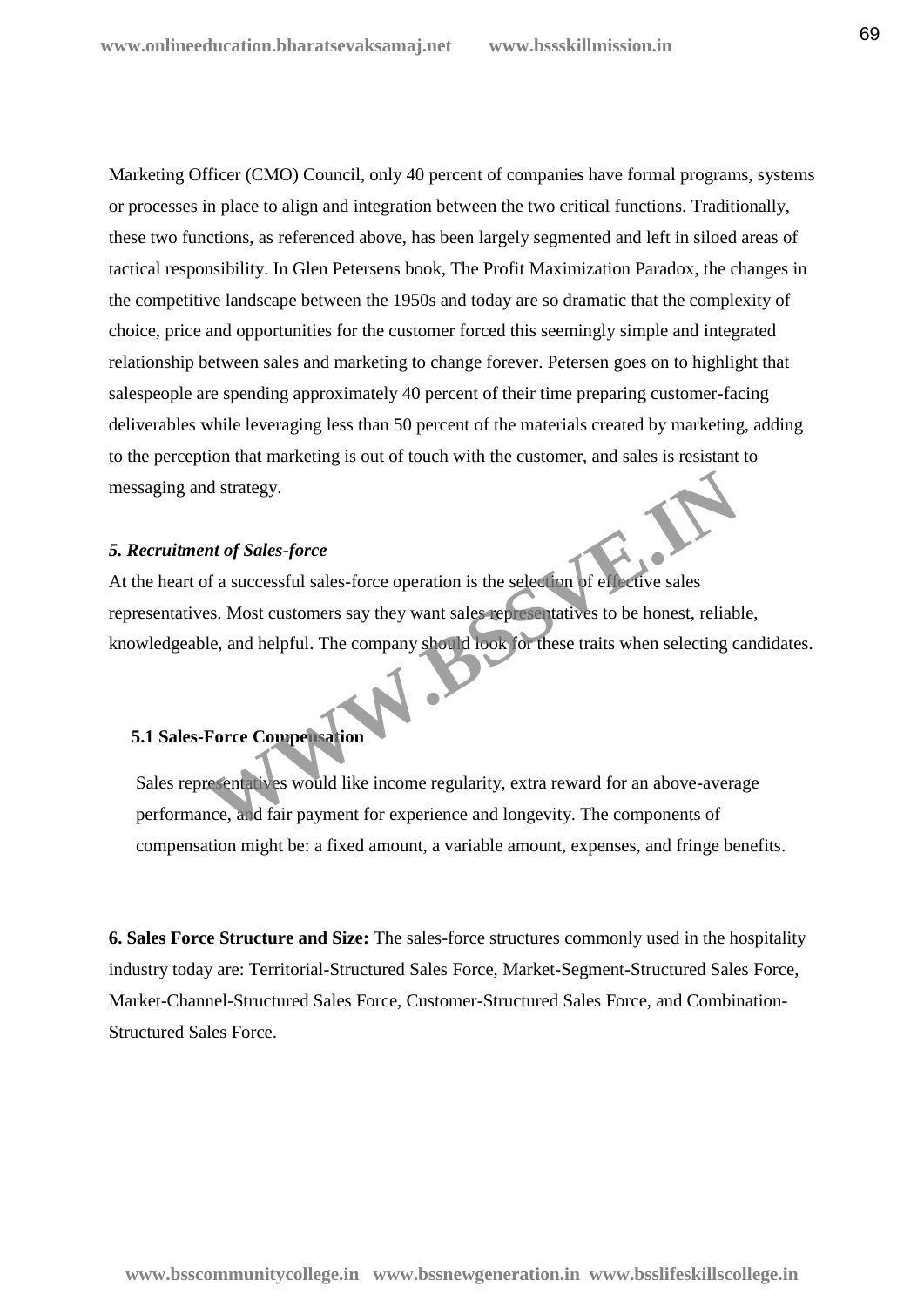Marketing Officer (CMO) Council, only 40 percent of companies have formal programs, systems or processes in place to align and integration between the two critical functions. Traditionally, these two functions, as referenced above, has been largely segmented and left in siloed areas of tactical responsibility. In Glen Petersens book, The Profit Maximization Paradox, the changes in the competitive landscape between the 1950s and today are so dramatic that the complexity of choice, price and opportunities for the customer forced this seemingly simple and integrated relationship between sales and marketing to change forever. Petersen goes on to highlight that salespeople are spending approximately 40 percent of their time preparing customer-facing deliverables while leveraging less than 50 percent of the materials created by marketing, adding to the perception that marketing is out of touch with the customer, and sales is resistant to messaging and strategy.

### *5. Recruitment of Sales-force*

At the heart of a successful sales-force operation is the selection of effective sales representatives. Most customers say they want sales representatives to be honest, reliable, knowledgeable, and helpful. The company should look for these traits when selecting candidates.

#### 5.1 Sales-Force Compensation

Sales representatives would like income regularity, extra reward for an above-average performance, and fair payment for experience and longevity. The components of compensation might be: a fixed amount, a variable amount, expenses, and fringe benefits.

**6. Sales Force Structure and Size:** The sales-force structures commonly used in the hospitality industry today are: Territorial-Structured Sales Force, Market-Segment-Structured Sales Force, Market-Channel-Structured Sales Force, Customer-Structured Sales Force, and Combination-Structured Sales Force.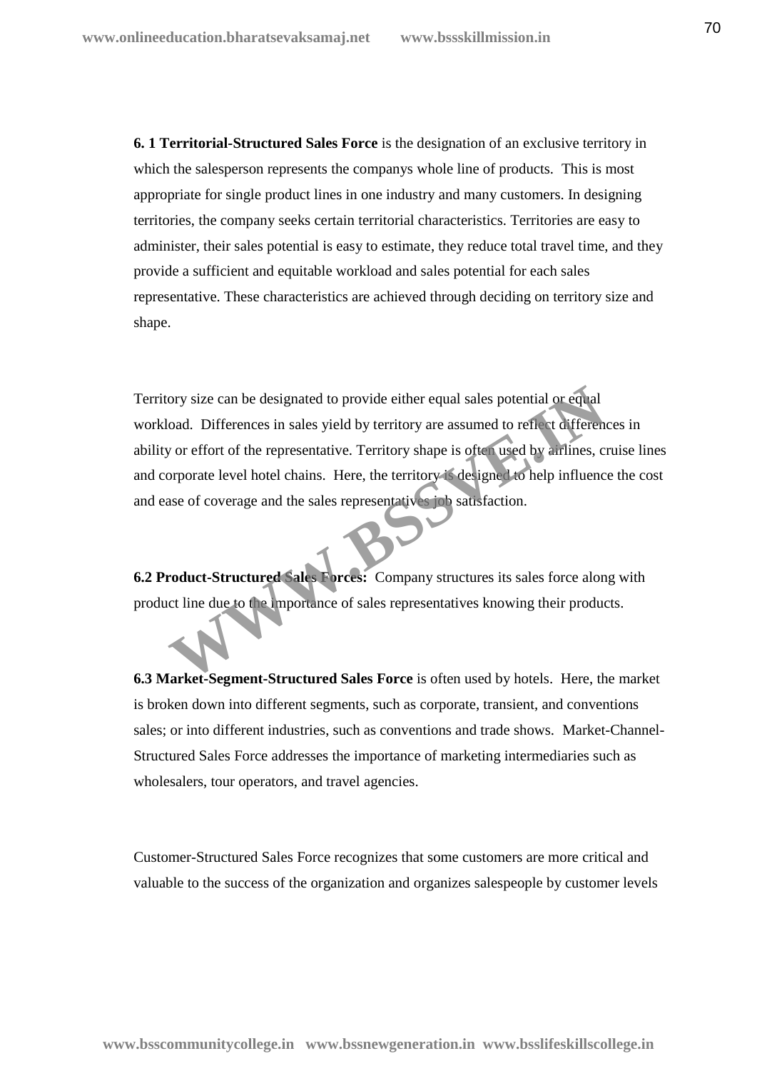**6. 1 Territorial-Structured Sales Force** is the designation of an exclusive territory in which the salesperson represents the companys whole line of products. This is most appropriate for single product lines in one industry and many customers. In designing territories, the company seeks certain territorial characteristics. Territories are easy to administer, their sales potential is easy to estimate, they reduce total travel time, and they provide a sufficient and equitable workload and sales potential for each sales representative. These characteristics are achieved through deciding on territory size and shape.

Territory size can be designated to provide either equal sales potential or equal workload. Differences in sales yield by territory are assumed to reflect differences in ability or effort of the representative. Territory shape is often used by airlines, cruise lines and corporate level hotel chains. Here, the territory is designed to help influence the cost and ease of coverage and the sales representatives job satisfaction.

**6.2 Product-Structured Sales Forces:** Company structures its sales force along with product line due to the importance of sales representatives knowing their products.

**6.3 Market-Segment-Structured Sales Force** is often used by hotels. Here, the market is broken down into different segments, such as corporate, transient, and conventions sales; or into different industries, such as conventions and trade shows. Market-Channel-Structured Sales Force addresses the importance of marketing intermediaries such as wholesalers, tour operators, and travel agencies.

Customer-Structured Sales Force recognizes that some customers are more critical and valuable to the success of the organization and organizes salespeople by customer levels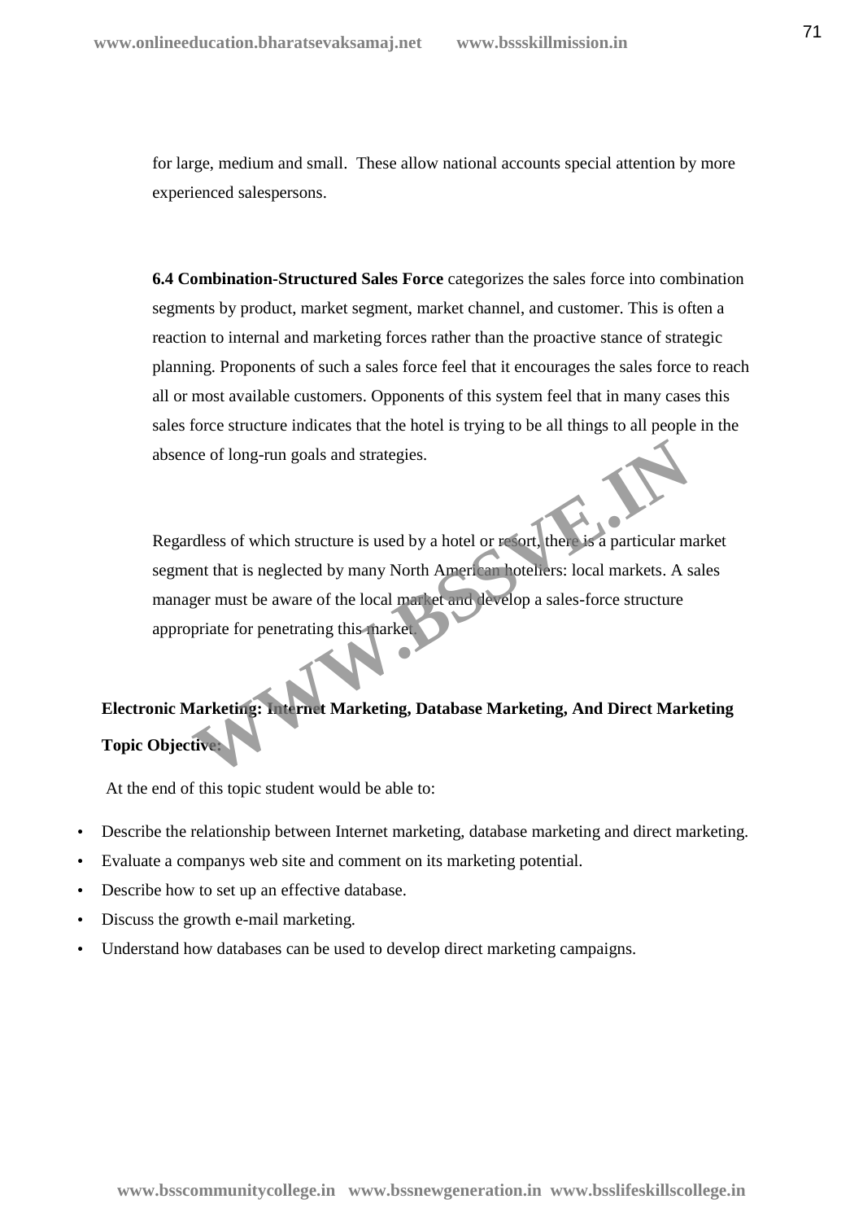for large, medium and small. These allow national accounts special attention by more experienced salespersons.

**6.4 Combination-Structured Sales Force** categorizes the sales force into combination segments by product, market segment, market channel, and customer. This is often a reaction to internal and marketing forces rather than the proactive stance of strategic planning. Proponents of such a sales force feel that it encourages the sales force to reach all or most available customers. Opponents of this system feel that in many cases this sales force structure indicates that the hotel is trying to be all things to all people in the absence of long-run goals and strategies.

Regardless of which structure is used by a hotel or resort, there is a particular market segment that is neglected by many North American hoteliers: local markets. A sales manager must be aware of the local market and develop a sales-force structure appropriate for penetrating this market.

**Electronic Marketing: Internet Marketing, Database Marketing, And Direct Marketing**

**Topic Objective:**

At the end of this topic student would be able to:

- Describe the relationship between Internet marketing, database marketing and direct marketing.
- Evaluate a companys web site and comment on its marketing potential.
- Describe how to set up an effective database.
- Discuss the growth e-mail marketing.
- Understand how databases can be used to develop direct marketing campaigns.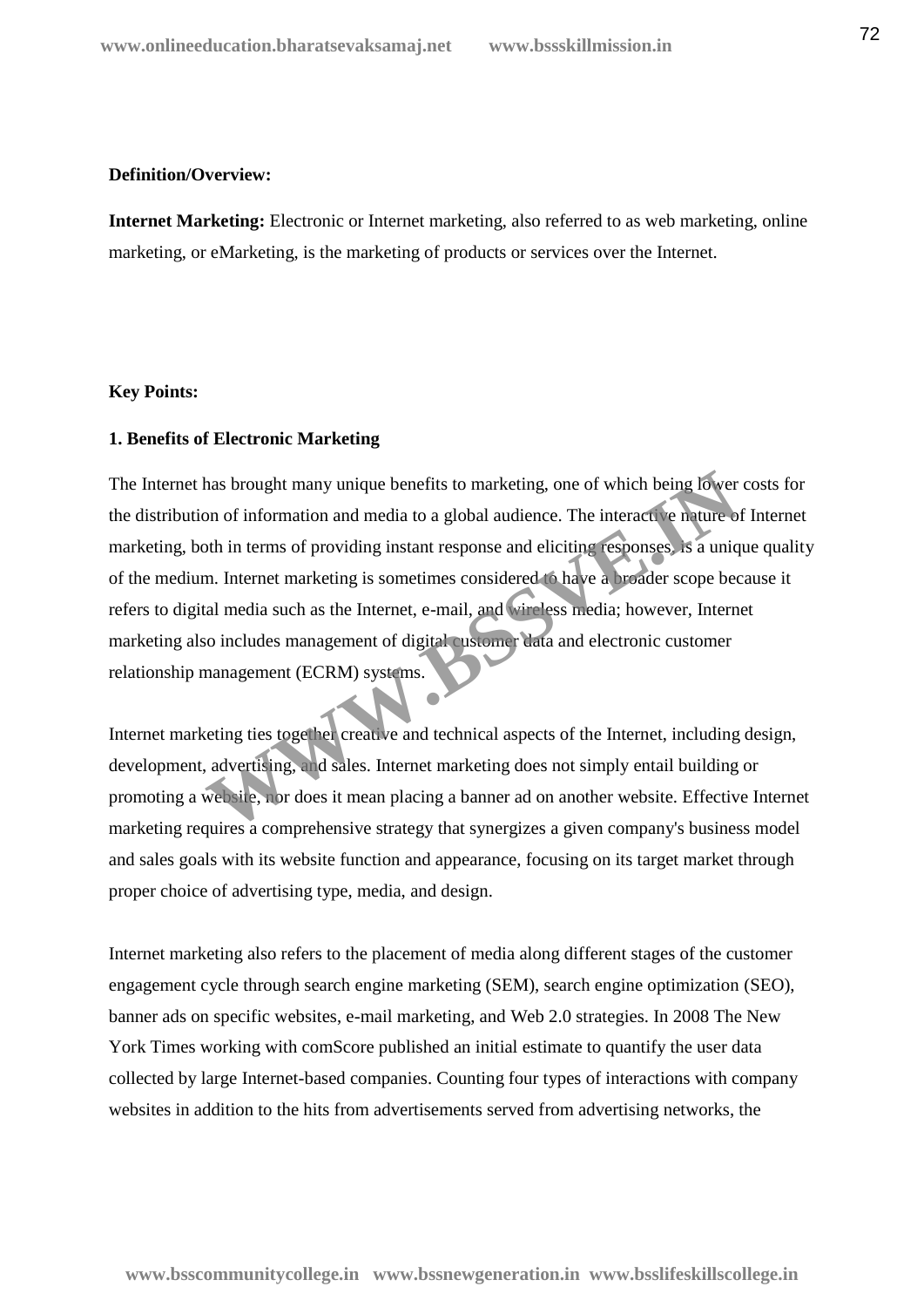**Definition/Overview:**

**Internet Marketing:** Electronic or Internet marketing, also referred to as web marketing, online marketing, or eMarketing, is the marketing of products or services over the Internet.

**Key Points:**

**1. Benefits of Electronic Marketing**

The Internet has brought many unique benefits to marketing, one of which being lower costs for the distribution of information and media to a global audience. The interactive nature of Internet marketing, both in terms of providing instant response and eliciting responses, is a unique quality of the medium. Internet marketing is sometimes considered to have a broader scope because it refers to digital media such as the Internet, e-mail, and wireless media; however, Internet marketing also includes management of digital customer data and electronic customer relationship management (ECRM) systems.

Internet marketing ties together creative and technical aspects of the Internet, including design, development, advertising, and sales. Internet marketing does not simply entail building or promoting a website, nor does it mean placing a banner ad on another website. Effective Internet marketing requires a comprehensive strategy that synergizes a given company's business model and sales goals with its website function and appearance, focusing on its target market through proper choice of advertising type, media, and design.

Internet marketing also refers to the placement of media along different stages of the customer engagement cycle through search engine marketing (SEM), search engine optimization (SEO), banner ads on specific websites, e-mail marketing, and Web 2.0 strategies. In 2008 The New York Times working with comScore published an initial estimate to quantify the user data collected by large Internet-based companies. Counting four types of interactions with company websites in addition to the hits from advertisements served from advertising networks, the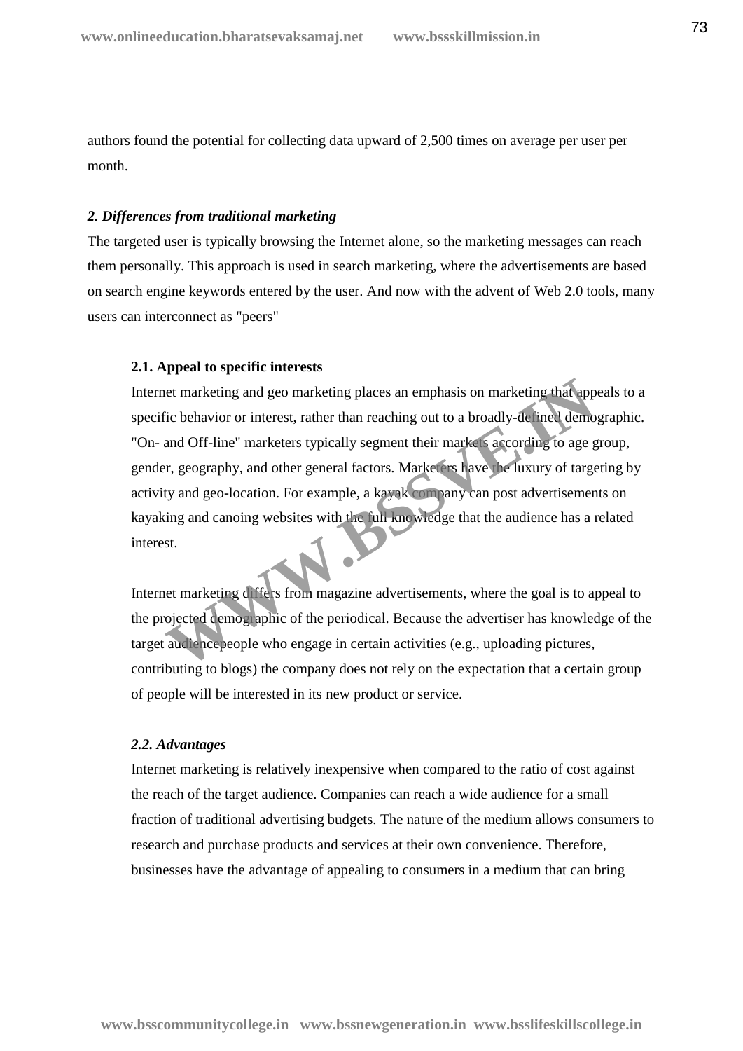authors found the potential for collecting data upward of 2,500 times on average per user per month.

### *2. Differences from traditional marketing*

The targeted user is typically browsing the Internet alone, so the marketing messages can reach them personally. This approach is used in search marketing, where the advertisements are based on search engine keywords entered by the user. And now with the advent of Web 2.0 tools, many users can interconnect as "peers"

#### 2.1. Appeal to specific interests

Internet marketing and geo marketing places an emphasis on marketing that appeals to a specific behavior or interest, rather than reaching out to a broadly-defined demographic. "On- and Off-line" marketers typically segment their markets according to age group, gender, geography, and other general factors. Marketers have the luxury of targeting by activity and geo-location. For example, a kayak company can post advertisements on kayaking and canoeing websites with the full knowledge that the audience has a related interest.

Internet marketing differs from magazine advertisements, where the goal is to appeal to the projected demographic of the periodical. Because the advertiser has knowledge of the target audiencepeople who engage in certain activities (e.g., uploading pictures, contributing to blogs) the company does not rely on the expectation that a certain group of people will be interested in its new product or service.

#### *2.2. Advantages*

Internet marketing is relatively inexpensive when compared to the ratio of cost against the reach of the target audience. Companies can reach a wide audience for a small fraction of traditional advertising budgets. The nature of the medium allows consumers to research and purchase products and services at their own convenience. Therefore, businesses have the advantage of appealing to consumers in a medium that can bring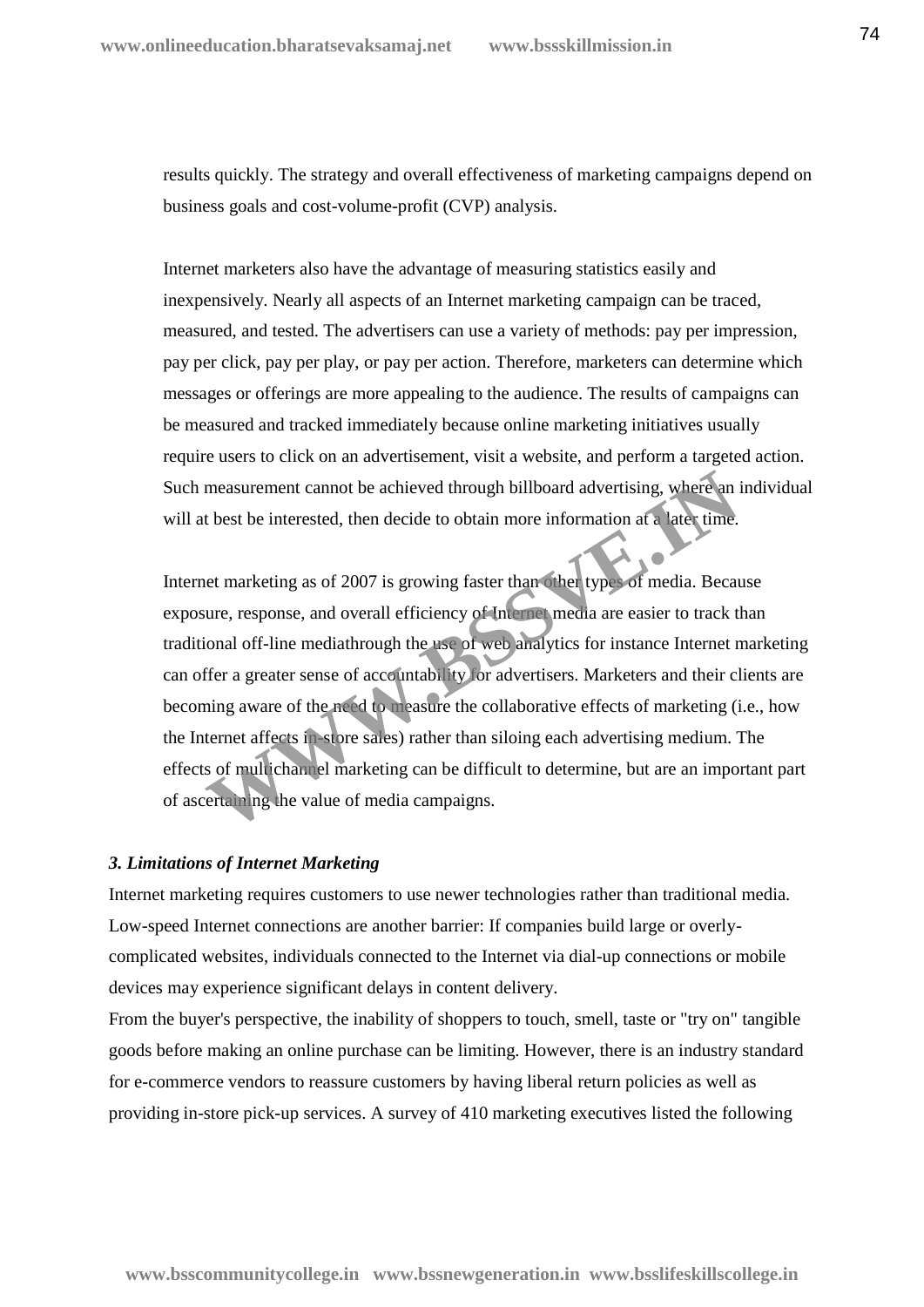results quickly. The strategy and overall effectiveness of marketing campaigns depend on business goals and cost-volume-profit (CVP) analysis.

Internet marketers also have the advantage of measuring statistics easily and inexpensively. Nearly all aspects of an Internet marketing campaign can be traced, measured, and tested. The advertisers can use a variety of methods: pay per impression, pay per click, pay per play, or pay per action. Therefore, marketers can determine which messages or offerings are more appealing to the audience. The results of campaigns can be measured and tracked immediately because online marketing initiatives usually require users to click on an advertisement, visit a website, and perform a targeted action. Such measurement cannot be achieved through billboard advertising, where an individual will at best be interested, then decide to obtain more information at a later time.

Internet marketing as of 2007 is growing faster than other types of media. Because exposure, response, and overall efficiency of Internet media are easier to track than traditional off-line mediathrough the use of web analytics for instance Internet marketing can offer a greater sense of accountability for advertisers. Marketers and their clients are becoming aware of the need to measure the collaborative effects of marketing (i.e., how the Internet affects in-store sales) rather than siloing each advertising medium. The effects of multichannel marketing can be difficult to determine, but are an important part of ascertaining the value of media campaigns.

***3. Limitations of Internet Marketing***

Internet marketing requires customers to use newer technologies rather than traditional media. Low-speed Internet connections are another barrier: If companies build large or overly-complicated websites, individuals connected to the Internet via dial-up connections or mobile devices may experience significant delays in content delivery.

From the buyer's perspective, the inability of shoppers to touch, smell, taste or "try on" tangible goods before making an online purchase can be limiting. However, there is an industry standard for e-commerce vendors to reassure customers by having liberal return policies as well as providing in-store pick-up services. A survey of 410 marketing executives listed the following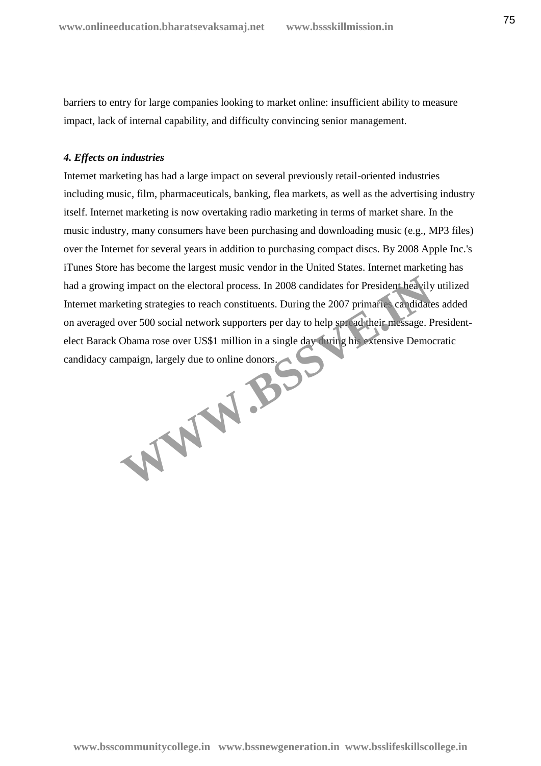barriers to entry for large companies looking to market online: insufficient ability to measure impact, lack of internal capability, and difficulty convincing senior management.

### *4. Effects on industries*

Internet marketing has had a large impact on several previously retail-oriented industries including music, film, pharmaceuticals, banking, flea markets, as well as the advertising industry itself. Internet marketing is now overtaking radio marketing in terms of market share. In the music industry, many consumers have been purchasing and downloading music (e.g., MP3 files) over the Internet for several years in addition to purchasing compact discs. By 2008 Apple Inc.'s iTunes Store has become the largest music vendor in the United States. Internet marketing has had a growing impact on the electoral process. In 2008 candidates for President heavily utilized Internet marketing strategies to reach constituents. During the 2007 primaries candidates added on averaged over 500 social network supporters per day to help spread their message. President-elect Barack Obama rose over US$1 million in a single day during his extensive Democratic candidacy campaign, largely due to online donors.